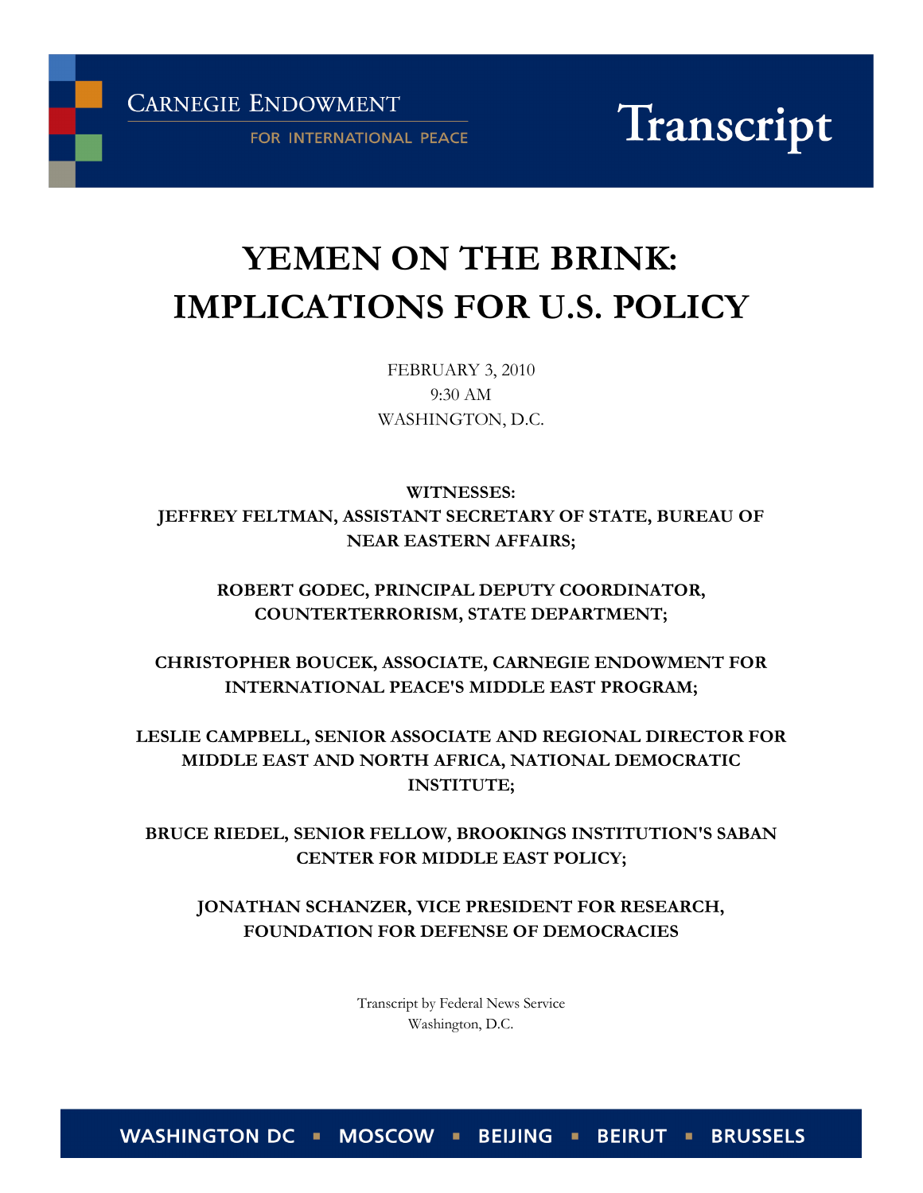CARNEGIE ENDOWMENT

FOR INTERNATIONAL PEACE

Transcript

# YEMEN ON THE BRINK: IMPLICATIONS FOR U.S. POLICY

FEBRUARY 3, 2010
9:30 AM
WASHINGTON, D.C.

**WITNESSES:**
**JEFFREY FELTMAN, ASSISTANT SECRETARY OF STATE, BUREAU OF NEAR EASTERN AFFAIRS;**

**ROBERT GODEC, PRINCIPAL DEPUTY COORDINATOR, COUNTERTERRORISM, STATE DEPARTMENT;**

**CHRISTOPHER BOUCEK, ASSOCIATE, CARNEGIE ENDOWMENT FOR INTERNATIONAL PEACE'S MIDDLE EAST PROGRAM;**

**LESLIE CAMPBELL, SENIOR ASSOCIATE AND REGIONAL DIRECTOR FOR MIDDLE EAST AND NORTH AFRICA, NATIONAL DEMOCRATIC INSTITUTE;**

**BRUCE RIEDEL, SENIOR FELLOW, BROOKINGS INSTITUTION'S SABAN CENTER FOR MIDDLE EAST POLICY;**

**JONATHAN SCHANZER, VICE PRESIDENT FOR RESEARCH, FOUNDATION FOR DEFENSE OF DEMOCRACIES**

Transcript by Federal News Service
Washington, D.C.

WASHINGTON DC ▪ MOSCOW ▪ BEIJING ▪ BEIRUT ▪ BRUSSELS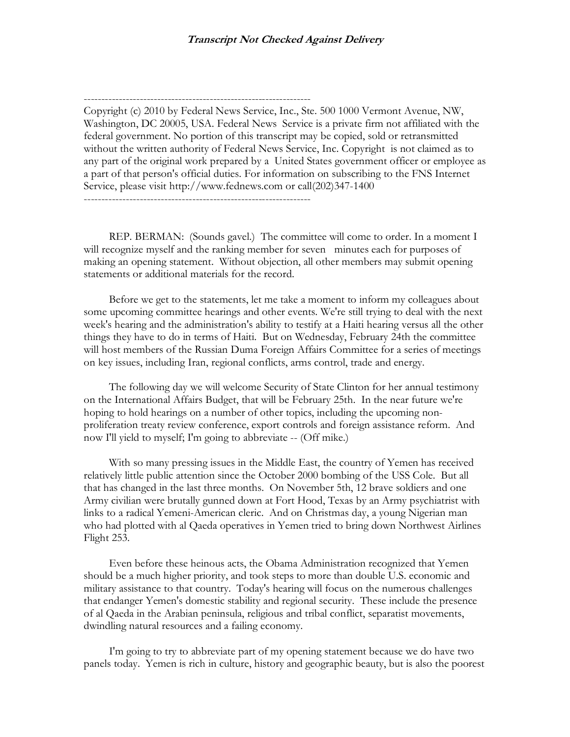----------------------------------------------------------------

Copyright (c) 2010 by Federal News Service, Inc., Ste. 500 1000 Vermont Avenue, NW, Washington, DC 20005, USA. Federal News Service is a private firm not affiliated with the federal government. No portion of this transcript may be copied, sold or retransmitted without the written authority of Federal News Service, Inc. Copyright is not claimed as to any part of the original work prepared by a United States government officer or employee as a part of that person's official duties. For information on subscribing to the FNS Internet Service, please visit http://www.fednews.com or call(202)347-1400

----------------------------------------------------------------

REP. BERMAN: (Sounds gavel.) The committee will come to order. In a moment I will recognize myself and the ranking member for seven minutes each for purposes of making an opening statement. Without objection, all other members may submit opening statements or additional materials for the record.

Before we get to the statements, let me take a moment to inform my colleagues about some upcoming committee hearings and other events. We're still trying to deal with the next week's hearing and the administration's ability to testify at a Haiti hearing versus all the other things they have to do in terms of Haiti. But on Wednesday, February 24th the committee will host members of the Russian Duma Foreign Affairs Committee for a series of meetings on key issues, including Iran, regional conflicts, arms control, trade and energy.

The following day we will welcome Security of State Clinton for her annual testimony on the International Affairs Budget, that will be February 25th. In the near future we're hoping to hold hearings on a number of other topics, including the upcoming non-proliferation treaty review conference, export controls and foreign assistance reform. And now I'll yield to myself; I'm going to abbreviate -- (Off mike.)

With so many pressing issues in the Middle East, the country of Yemen has received relatively little public attention since the October 2000 bombing of the USS Cole. But all that has changed in the last three months. On November 5th, 12 brave soldiers and one Army civilian were brutally gunned down at Fort Hood, Texas by an Army psychiatrist with links to a radical Yemeni-American cleric. And on Christmas day, a young Nigerian man who had plotted with al Qaeda operatives in Yemen tried to bring down Northwest Airlines Flight 253.

Even before these heinous acts, the Obama Administration recognized that Yemen should be a much higher priority, and took steps to more than double U.S. economic and military assistance to that country. Today's hearing will focus on the numerous challenges that endanger Yemen's domestic stability and regional security. These include the presence of al Qaeda in the Arabian peninsula, religious and tribal conflict, separatist movements, dwindling natural resources and a failing economy.

I'm going to try to abbreviate part of my opening statement because we do have two panels today. Yemen is rich in culture, history and geographic beauty, but is also the poorest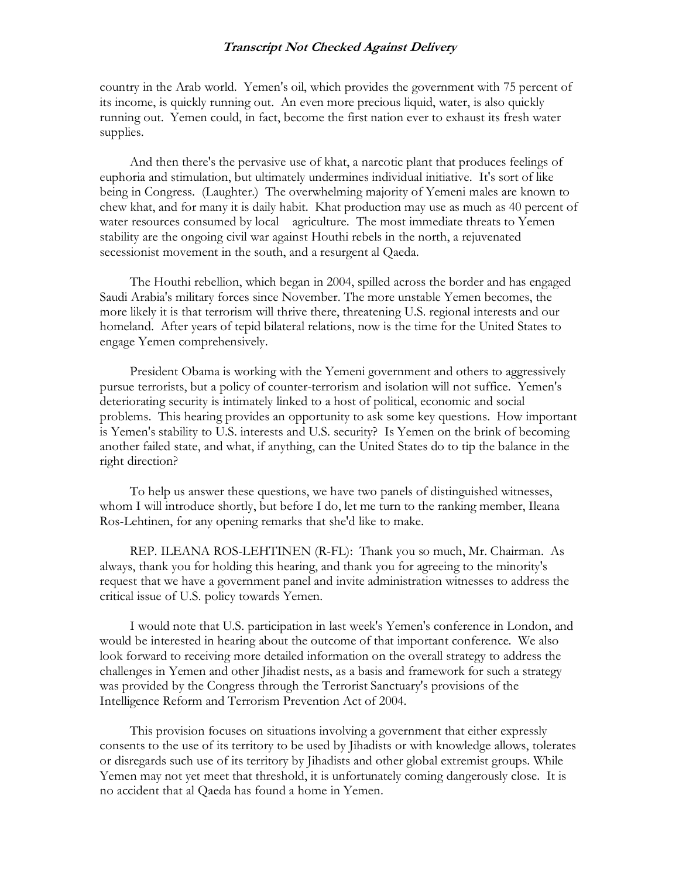country in the Arab world. Yemen's oil, which provides the government with 75 percent of its income, is quickly running out. An even more precious liquid, water, is also quickly running out. Yemen could, in fact, become the first nation ever to exhaust its fresh water supplies.

And then there's the pervasive use of khat, a narcotic plant that produces feelings of euphoria and stimulation, but ultimately undermines individual initiative. It's sort of like being in Congress. (Laughter.) The overwhelming majority of Yemeni males are known to chew khat, and for many it is daily habit. Khat production may use as much as 40 percent of water resources consumed by local agriculture. The most immediate threats to Yemen stability are the ongoing civil war against Houthi rebels in the north, a rejuvenated secessionist movement in the south, and a resurgent al Qaeda.

The Houthi rebellion, which began in 2004, spilled across the border and has engaged Saudi Arabia's military forces since November. The more unstable Yemen becomes, the more likely it is that terrorism will thrive there, threatening U.S. regional interests and our homeland. After years of tepid bilateral relations, now is the time for the United States to engage Yemen comprehensively.

President Obama is working with the Yemeni government and others to aggressively pursue terrorists, but a policy of counter-terrorism and isolation will not suffice. Yemen's deteriorating security is intimately linked to a host of political, economic and social problems. This hearing provides an opportunity to ask some key questions. How important is Yemen's stability to U.S. interests and U.S. security? Is Yemen on the brink of becoming another failed state, and what, if anything, can the United States do to tip the balance in the right direction?

To help us answer these questions, we have two panels of distinguished witnesses, whom I will introduce shortly, but before I do, let me turn to the ranking member, Ileana Ros-Lehtinen, for any opening remarks that she'd like to make.

REP. ILEANA ROS-LEHTINEN (R-FL): Thank you so much, Mr. Chairman. As always, thank you for holding this hearing, and thank you for agreeing to the minority's request that we have a government panel and invite administration witnesses to address the critical issue of U.S. policy towards Yemen.

I would note that U.S. participation in last week's Yemen's conference in London, and would be interested in hearing about the outcome of that important conference. We also look forward to receiving more detailed information on the overall strategy to address the challenges in Yemen and other Jihadist nests, as a basis and framework for such a strategy was provided by the Congress through the Terrorist Sanctuary's provisions of the Intelligence Reform and Terrorism Prevention Act of 2004.

This provision focuses on situations involving a government that either expressly consents to the use of its territory to be used by Jihadists or with knowledge allows, tolerates or disregards such use of its territory by Jihadists and other global extremist groups. While Yemen may not yet meet that threshold, it is unfortunately coming dangerously close. It is no accident that al Qaeda has found a home in Yemen.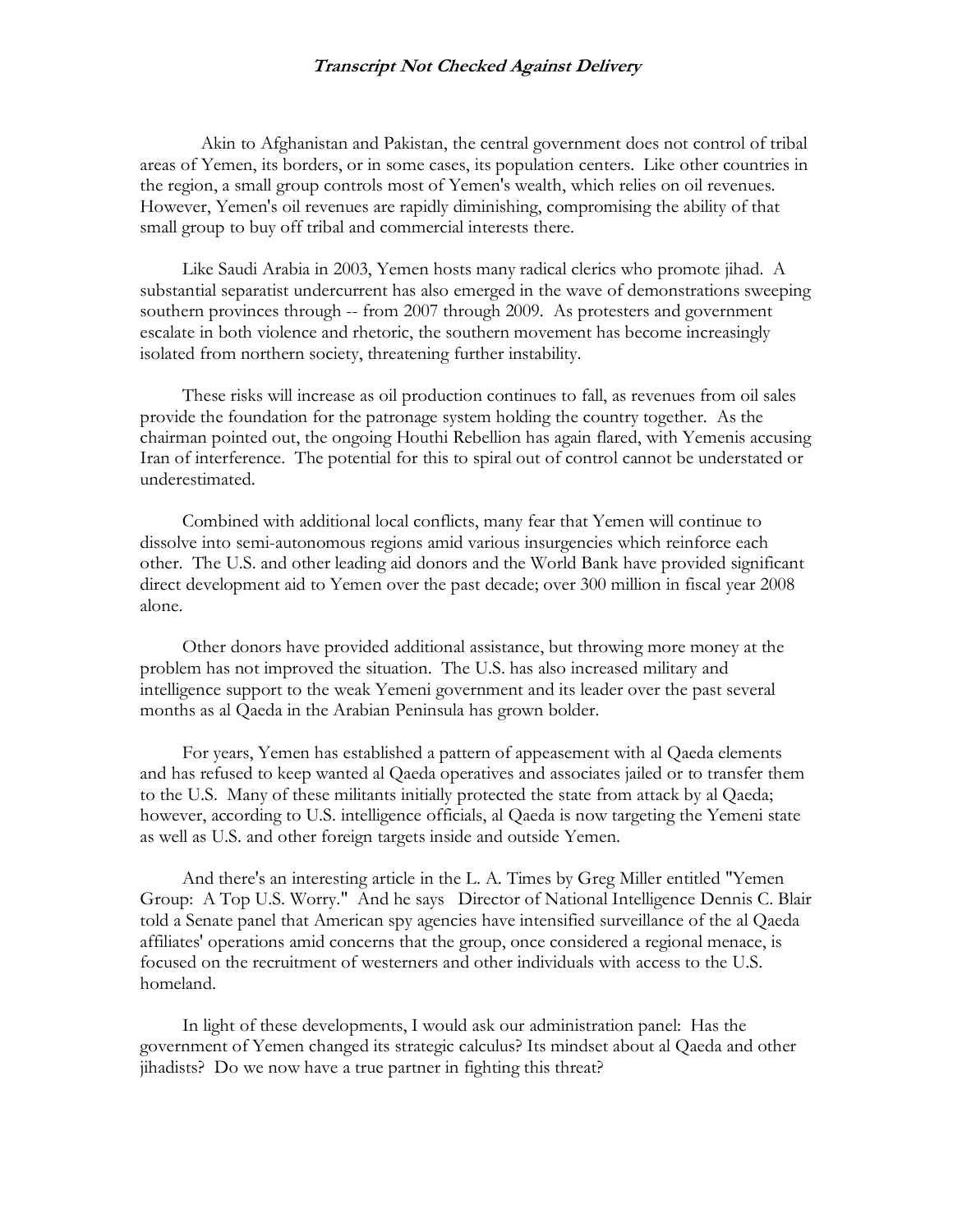Akin to Afghanistan and Pakistan, the central government does not control of tribal areas of Yemen, its borders, or in some cases, its population centers. Like other countries in the region, a small group controls most of Yemen's wealth, which relies on oil revenues. However, Yemen's oil revenues are rapidly diminishing, compromising the ability of that small group to buy off tribal and commercial interests there.

Like Saudi Arabia in 2003, Yemen hosts many radical clerics who promote jihad. A substantial separatist undercurrent has also emerged in the wave of demonstrations sweeping southern provinces through -- from 2007 through 2009. As protesters and government escalate in both violence and rhetoric, the southern movement has become increasingly isolated from northern society, threatening further instability.

These risks will increase as oil production continues to fall, as revenues from oil sales provide the foundation for the patronage system holding the country together. As the chairman pointed out, the ongoing Houthi Rebellion has again flared, with Yemenis accusing Iran of interference. The potential for this to spiral out of control cannot be understated or underestimated.

Combined with additional local conflicts, many fear that Yemen will continue to dissolve into semi-autonomous regions amid various insurgencies which reinforce each other. The U.S. and other leading aid donors and the World Bank have provided significant direct development aid to Yemen over the past decade; over 300 million in fiscal year 2008 alone.

Other donors have provided additional assistance, but throwing more money at the problem has not improved the situation. The U.S. has also increased military and intelligence support to the weak Yemeni government and its leader over the past several months as al Qaeda in the Arabian Peninsula has grown bolder.

For years, Yemen has established a pattern of appeasement with al Qaeda elements and has refused to keep wanted al Qaeda operatives and associates jailed or to transfer them to the U.S. Many of these militants initially protected the state from attack by al Qaeda; however, according to U.S. intelligence officials, al Qaeda is now targeting the Yemeni state as well as U.S. and other foreign targets inside and outside Yemen.

And there's an interesting article in the L. A. Times by Greg Miller entitled "Yemen Group: A Top U.S. Worry." And he says Director of National Intelligence Dennis C. Blair told a Senate panel that American spy agencies have intensified surveillance of the al Qaeda affiliates' operations amid concerns that the group, once considered a regional menace, is focused on the recruitment of westerners and other individuals with access to the U.S. homeland.

In light of these developments, I would ask our administration panel: Has the government of Yemen changed its strategic calculus? Its mindset about al Qaeda and other jihadists? Do we now have a true partner in fighting this threat?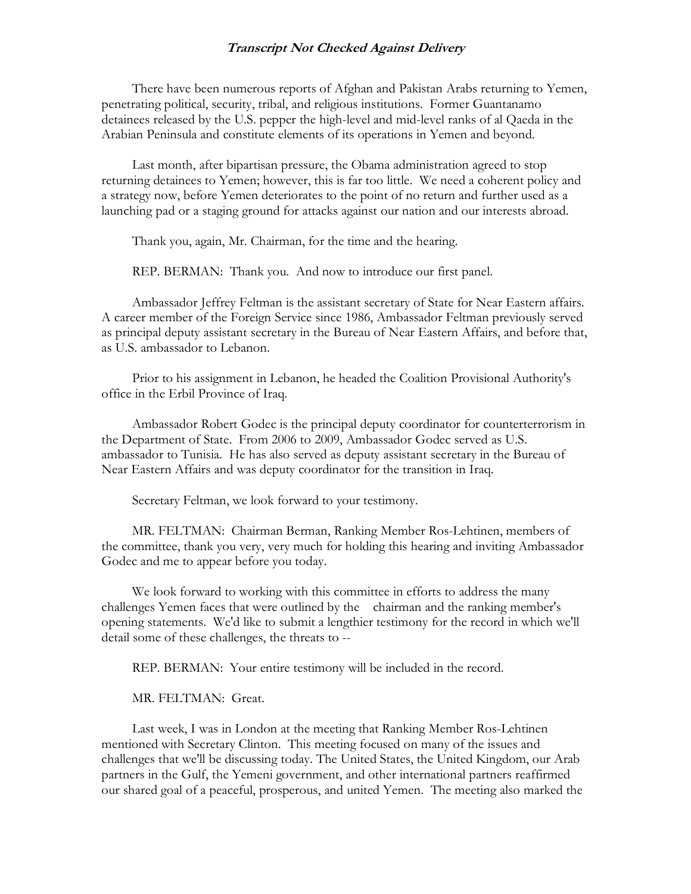There have been numerous reports of Afghan and Pakistan Arabs returning to Yemen, penetrating political, security, tribal, and religious institutions. Former Guantanamo detainees released by the U.S. pepper the high-level and mid-level ranks of al Qaeda in the Arabian Peninsula and constitute elements of its operations in Yemen and beyond.

Last month, after bipartisan pressure, the Obama administration agreed to stop returning detainees to Yemen; however, this is far too little. We need a coherent policy and a strategy now, before Yemen deteriorates to the point of no return and further used as a launching pad or a staging ground for attacks against our nation and our interests abroad.

Thank you, again, Mr. Chairman, for the time and the hearing.

REP. BERMAN: Thank you. And now to introduce our first panel.

Ambassador Jeffrey Feltman is the assistant secretary of State for Near Eastern affairs. A career member of the Foreign Service since 1986, Ambassador Feltman previously served as principal deputy assistant secretary in the Bureau of Near Eastern Affairs, and before that, as U.S. ambassador to Lebanon.

Prior to his assignment in Lebanon, he headed the Coalition Provisional Authority's office in the Erbil Province of Iraq.

Ambassador Robert Godec is the principal deputy coordinator for counterterrorism in the Department of State. From 2006 to 2009, Ambassador Godec served as U.S. ambassador to Tunisia. He has also served as deputy assistant secretary in the Bureau of Near Eastern Affairs and was deputy coordinator for the transition in Iraq.

Secretary Feltman, we look forward to your testimony.

MR. FELTMAN: Chairman Berman, Ranking Member Ros-Lehtinen, members of the committee, thank you very, very much for holding this hearing and inviting Ambassador Godec and me to appear before you today.

We look forward to working with this committee in efforts to address the many challenges Yemen faces that were outlined by the chairman and the ranking member's opening statements. We'd like to submit a lengthier testimony for the record in which we'll detail some of these challenges, the threats to --

REP. BERMAN: Your entire testimony will be included in the record.

MR. FELTMAN: Great.

Last week, I was in London at the meeting that Ranking Member Ros-Lehtinen mentioned with Secretary Clinton. This meeting focused on many of the issues and challenges that we'll be discussing today. The United States, the United Kingdom, our Arab partners in the Gulf, the Yemeni government, and other international partners reaffirmed our shared goal of a peaceful, prosperous, and united Yemen. The meeting also marked the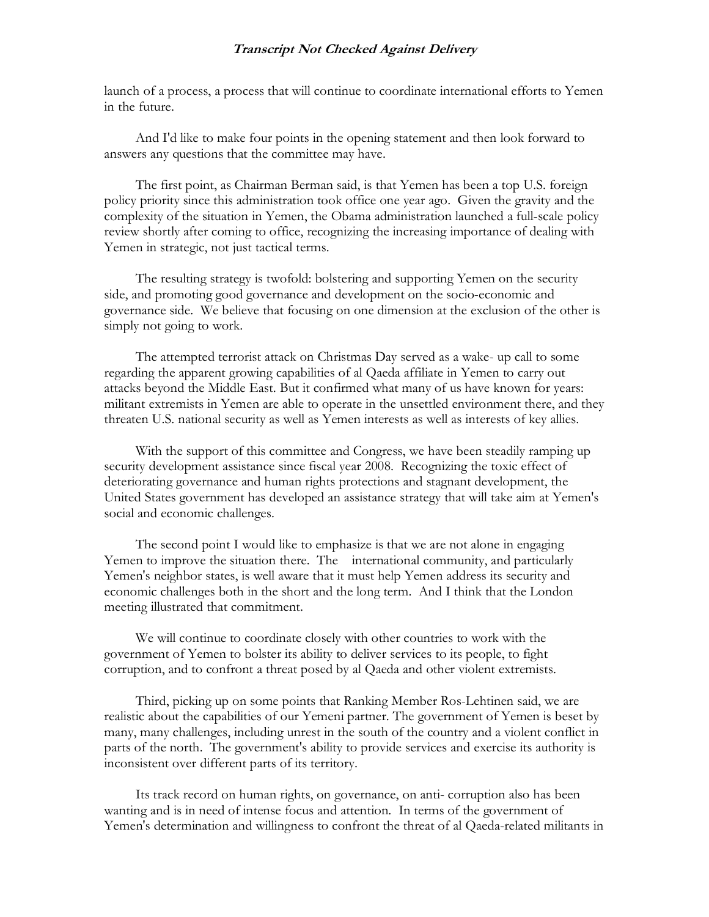launch of a process, a process that will continue to coordinate international efforts to Yemen in the future.

And I'd like to make four points in the opening statement and then look forward to answers any questions that the committee may have.

The first point, as Chairman Berman said, is that Yemen has been a top U.S. foreign policy priority since this administration took office one year ago. Given the gravity and the complexity of the situation in Yemen, the Obama administration launched a full-scale policy review shortly after coming to office, recognizing the increasing importance of dealing with Yemen in strategic, not just tactical terms.

The resulting strategy is twofold: bolstering and supporting Yemen on the security side, and promoting good governance and development on the socio-economic and governance side. We believe that focusing on one dimension at the exclusion of the other is simply not going to work.

The attempted terrorist attack on Christmas Day served as a wake- up call to some regarding the apparent growing capabilities of al Qaeda affiliate in Yemen to carry out attacks beyond the Middle East. But it confirmed what many of us have known for years: militant extremists in Yemen are able to operate in the unsettled environment there, and they threaten U.S. national security as well as Yemen interests as well as interests of key allies.

With the support of this committee and Congress, we have been steadily ramping up security development assistance since fiscal year 2008. Recognizing the toxic effect of deteriorating governance and human rights protections and stagnant development, the United States government has developed an assistance strategy that will take aim at Yemen's social and economic challenges.

The second point I would like to emphasize is that we are not alone in engaging Yemen to improve the situation there. The international community, and particularly Yemen's neighbor states, is well aware that it must help Yemen address its security and economic challenges both in the short and the long term. And I think that the London meeting illustrated that commitment.

We will continue to coordinate closely with other countries to work with the government of Yemen to bolster its ability to deliver services to its people, to fight corruption, and to confront a threat posed by al Qaeda and other violent extremists.

Third, picking up on some points that Ranking Member Ros-Lehtinen said, we are realistic about the capabilities of our Yemeni partner. The government of Yemen is beset by many, many challenges, including unrest in the south of the country and a violent conflict in parts of the north. The government's ability to provide services and exercise its authority is inconsistent over different parts of its territory.

Its track record on human rights, on governance, on anti- corruption also has been wanting and is in need of intense focus and attention. In terms of the government of Yemen's determination and willingness to confront the threat of al Qaeda-related militants in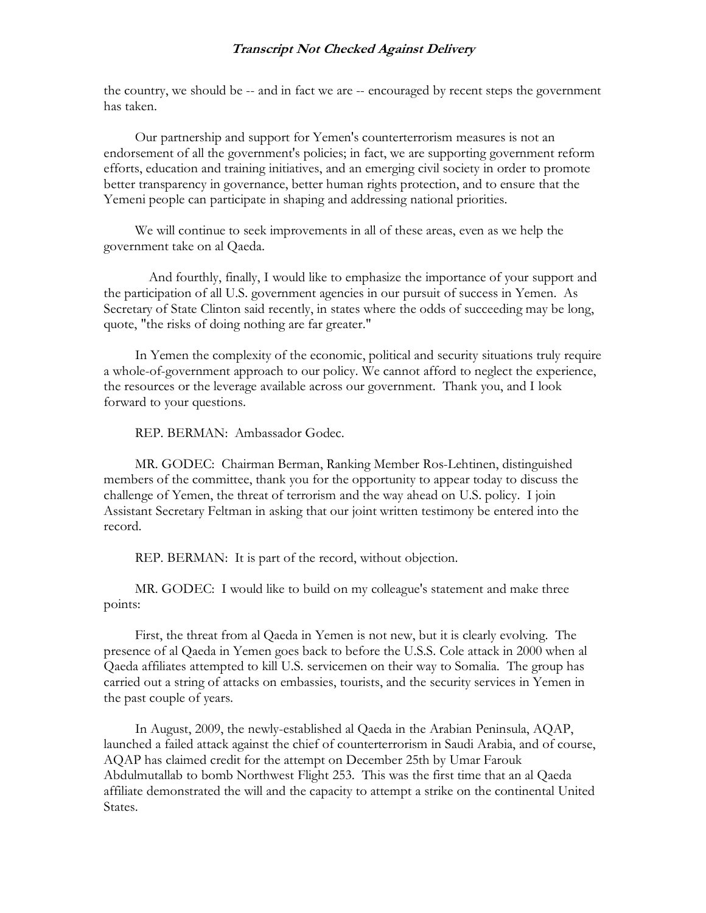the country, we should be -- and in fact we are -- encouraged by recent steps the government has taken.

Our partnership and support for Yemen's counterterrorism measures is not an endorsement of all the government's policies; in fact, we are supporting government reform efforts, education and training initiatives, and an emerging civil society in order to promote better transparency in governance, better human rights protection, and to ensure that the Yemeni people can participate in shaping and addressing national priorities.

We will continue to seek improvements in all of these areas, even as we help the government take on al Qaeda.

And fourthly, finally, I would like to emphasize the importance of your support and the participation of all U.S. government agencies in our pursuit of success in Yemen. As Secretary of State Clinton said recently, in states where the odds of succeeding may be long, quote, "the risks of doing nothing are far greater."

In Yemen the complexity of the economic, political and security situations truly require a whole-of-government approach to our policy. We cannot afford to neglect the experience, the resources or the leverage available across our government. Thank you, and I look forward to your questions.

REP. BERMAN: Ambassador Godec.

MR. GODEC: Chairman Berman, Ranking Member Ros-Lehtinen, distinguished members of the committee, thank you for the opportunity to appear today to discuss the challenge of Yemen, the threat of terrorism and the way ahead on U.S. policy. I join Assistant Secretary Feltman in asking that our joint written testimony be entered into the record.

REP. BERMAN: It is part of the record, without objection.

MR. GODEC: I would like to build on my colleague's statement and make three points:

First, the threat from al Qaeda in Yemen is not new, but it is clearly evolving. The presence of al Qaeda in Yemen goes back to before the U.S.S. Cole attack in 2000 when al Qaeda affiliates attempted to kill U.S. servicemen on their way to Somalia. The group has carried out a string of attacks on embassies, tourists, and the security services in Yemen in the past couple of years.

In August, 2009, the newly-established al Qaeda in the Arabian Peninsula, AQAP, launched a failed attack against the chief of counterterrorism in Saudi Arabia, and of course, AQAP has claimed credit for the attempt on December 25th by Umar Farouk Abdulmutallab to bomb Northwest Flight 253. This was the first time that an al Qaeda affiliate demonstrated the will and the capacity to attempt a strike on the continental United States.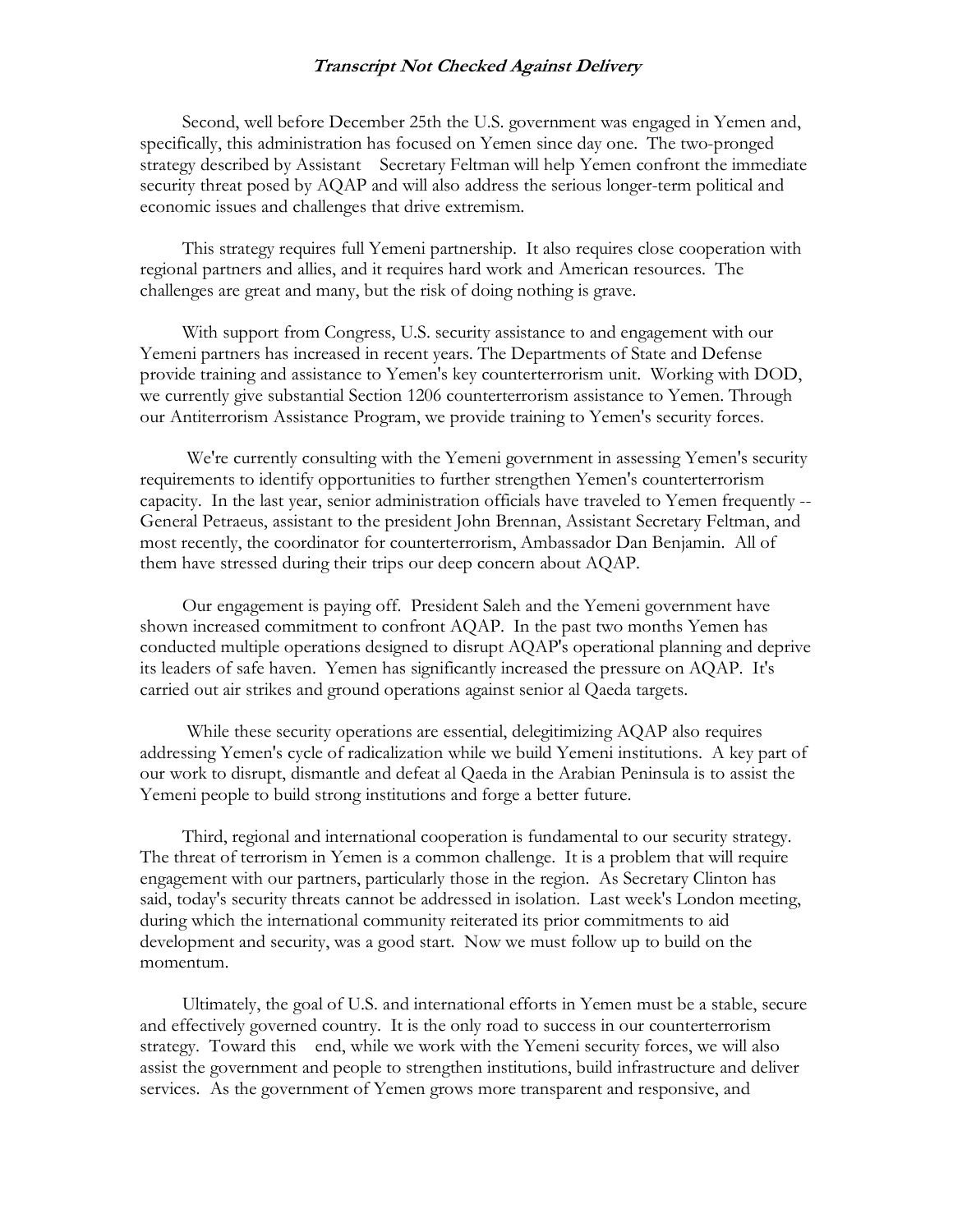Second, well before December 25th the U.S. government was engaged in Yemen and, specifically, this administration has focused on Yemen since day one. The two-pronged strategy described by Assistant Secretary Feltman will help Yemen confront the immediate security threat posed by AQAP and will also address the serious longer-term political and economic issues and challenges that drive extremism.

This strategy requires full Yemeni partnership. It also requires close cooperation with regional partners and allies, and it requires hard work and American resources. The challenges are great and many, but the risk of doing nothing is grave.

With support from Congress, U.S. security assistance to and engagement with our Yemeni partners has increased in recent years. The Departments of State and Defense provide training and assistance to Yemen's key counterterrorism unit. Working with DOD, we currently give substantial Section 1206 counterterrorism assistance to Yemen. Through our Antiterrorism Assistance Program, we provide training to Yemen's security forces.

We're currently consulting with the Yemeni government in assessing Yemen's security requirements to identify opportunities to further strengthen Yemen's counterterrorism capacity. In the last year, senior administration officials have traveled to Yemen frequently -- General Petraeus, assistant to the president John Brennan, Assistant Secretary Feltman, and most recently, the coordinator for counterterrorism, Ambassador Dan Benjamin. All of them have stressed during their trips our deep concern about AQAP.

Our engagement is paying off. President Saleh and the Yemeni government have shown increased commitment to confront AQAP. In the past two months Yemen has conducted multiple operations designed to disrupt AQAP's operational planning and deprive its leaders of safe haven. Yemen has significantly increased the pressure on AQAP. It's carried out air strikes and ground operations against senior al Qaeda targets.

While these security operations are essential, delegitimizing AQAP also requires addressing Yemen's cycle of radicalization while we build Yemeni institutions. A key part of our work to disrupt, dismantle and defeat al Qaeda in the Arabian Peninsula is to assist the Yemeni people to build strong institutions and forge a better future.

Third, regional and international cooperation is fundamental to our security strategy. The threat of terrorism in Yemen is a common challenge. It is a problem that will require engagement with our partners, particularly those in the region. As Secretary Clinton has said, today's security threats cannot be addressed in isolation. Last week's London meeting, during which the international community reiterated its prior commitments to aid development and security, was a good start. Now we must follow up to build on the momentum.

Ultimately, the goal of U.S. and international efforts in Yemen must be a stable, secure and effectively governed country. It is the only road to success in our counterterrorism strategy. Toward this end, while we work with the Yemeni security forces, we will also assist the government and people to strengthen institutions, build infrastructure and deliver services. As the government of Yemen grows more transparent and responsive, and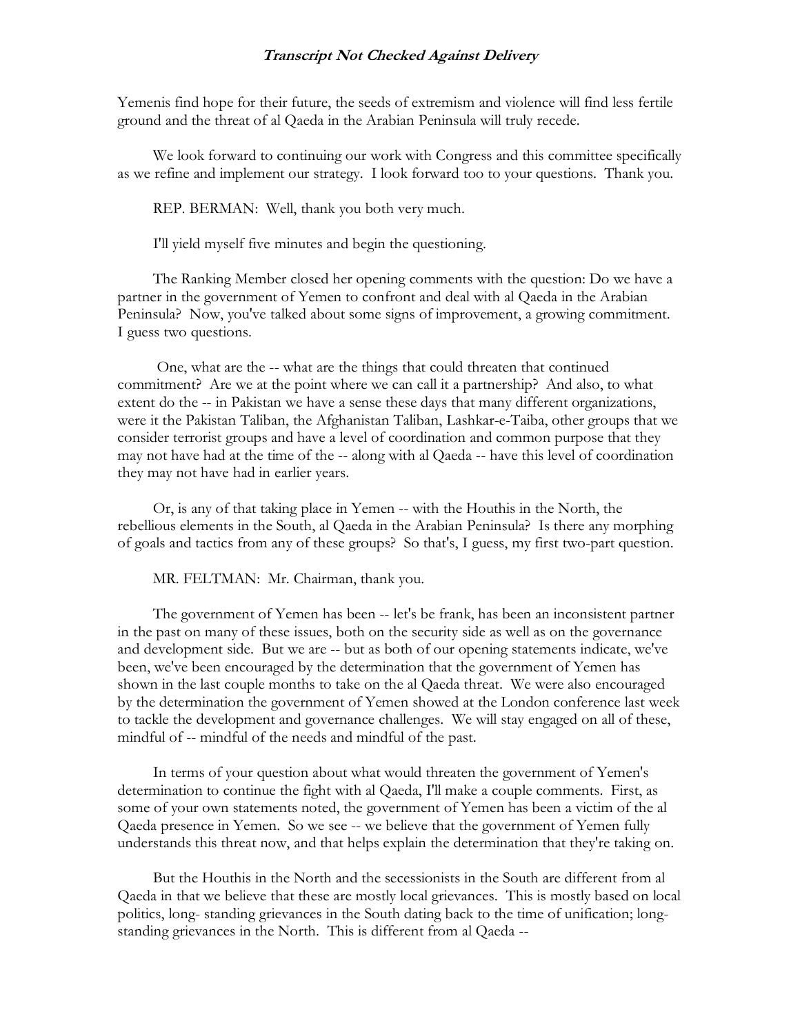Yemenis find hope for their future, the seeds of extremism and violence will find less fertile ground and the threat of al Qaeda in the Arabian Peninsula will truly recede.

We look forward to continuing our work with Congress and this committee specifically as we refine and implement our strategy. I look forward too to your questions. Thank you.

REP. BERMAN: Well, thank you both very much.

I'll yield myself five minutes and begin the questioning.

The Ranking Member closed her opening comments with the question: Do we have a partner in the government of Yemen to confront and deal with al Qaeda in the Arabian Peninsula? Now, you've talked about some signs of improvement, a growing commitment. I guess two questions.

One, what are the -- what are the things that could threaten that continued commitment? Are we at the point where we can call it a partnership? And also, to what extent do the -- in Pakistan we have a sense these days that many different organizations, were it the Pakistan Taliban, the Afghanistan Taliban, Lashkar-e-Taiba, other groups that we consider terrorist groups and have a level of coordination and common purpose that they may not have had at the time of the -- along with al Qaeda -- have this level of coordination they may not have had in earlier years.

Or, is any of that taking place in Yemen -- with the Houthis in the North, the rebellious elements in the South, al Qaeda in the Arabian Peninsula? Is there any morphing of goals and tactics from any of these groups? So that's, I guess, my first two-part question.

MR. FELTMAN: Mr. Chairman, thank you.

The government of Yemen has been -- let's be frank, has been an inconsistent partner in the past on many of these issues, both on the security side as well as on the governance and development side. But we are -- but as both of our opening statements indicate, we've been, we've been encouraged by the determination that the government of Yemen has shown in the last couple months to take on the al Qaeda threat. We were also encouraged by the determination the government of Yemen showed at the London conference last week to tackle the development and governance challenges. We will stay engaged on all of these, mindful of -- mindful of the needs and mindful of the past.

In terms of your question about what would threaten the government of Yemen's determination to continue the fight with al Qaeda, I'll make a couple comments. First, as some of your own statements noted, the government of Yemen has been a victim of the al Qaeda presence in Yemen. So we see -- we believe that the government of Yemen fully understands this threat now, and that helps explain the determination that they're taking on.

But the Houthis in the North and the secessionists in the South are different from al Qaeda in that we believe that these are mostly local grievances. This is mostly based on local politics, long- standing grievances in the South dating back to the time of unification; long-standing grievances in the North. This is different from al Qaeda --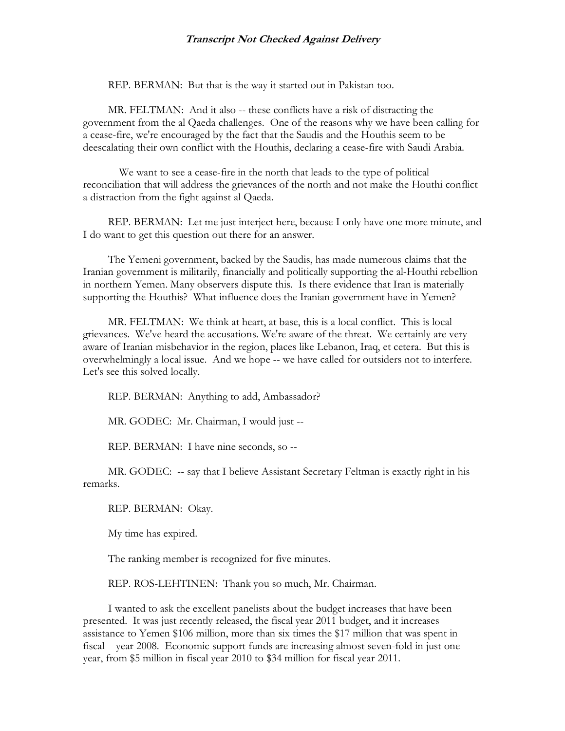REP. BERMAN: But that is the way it started out in Pakistan too.

MR. FELTMAN: And it also -- these conflicts have a risk of distracting the government from the al Qaeda challenges. One of the reasons why we have been calling for a cease-fire, we're encouraged by the fact that the Saudis and the Houthis seem to be deescalating their own conflict with the Houthis, declaring a cease-fire with Saudi Arabia.

We want to see a cease-fire in the north that leads to the type of political reconciliation that will address the grievances of the north and not make the Houthi conflict a distraction from the fight against al Qaeda.

REP. BERMAN: Let me just interject here, because I only have one more minute, and I do want to get this question out there for an answer.

The Yemeni government, backed by the Saudis, has made numerous claims that the Iranian government is militarily, financially and politically supporting the al-Houthi rebellion in northern Yemen. Many observers dispute this. Is there evidence that Iran is materially supporting the Houthis? What influence does the Iranian government have in Yemen?

MR. FELTMAN: We think at heart, at base, this is a local conflict. This is local grievances. We've heard the accusations. We're aware of the threat. We certainly are very aware of Iranian misbehavior in the region, places like Lebanon, Iraq, et cetera. But this is overwhelmingly a local issue. And we hope -- we have called for outsiders not to interfere. Let's see this solved locally.

REP. BERMAN: Anything to add, Ambassador?

MR. GODEC: Mr. Chairman, I would just --

REP. BERMAN: I have nine seconds, so --

MR. GODEC: -- say that I believe Assistant Secretary Feltman is exactly right in his remarks.

REP. BERMAN: Okay.

My time has expired.

The ranking member is recognized for five minutes.

REP. ROS-LEHTINEN: Thank you so much, Mr. Chairman.

I wanted to ask the excellent panelists about the budget increases that have been presented. It was just recently released, the fiscal year 2011 budget, and it increases assistance to Yemen $106 million, more than six times the $17 million that was spent in fiscal year 2008. Economic support funds are increasing almost seven-fold in just one year, from $5 million in fiscal year 2010 to $34 million for fiscal year 2011.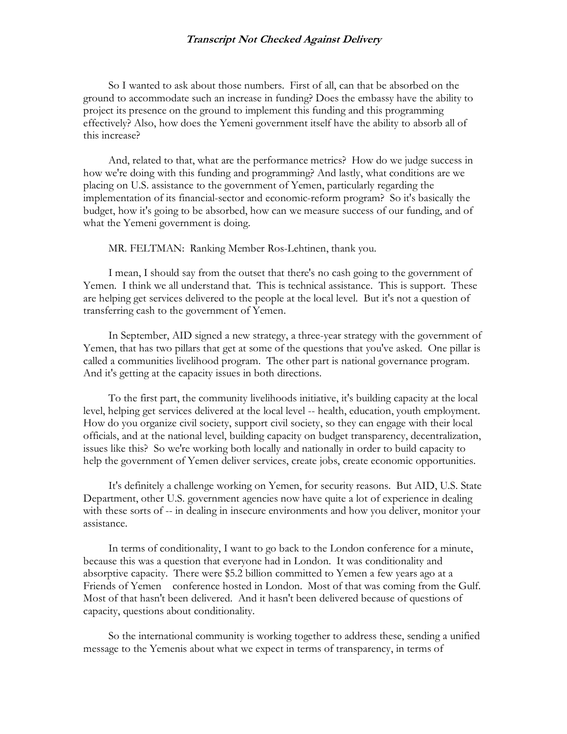So I wanted to ask about those numbers. First of all, can that be absorbed on the ground to accommodate such an increase in funding? Does the embassy have the ability to project its presence on the ground to implement this funding and this programming effectively? Also, how does the Yemeni government itself have the ability to absorb all of this increase?

And, related to that, what are the performance metrics? How do we judge success in how we're doing with this funding and programming? And lastly, what conditions are we placing on U.S. assistance to the government of Yemen, particularly regarding the implementation of its financial-sector and economic-reform program? So it's basically the budget, how it's going to be absorbed, how can we measure success of our funding, and of what the Yemeni government is doing.

MR. FELTMAN: Ranking Member Ros-Lehtinen, thank you.

I mean, I should say from the outset that there's no cash going to the government of Yemen. I think we all understand that. This is technical assistance. This is support. These are helping get services delivered to the people at the local level. But it's not a question of transferring cash to the government of Yemen.

In September, AID signed a new strategy, a three-year strategy with the government of Yemen, that has two pillars that get at some of the questions that you've asked. One pillar is called a communities livelihood program. The other part is national governance program. And it's getting at the capacity issues in both directions.

To the first part, the community livelihoods initiative, it's building capacity at the local level, helping get services delivered at the local level -- health, education, youth employment. How do you organize civil society, support civil society, so they can engage with their local officials, and at the national level, building capacity on budget transparency, decentralization, issues like this? So we're working both locally and nationally in order to build capacity to help the government of Yemen deliver services, create jobs, create economic opportunities.

It's definitely a challenge working on Yemen, for security reasons. But AID, U.S. State Department, other U.S. government agencies now have quite a lot of experience in dealing with these sorts of -- in dealing in insecure environments and how you deliver, monitor your assistance.

In terms of conditionality, I want to go back to the London conference for a minute, because this was a question that everyone had in London. It was conditionality and absorptive capacity. There were $5.2 billion committed to Yemen a few years ago at a Friends of Yemen conference hosted in London. Most of that was coming from the Gulf. Most of that hasn't been delivered. And it hasn't been delivered because of questions of capacity, questions about conditionality.

So the international community is working together to address these, sending a unified message to the Yemenis about what we expect in terms of transparency, in terms of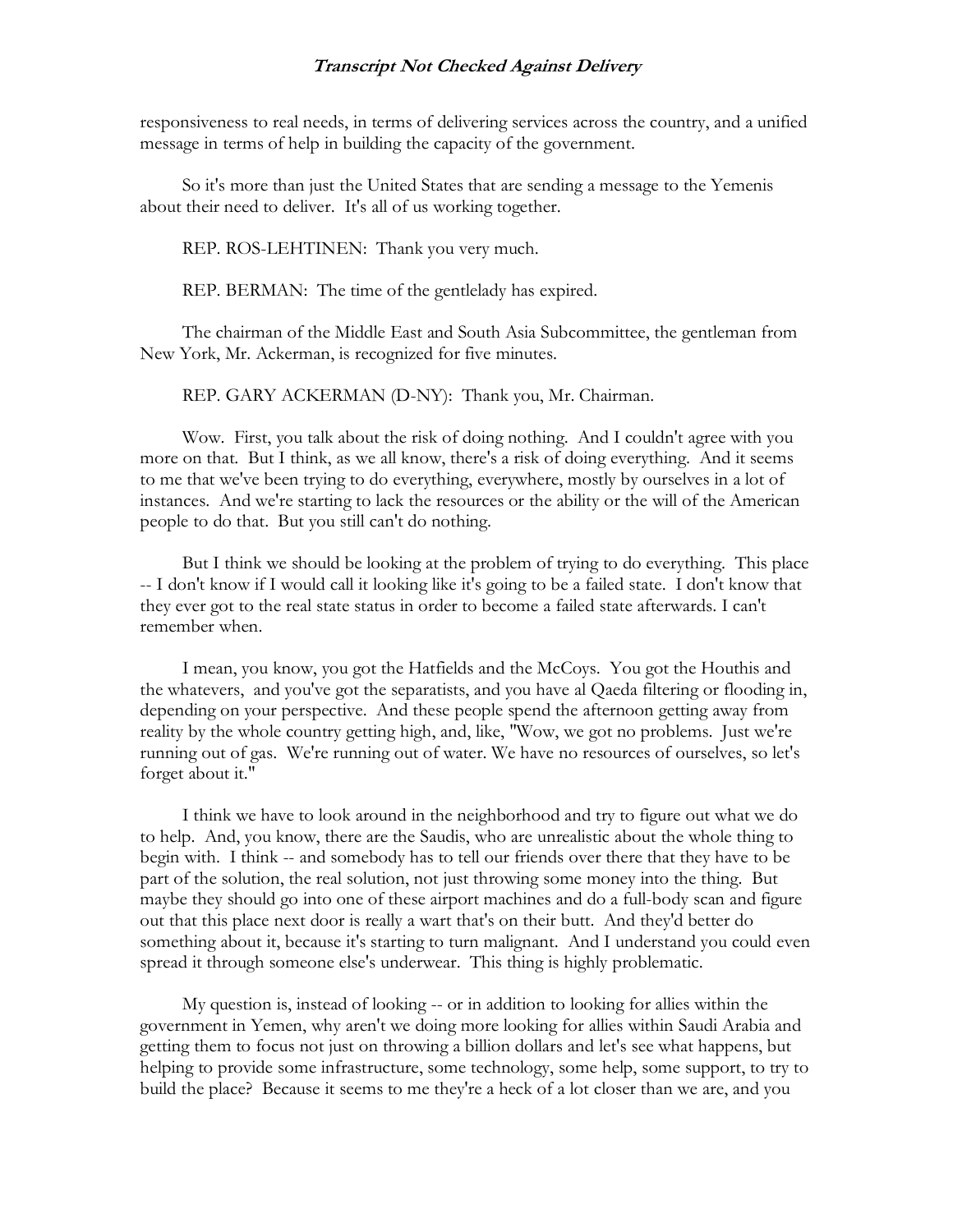responsiveness to real needs, in terms of delivering services across the country, and a unified message in terms of help in building the capacity of the government.

So it's more than just the United States that are sending a message to the Yemenis about their need to deliver. It's all of us working together.

REP. ROS-LEHTINEN: Thank you very much.

REP. BERMAN: The time of the gentlelady has expired.

The chairman of the Middle East and South Asia Subcommittee, the gentleman from New York, Mr. Ackerman, is recognized for five minutes.

REP. GARY ACKERMAN (D-NY): Thank you, Mr. Chairman.

Wow. First, you talk about the risk of doing nothing. And I couldn't agree with you more on that. But I think, as we all know, there's a risk of doing everything. And it seems to me that we've been trying to do everything, everywhere, mostly by ourselves in a lot of instances. And we're starting to lack the resources or the ability or the will of the American people to do that. But you still can't do nothing.

But I think we should be looking at the problem of trying to do everything. This place -- I don't know if I would call it looking like it's going to be a failed state. I don't know that they ever got to the real state status in order to become a failed state afterwards. I can't remember when.

I mean, you know, you got the Hatfields and the McCoys. You got the Houthis and the whatevers, and you've got the separatists, and you have al Qaeda filtering or flooding in, depending on your perspective. And these people spend the afternoon getting away from reality by the whole country getting high, and, like, "Wow, we got no problems. Just we're running out of gas. We're running out of water. We have no resources of ourselves, so let's forget about it."

I think we have to look around in the neighborhood and try to figure out what we do to help. And, you know, there are the Saudis, who are unrealistic about the whole thing to begin with. I think -- and somebody has to tell our friends over there that they have to be part of the solution, the real solution, not just throwing some money into the thing. But maybe they should go into one of these airport machines and do a full-body scan and figure out that this place next door is really a wart that's on their butt. And they'd better do something about it, because it's starting to turn malignant. And I understand you could even spread it through someone else's underwear. This thing is highly problematic.

My question is, instead of looking -- or in addition to looking for allies within the government in Yemen, why aren't we doing more looking for allies within Saudi Arabia and getting them to focus not just on throwing a billion dollars and let's see what happens, but helping to provide some infrastructure, some technology, some help, some support, to try to build the place? Because it seems to me they're a heck of a lot closer than we are, and you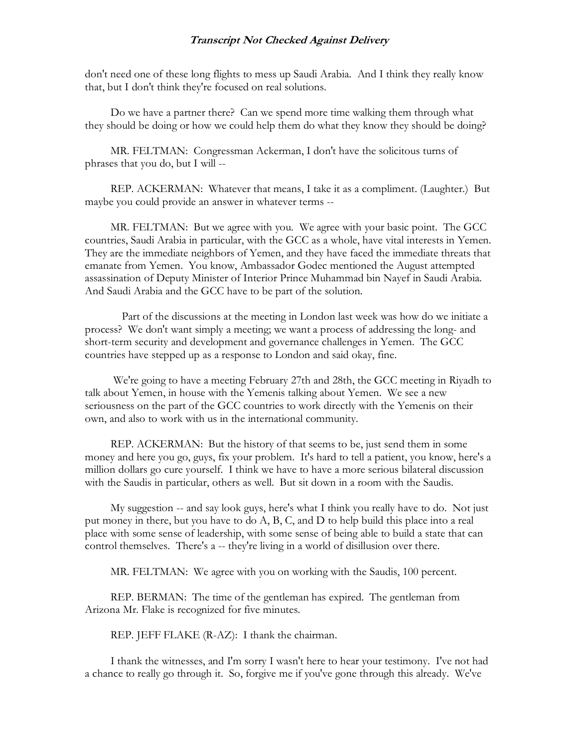don't need one of these long flights to mess up Saudi Arabia. And I think they really know that, but I don't think they're focused on real solutions.

Do we have a partner there? Can we spend more time walking them through what they should be doing or how we could help them do what they know they should be doing?

MR. FELTMAN: Congressman Ackerman, I don't have the solicitous turns of phrases that you do, but I will --

REP. ACKERMAN: Whatever that means, I take it as a compliment. (Laughter.) But maybe you could provide an answer in whatever terms --

MR. FELTMAN: But we agree with you. We agree with your basic point. The GCC countries, Saudi Arabia in particular, with the GCC as a whole, have vital interests in Yemen. They are the immediate neighbors of Yemen, and they have faced the immediate threats that emanate from Yemen. You know, Ambassador Godec mentioned the August attempted assassination of Deputy Minister of Interior Prince Muhammad bin Nayef in Saudi Arabia. And Saudi Arabia and the GCC have to be part of the solution.

Part of the discussions at the meeting in London last week was how do we initiate a process? We don't want simply a meeting; we want a process of addressing the long- and short-term security and development and governance challenges in Yemen. The GCC countries have stepped up as a response to London and said okay, fine.

We're going to have a meeting February 27th and 28th, the GCC meeting in Riyadh to talk about Yemen, in house with the Yemenis talking about Yemen. We see a new seriousness on the part of the GCC countries to work directly with the Yemenis on their own, and also to work with us in the international community.

REP. ACKERMAN: But the history of that seems to be, just send them in some money and here you go, guys, fix your problem. It's hard to tell a patient, you know, here's a million dollars go cure yourself. I think we have to have a more serious bilateral discussion with the Saudis in particular, others as well. But sit down in a room with the Saudis.

My suggestion -- and say look guys, here's what I think you really have to do. Not just put money in there, but you have to do A, B, C, and D to help build this place into a real place with some sense of leadership, with some sense of being able to build a state that can control themselves. There's a -- they're living in a world of disillusion over there.

MR. FELTMAN: We agree with you on working with the Saudis, 100 percent.

REP. BERMAN: The time of the gentleman has expired. The gentleman from Arizona Mr. Flake is recognized for five minutes.

REP. JEFF FLAKE (R-AZ): I thank the chairman.

I thank the witnesses, and I'm sorry I wasn't here to hear your testimony. I've not had a chance to really go through it. So, forgive me if you've gone through this already. We've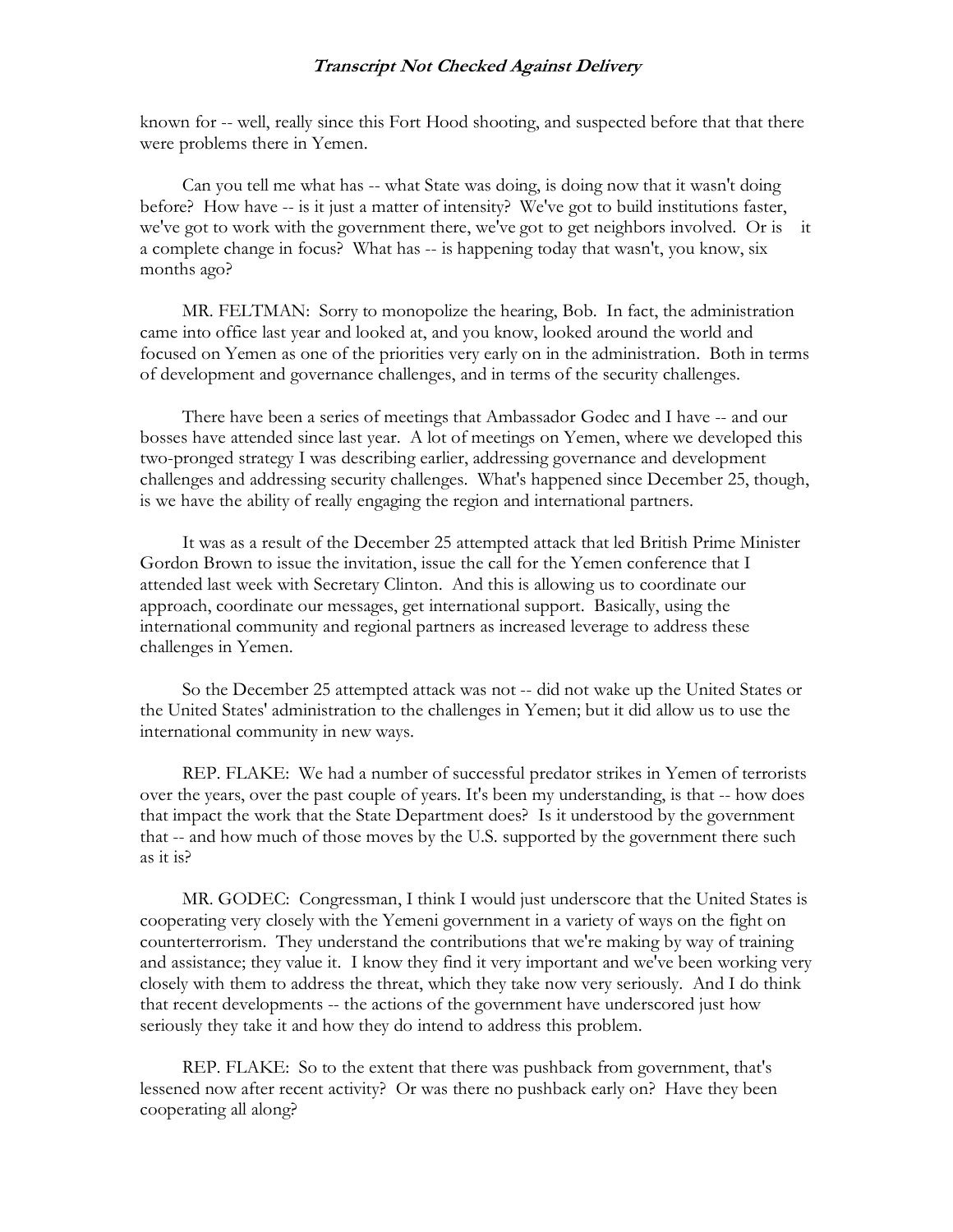known for -- well, really since this Fort Hood shooting, and suspected before that that there were problems there in Yemen.

Can you tell me what has -- what State was doing, is doing now that it wasn't doing before? How have -- is it just a matter of intensity? We've got to build institutions faster, we've got to work with the government there, we've got to get neighbors involved. Or is it a complete change in focus? What has -- is happening today that wasn't, you know, six months ago?

MR. FELTMAN: Sorry to monopolize the hearing, Bob. In fact, the administration came into office last year and looked at, and you know, looked around the world and focused on Yemen as one of the priorities very early on in the administration. Both in terms of development and governance challenges, and in terms of the security challenges.

There have been a series of meetings that Ambassador Godec and I have -- and our bosses have attended since last year. A lot of meetings on Yemen, where we developed this two-pronged strategy I was describing earlier, addressing governance and development challenges and addressing security challenges. What's happened since December 25, though, is we have the ability of really engaging the region and international partners.

It was as a result of the December 25 attempted attack that led British Prime Minister Gordon Brown to issue the invitation, issue the call for the Yemen conference that I attended last week with Secretary Clinton. And this is allowing us to coordinate our approach, coordinate our messages, get international support. Basically, using the international community and regional partners as increased leverage to address these challenges in Yemen.

So the December 25 attempted attack was not -- did not wake up the United States or the United States' administration to the challenges in Yemen; but it did allow us to use the international community in new ways.

REP. FLAKE: We had a number of successful predator strikes in Yemen of terrorists over the years, over the past couple of years. It's been my understanding, is that -- how does that impact the work that the State Department does? Is it understood by the government that -- and how much of those moves by the U.S. supported by the government there such as it is?

MR. GODEC: Congressman, I think I would just underscore that the United States is cooperating very closely with the Yemeni government in a variety of ways on the fight on counterterrorism. They understand the contributions that we're making by way of training and assistance; they value it. I know they find it very important and we've been working very closely with them to address the threat, which they take now very seriously. And I do think that recent developments -- the actions of the government have underscored just how seriously they take it and how they do intend to address this problem.

REP. FLAKE: So to the extent that there was pushback from government, that's lessened now after recent activity? Or was there no pushback early on? Have they been cooperating all along?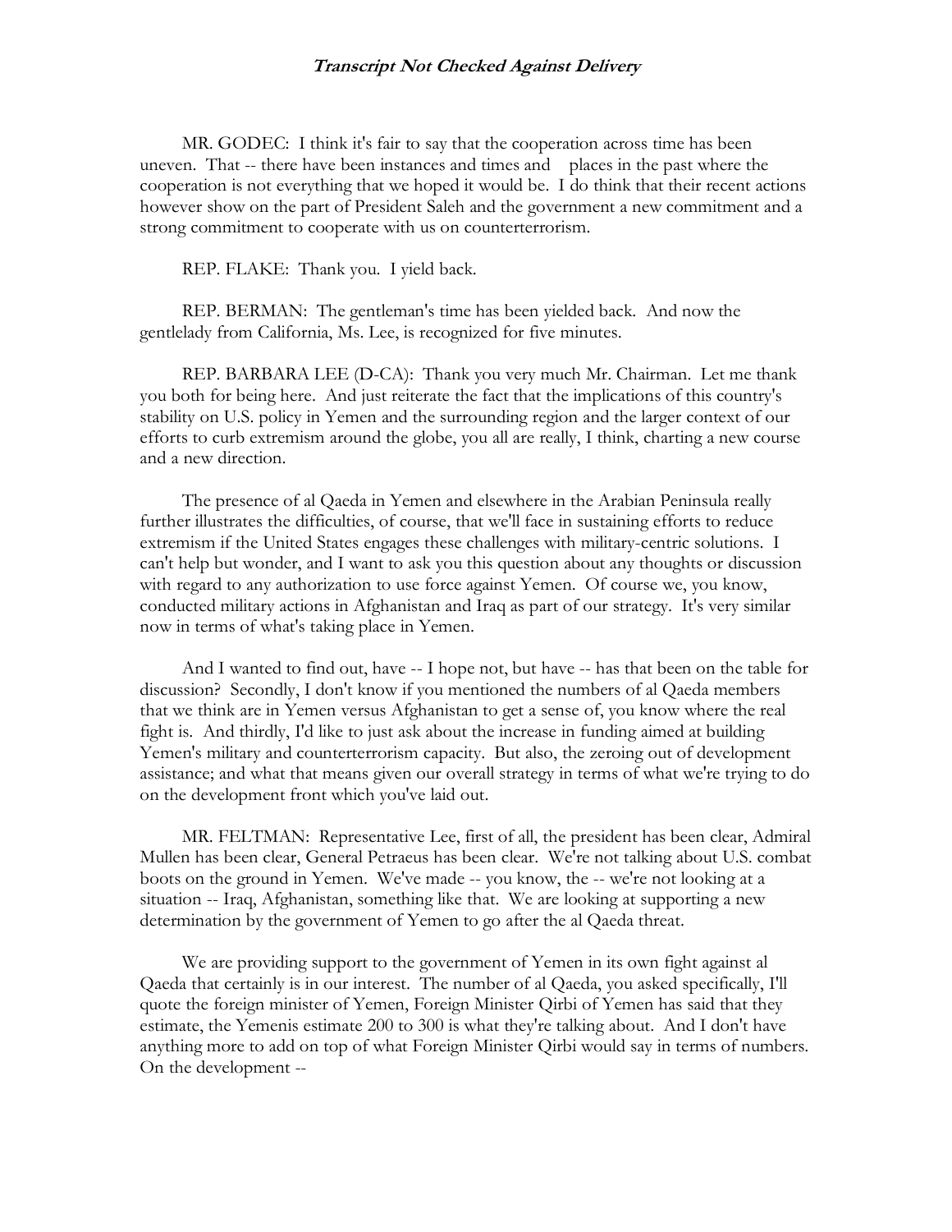MR. GODEC: I think it's fair to say that the cooperation across time has been uneven. That -- there have been instances and times and places in the past where the cooperation is not everything that we hoped it would be. I do think that their recent actions however show on the part of President Saleh and the government a new commitment and a strong commitment to cooperate with us on counterterrorism.

REP. FLAKE: Thank you. I yield back.

REP. BERMAN: The gentleman's time has been yielded back. And now the gentlelady from California, Ms. Lee, is recognized for five minutes.

REP. BARBARA LEE (D-CA): Thank you very much Mr. Chairman. Let me thank you both for being here. And just reiterate the fact that the implications of this country's stability on U.S. policy in Yemen and the surrounding region and the larger context of our efforts to curb extremism around the globe, you all are really, I think, charting a new course and a new direction.

The presence of al Qaeda in Yemen and elsewhere in the Arabian Peninsula really further illustrates the difficulties, of course, that we'll face in sustaining efforts to reduce extremism if the United States engages these challenges with military-centric solutions. I can't help but wonder, and I want to ask you this question about any thoughts or discussion with regard to any authorization to use force against Yemen. Of course we, you know, conducted military actions in Afghanistan and Iraq as part of our strategy. It's very similar now in terms of what's taking place in Yemen.

And I wanted to find out, have -- I hope not, but have -- has that been on the table for discussion? Secondly, I don't know if you mentioned the numbers of al Qaeda members that we think are in Yemen versus Afghanistan to get a sense of, you know where the real fight is. And thirdly, I'd like to just ask about the increase in funding aimed at building Yemen's military and counterterrorism capacity. But also, the zeroing out of development assistance; and what that means given our overall strategy in terms of what we're trying to do on the development front which you've laid out.

MR. FELTMAN: Representative Lee, first of all, the president has been clear, Admiral Mullen has been clear, General Petraeus has been clear. We're not talking about U.S. combat boots on the ground in Yemen. We've made -- you know, the -- we're not looking at a situation -- Iraq, Afghanistan, something like that. We are looking at supporting a new determination by the government of Yemen to go after the al Qaeda threat.

We are providing support to the government of Yemen in its own fight against al Qaeda that certainly is in our interest. The number of al Qaeda, you asked specifically, I'll quote the foreign minister of Yemen, Foreign Minister Qirbi of Yemen has said that they estimate, the Yemenis estimate 200 to 300 is what they're talking about. And I don't have anything more to add on top of what Foreign Minister Qirbi would say in terms of numbers. On the development --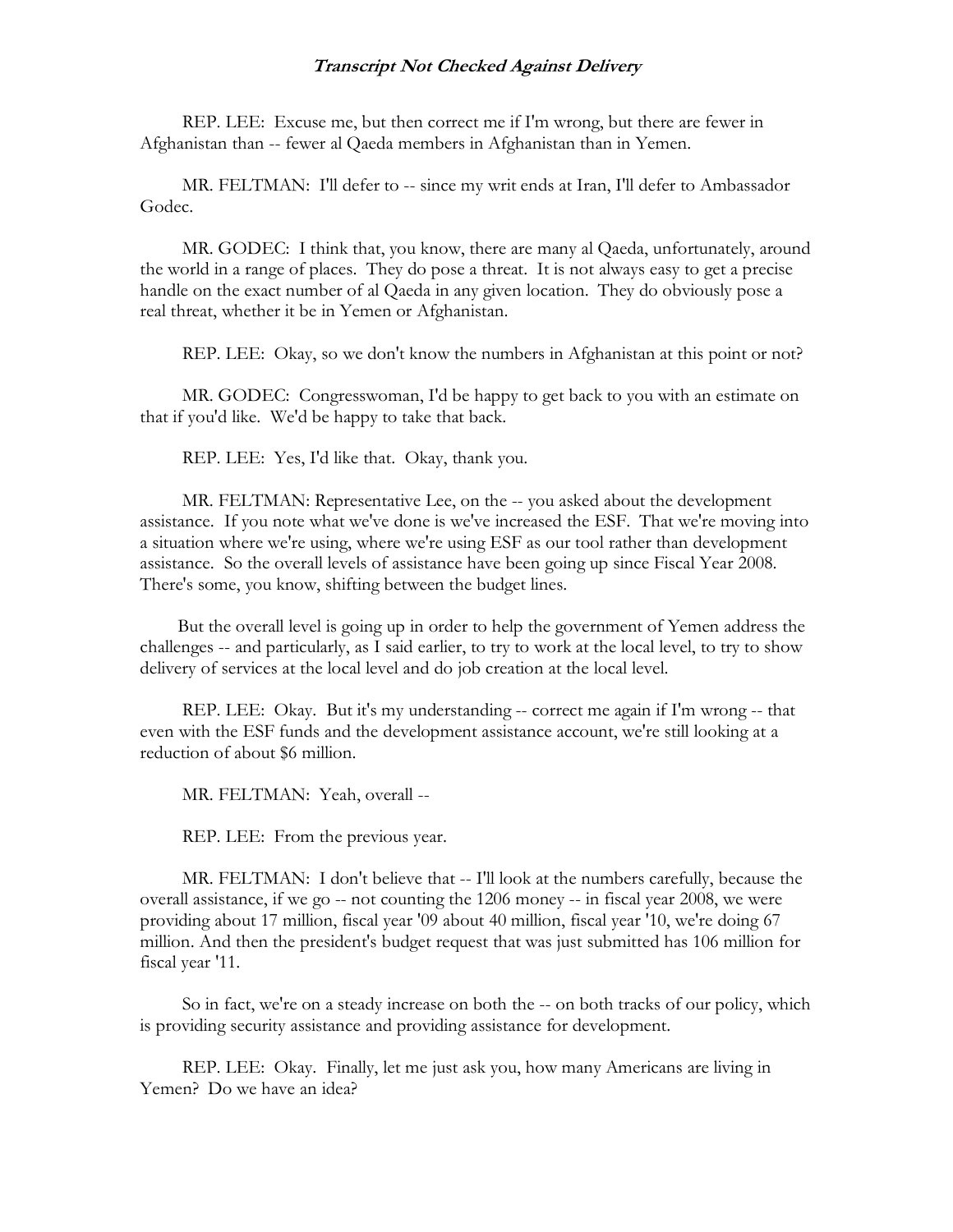REP. LEE: Excuse me, but then correct me if I'm wrong, but there are fewer in Afghanistan than -- fewer al Qaeda members in Afghanistan than in Yemen.

MR. FELTMAN: I'll defer to -- since my writ ends at Iran, I'll defer to Ambassador Godec.

MR. GODEC: I think that, you know, there are many al Qaeda, unfortunately, around the world in a range of places. They do pose a threat. It is not always easy to get a precise handle on the exact number of al Qaeda in any given location. They do obviously pose a real threat, whether it be in Yemen or Afghanistan.

REP. LEE: Okay, so we don't know the numbers in Afghanistan at this point or not?

MR. GODEC: Congresswoman, I'd be happy to get back to you with an estimate on that if you'd like. We'd be happy to take that back.

REP. LEE: Yes, I'd like that. Okay, thank you.

MR. FELTMAN: Representative Lee, on the -- you asked about the development assistance. If you note what we've done is we've increased the ESF. That we're moving into a situation where we're using, where we're using ESF as our tool rather than development assistance. So the overall levels of assistance have been going up since Fiscal Year 2008. There's some, you know, shifting between the budget lines.

But the overall level is going up in order to help the government of Yemen address the challenges -- and particularly, as I said earlier, to try to work at the local level, to try to show delivery of services at the local level and do job creation at the local level.

REP. LEE: Okay. But it's my understanding -- correct me again if I'm wrong -- that even with the ESF funds and the development assistance account, we're still looking at a reduction of about $6 million.

MR. FELTMAN: Yeah, overall --

REP. LEE: From the previous year.

MR. FELTMAN: I don't believe that -- I'll look at the numbers carefully, because the overall assistance, if we go -- not counting the 1206 money -- in fiscal year 2008, we were providing about 17 million, fiscal year '09 about 40 million, fiscal year '10, we're doing 67 million. And then the president's budget request that was just submitted has 106 million for fiscal year '11.

So in fact, we're on a steady increase on both the -- on both tracks of our policy, which is providing security assistance and providing assistance for development.

REP. LEE: Okay. Finally, let me just ask you, how many Americans are living in Yemen? Do we have an idea?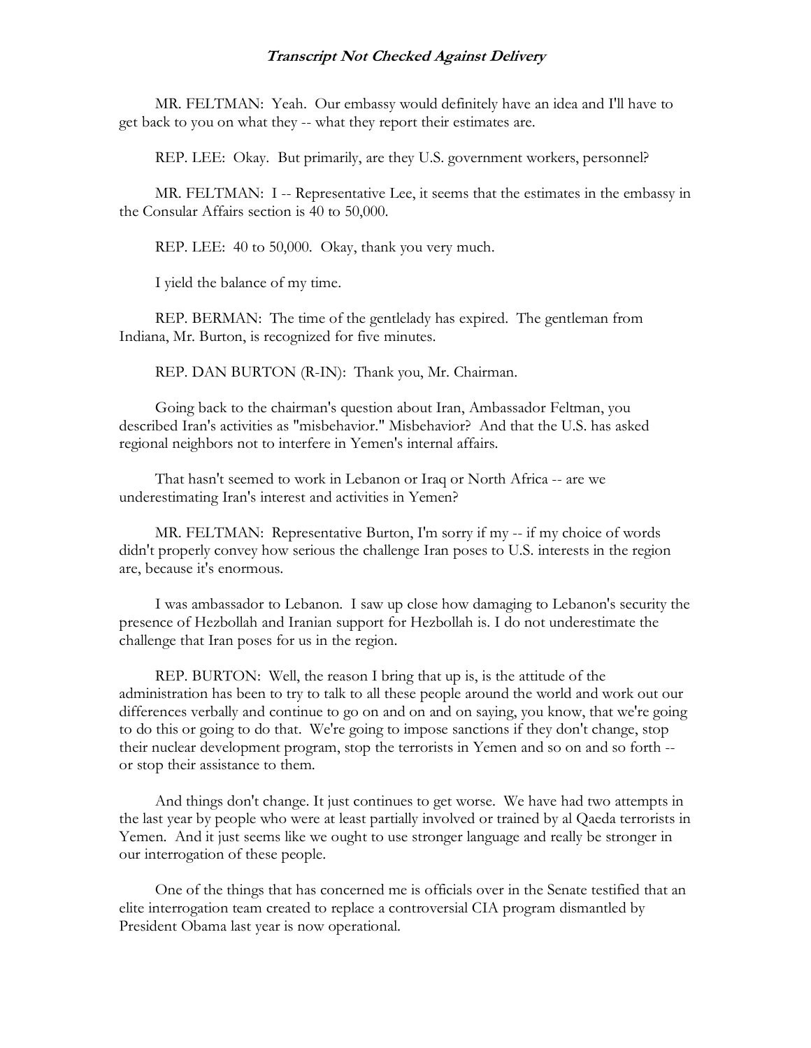MR. FELTMAN: Yeah. Our embassy would definitely have an idea and I'll have to get back to you on what they -- what they report their estimates are.

REP. LEE: Okay. But primarily, are they U.S. government workers, personnel?

MR. FELTMAN: I -- Representative Lee, it seems that the estimates in the embassy in the Consular Affairs section is 40 to 50,000.

REP. LEE: 40 to 50,000. Okay, thank you very much.

I yield the balance of my time.

REP. BERMAN: The time of the gentlelady has expired. The gentleman from Indiana, Mr. Burton, is recognized for five minutes.

REP. DAN BURTON (R-IN): Thank you, Mr. Chairman.

Going back to the chairman's question about Iran, Ambassador Feltman, you described Iran's activities as "misbehavior." Misbehavior? And that the U.S. has asked regional neighbors not to interfere in Yemen's internal affairs.

That hasn't seemed to work in Lebanon or Iraq or North Africa -- are we underestimating Iran's interest and activities in Yemen?

MR. FELTMAN: Representative Burton, I'm sorry if my -- if my choice of words didn't properly convey how serious the challenge Iran poses to U.S. interests in the region are, because it's enormous.

I was ambassador to Lebanon. I saw up close how damaging to Lebanon's security the presence of Hezbollah and Iranian support for Hezbollah is. I do not underestimate the challenge that Iran poses for us in the region.

REP. BURTON: Well, the reason I bring that up is, is the attitude of the administration has been to try to talk to all these people around the world and work out our differences verbally and continue to go on and on and on saying, you know, that we're going to do this or going to do that. We're going to impose sanctions if they don't change, stop their nuclear development program, stop the terrorists in Yemen and so on and so forth -- or stop their assistance to them.

And things don't change. It just continues to get worse. We have had two attempts in the last year by people who were at least partially involved or trained by al Qaeda terrorists in Yemen. And it just seems like we ought to use stronger language and really be stronger in our interrogation of these people.

One of the things that has concerned me is officials over in the Senate testified that an elite interrogation team created to replace a controversial CIA program dismantled by President Obama last year is now operational.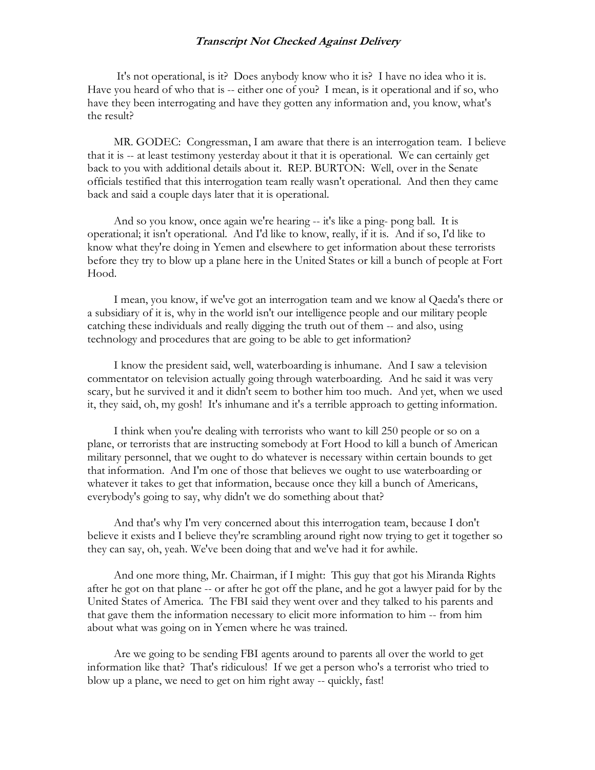It's not operational, is it? Does anybody know who it is? I have no idea who it is. Have you heard of who that is -- either one of you? I mean, is it operational and if so, who have they been interrogating and have they gotten any information and, you know, what's the result?

MR. GODEC: Congressman, I am aware that there is an interrogation team. I believe that it is -- at least testimony yesterday about it that it is operational. We can certainly get back to you with additional details about it. REP. BURTON: Well, over in the Senate officials testified that this interrogation team really wasn't operational. And then they came back and said a couple days later that it is operational.

And so you know, once again we're hearing -- it's like a ping- pong ball. It is operational; it isn't operational. And I'd like to know, really, if it is. And if so, I'd like to know what they're doing in Yemen and elsewhere to get information about these terrorists before they try to blow up a plane here in the United States or kill a bunch of people at Fort Hood.

I mean, you know, if we've got an interrogation team and we know al Qaeda's there or a subsidiary of it is, why in the world isn't our intelligence people and our military people catching these individuals and really digging the truth out of them -- and also, using technology and procedures that are going to be able to get information?

I know the president said, well, waterboarding is inhumane. And I saw a television commentator on television actually going through waterboarding. And he said it was very scary, but he survived it and it didn't seem to bother him too much. And yet, when we used it, they said, oh, my gosh! It's inhumane and it's a terrible approach to getting information.

I think when you're dealing with terrorists who want to kill 250 people or so on a plane, or terrorists that are instructing somebody at Fort Hood to kill a bunch of American military personnel, that we ought to do whatever is necessary within certain bounds to get that information. And I'm one of those that believes we ought to use waterboarding or whatever it takes to get that information, because once they kill a bunch of Americans, everybody's going to say, why didn't we do something about that?

And that's why I'm very concerned about this interrogation team, because I don't believe it exists and I believe they're scrambling around right now trying to get it together so they can say, oh, yeah. We've been doing that and we've had it for awhile.

And one more thing, Mr. Chairman, if I might: This guy that got his Miranda Rights after he got on that plane -- or after he got off the plane, and he got a lawyer paid for by the United States of America. The FBI said they went over and they talked to his parents and that gave them the information necessary to elicit more information to him -- from him about what was going on in Yemen where he was trained.

Are we going to be sending FBI agents around to parents all over the world to get information like that? That's ridiculous! If we get a person who's a terrorist who tried to blow up a plane, we need to get on him right away -- quickly, fast!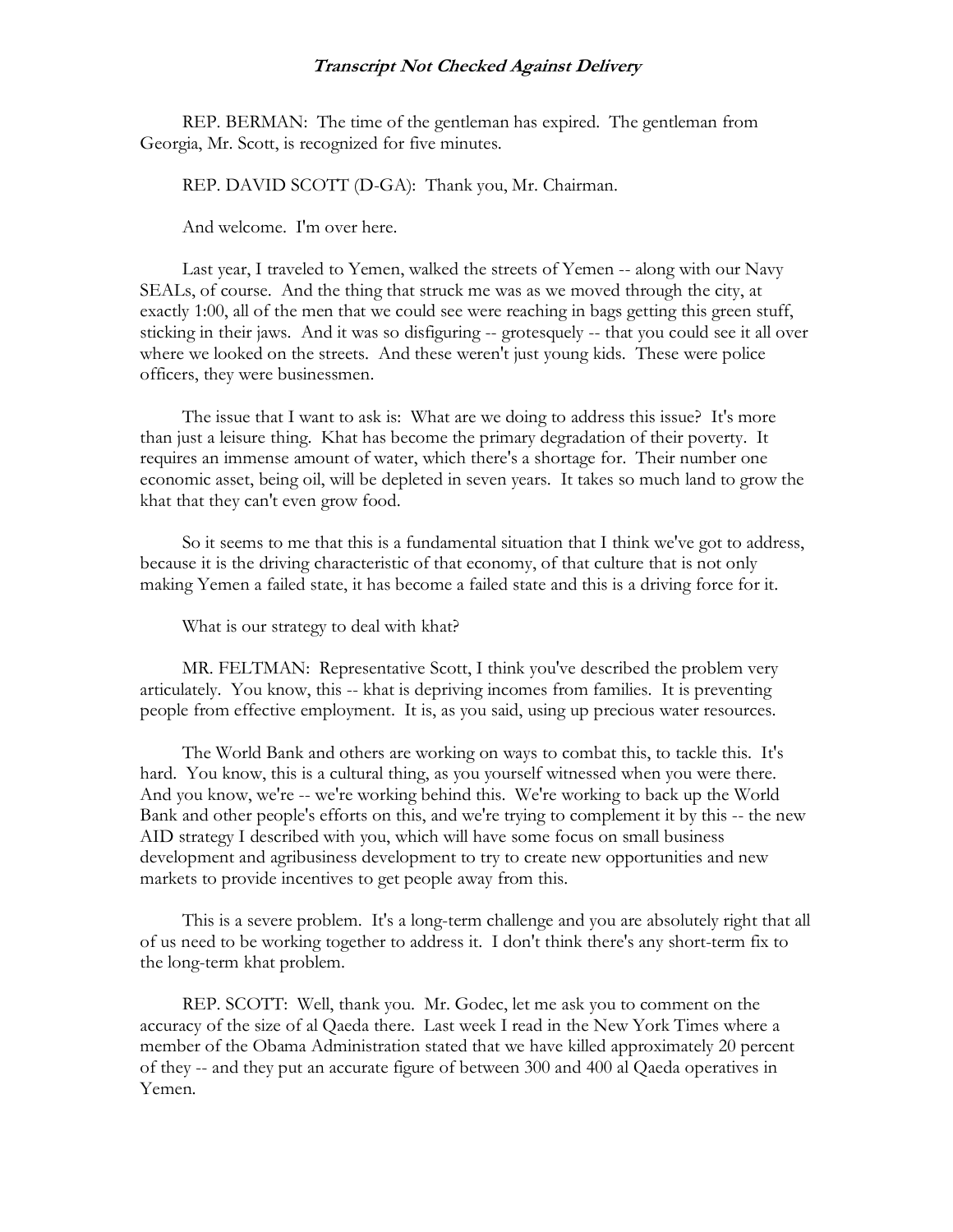REP. BERMAN: The time of the gentleman has expired. The gentleman from Georgia, Mr. Scott, is recognized for five minutes.

REP. DAVID SCOTT (D-GA): Thank you, Mr. Chairman.

And welcome. I'm over here.

Last year, I traveled to Yemen, walked the streets of Yemen -- along with our Navy SEALs, of course. And the thing that struck me was as we moved through the city, at exactly 1:00, all of the men that we could see were reaching in bags getting this green stuff, sticking in their jaws. And it was so disfiguring -- grotesquely -- that you could see it all over where we looked on the streets. And these weren't just young kids. These were police officers, they were businessmen.

The issue that I want to ask is: What are we doing to address this issue? It's more than just a leisure thing. Khat has become the primary degradation of their poverty. It requires an immense amount of water, which there's a shortage for. Their number one economic asset, being oil, will be depleted in seven years. It takes so much land to grow the khat that they can't even grow food.

So it seems to me that this is a fundamental situation that I think we've got to address, because it is the driving characteristic of that economy, of that culture that is not only making Yemen a failed state, it has become a failed state and this is a driving force for it.

What is our strategy to deal with khat?

MR. FELTMAN: Representative Scott, I think you've described the problem very articulately. You know, this -- khat is depriving incomes from families. It is preventing people from effective employment. It is, as you said, using up precious water resources.

The World Bank and others are working on ways to combat this, to tackle this. It's hard. You know, this is a cultural thing, as you yourself witnessed when you were there. And you know, we're -- we're working behind this. We're working to back up the World Bank and other people's efforts on this, and we're trying to complement it by this -- the new AID strategy I described with you, which will have some focus on small business development and agribusiness development to try to create new opportunities and new markets to provide incentives to get people away from this.

This is a severe problem. It's a long-term challenge and you are absolutely right that all of us need to be working together to address it. I don't think there's any short-term fix to the long-term khat problem.

REP. SCOTT: Well, thank you. Mr. Godec, let me ask you to comment on the accuracy of the size of al Qaeda there. Last week I read in the New York Times where a member of the Obama Administration stated that we have killed approximately 20 percent of they -- and they put an accurate figure of between 300 and 400 al Qaeda operatives in Yemen.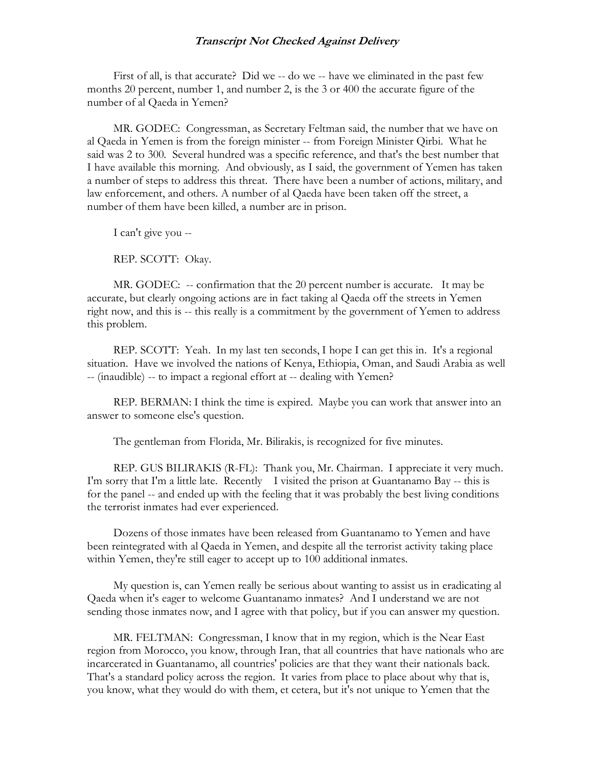First of all, is that accurate? Did we -- do we -- have we eliminated in the past few months 20 percent, number 1, and number 2, is the 3 or 400 the accurate figure of the number of al Qaeda in Yemen?

MR. GODEC: Congressman, as Secretary Feltman said, the number that we have on al Qaeda in Yemen is from the foreign minister -- from Foreign Minister Qirbi. What he said was 2 to 300. Several hundred was a specific reference, and that's the best number that I have available this morning. And obviously, as I said, the government of Yemen has taken a number of steps to address this threat. There have been a number of actions, military, and law enforcement, and others. A number of al Qaeda have been taken off the street, a number of them have been killed, a number are in prison.

I can't give you --

REP. SCOTT: Okay.

MR. GODEC: -- confirmation that the 20 percent number is accurate. It may be accurate, but clearly ongoing actions are in fact taking al Qaeda off the streets in Yemen right now, and this is -- this really is a commitment by the government of Yemen to address this problem.

REP. SCOTT: Yeah. In my last ten seconds, I hope I can get this in. It's a regional situation. Have we involved the nations of Kenya, Ethiopia, Oman, and Saudi Arabia as well -- (inaudible) -- to impact a regional effort at -- dealing with Yemen?

REP. BERMAN: I think the time is expired. Maybe you can work that answer into an answer to someone else's question.

The gentleman from Florida, Mr. Bilirakis, is recognized for five minutes.

REP. GUS BILIRAKIS (R-FL): Thank you, Mr. Chairman. I appreciate it very much. I'm sorry that I'm a little late. Recently I visited the prison at Guantanamo Bay -- this is for the panel -- and ended up with the feeling that it was probably the best living conditions the terrorist inmates had ever experienced.

Dozens of those inmates have been released from Guantanamo to Yemen and have been reintegrated with al Qaeda in Yemen, and despite all the terrorist activity taking place within Yemen, they're still eager to accept up to 100 additional inmates.

My question is, can Yemen really be serious about wanting to assist us in eradicating al Qaeda when it's eager to welcome Guantanamo inmates? And I understand we are not sending those inmates now, and I agree with that policy, but if you can answer my question.

MR. FELTMAN: Congressman, I know that in my region, which is the Near East region from Morocco, you know, through Iran, that all countries that have nationals who are incarcerated in Guantanamo, all countries' policies are that they want their nationals back. That's a standard policy across the region. It varies from place to place about why that is, you know, what they would do with them, et cetera, but it's not unique to Yemen that the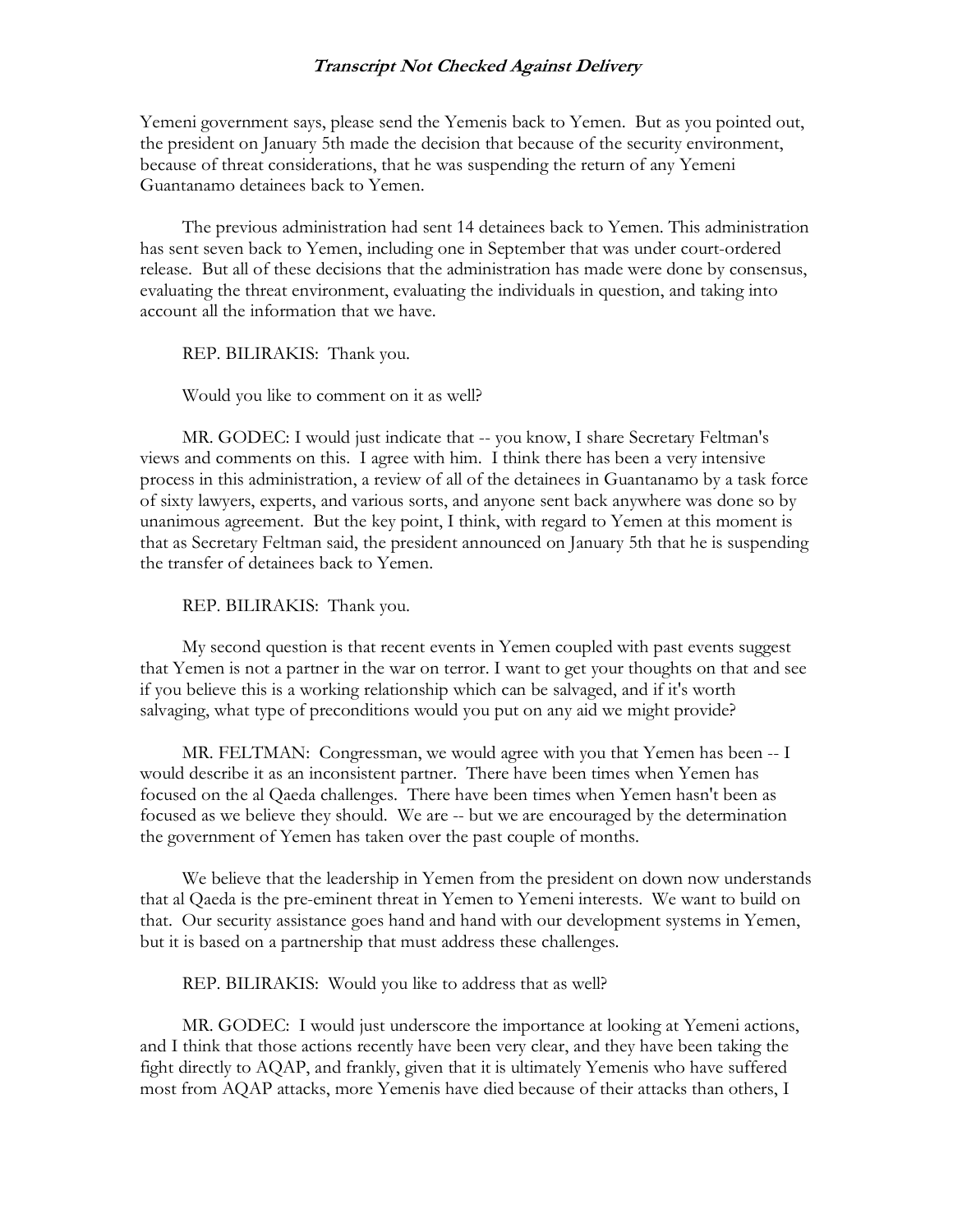Yemeni government says, please send the Yemenis back to Yemen. But as you pointed out, the president on January 5th made the decision that because of the security environment, because of threat considerations, that he was suspending the return of any Yemeni Guantanamo detainees back to Yemen.

The previous administration had sent 14 detainees back to Yemen. This administration has sent seven back to Yemen, including one in September that was under court-ordered release. But all of these decisions that the administration has made were done by consensus, evaluating the threat environment, evaluating the individuals in question, and taking into account all the information that we have.

REP. BILIRAKIS: Thank you.

Would you like to comment on it as well?

MR. GODEC: I would just indicate that -- you know, I share Secretary Feltman's views and comments on this. I agree with him. I think there has been a very intensive process in this administration, a review of all of the detainees in Guantanamo by a task force of sixty lawyers, experts, and various sorts, and anyone sent back anywhere was done so by unanimous agreement. But the key point, I think, with regard to Yemen at this moment is that as Secretary Feltman said, the president announced on January 5th that he is suspending the transfer of detainees back to Yemen.

REP. BILIRAKIS: Thank you.

My second question is that recent events in Yemen coupled with past events suggest that Yemen is not a partner in the war on terror. I want to get your thoughts on that and see if you believe this is a working relationship which can be salvaged, and if it's worth salvaging, what type of preconditions would you put on any aid we might provide?

MR. FELTMAN: Congressman, we would agree with you that Yemen has been -- I would describe it as an inconsistent partner. There have been times when Yemen has focused on the al Qaeda challenges. There have been times when Yemen hasn't been as focused as we believe they should. We are -- but we are encouraged by the determination the government of Yemen has taken over the past couple of months.

We believe that the leadership in Yemen from the president on down now understands that al Qaeda is the pre-eminent threat in Yemen to Yemeni interests. We want to build on that. Our security assistance goes hand and hand with our development systems in Yemen, but it is based on a partnership that must address these challenges.

REP. BILIRAKIS: Would you like to address that as well?

MR. GODEC: I would just underscore the importance at looking at Yemeni actions, and I think that those actions recently have been very clear, and they have been taking the fight directly to AQAP, and frankly, given that it is ultimately Yemenis who have suffered most from AQAP attacks, more Yemenis have died because of their attacks than others, I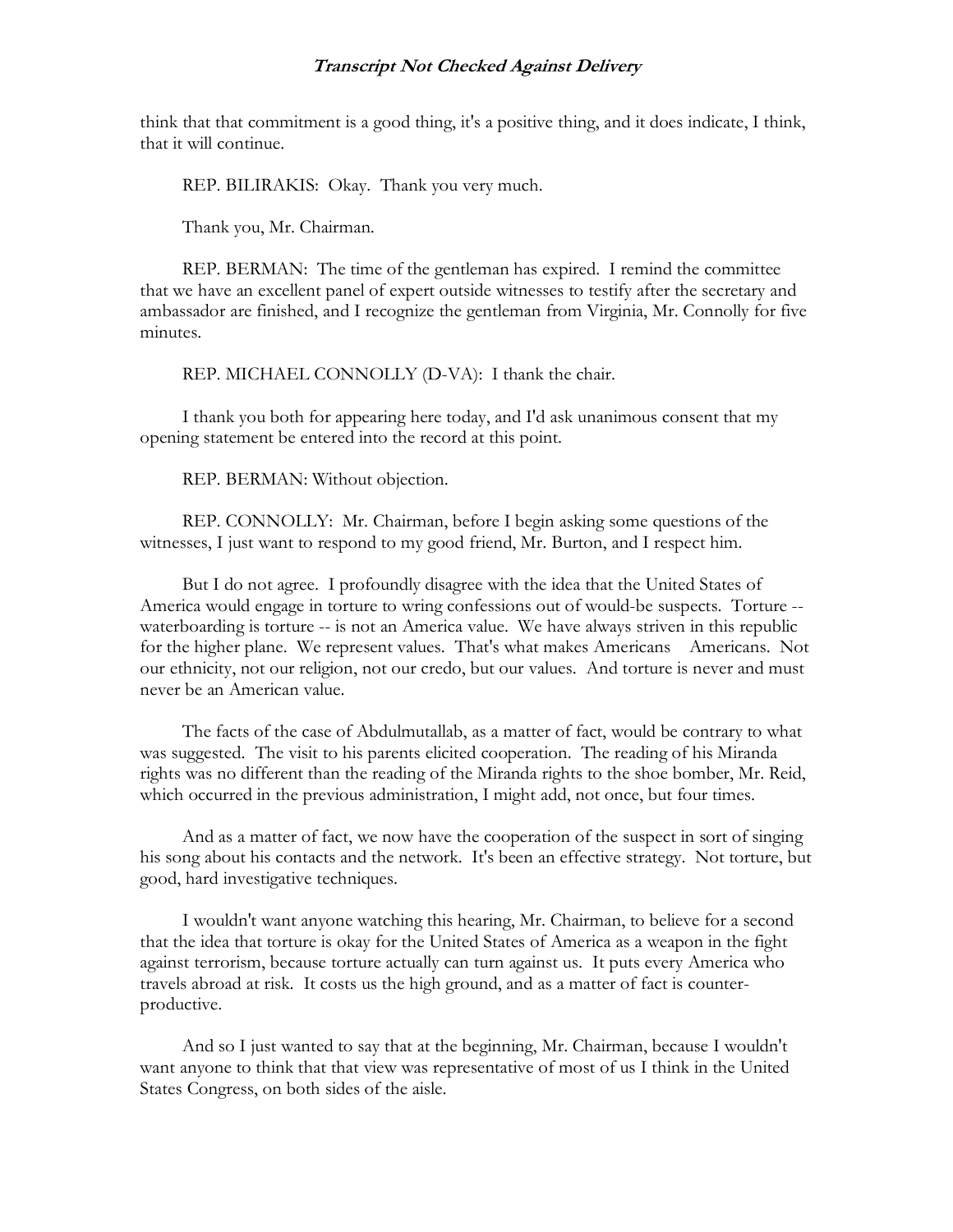think that that commitment is a good thing, it's a positive thing, and it does indicate, I think, that it will continue.

REP. BILIRAKIS: Okay. Thank you very much.

Thank you, Mr. Chairman.

REP. BERMAN: The time of the gentleman has expired. I remind the committee that we have an excellent panel of expert outside witnesses to testify after the secretary and ambassador are finished, and I recognize the gentleman from Virginia, Mr. Connolly for five minutes.

REP. MICHAEL CONNOLLY (D-VA): I thank the chair.

I thank you both for appearing here today, and I'd ask unanimous consent that my opening statement be entered into the record at this point.

REP. BERMAN: Without objection.

REP. CONNOLLY: Mr. Chairman, before I begin asking some questions of the witnesses, I just want to respond to my good friend, Mr. Burton, and I respect him.

But I do not agree. I profoundly disagree with the idea that the United States of America would engage in torture to wring confessions out of would-be suspects. Torture -- waterboarding is torture -- is not an America value. We have always striven in this republic for the higher plane. We represent values. That's what makes Americans Americans. Not our ethnicity, not our religion, not our credo, but our values. And torture is never and must never be an American value.

The facts of the case of Abdulmutallab, as a matter of fact, would be contrary to what was suggested. The visit to his parents elicited cooperation. The reading of his Miranda rights was no different than the reading of the Miranda rights to the shoe bomber, Mr. Reid, which occurred in the previous administration, I might add, not once, but four times.

And as a matter of fact, we now have the cooperation of the suspect in sort of singing his song about his contacts and the network. It's been an effective strategy. Not torture, but good, hard investigative techniques.

I wouldn't want anyone watching this hearing, Mr. Chairman, to believe for a second that the idea that torture is okay for the United States of America as a weapon in the fight against terrorism, because torture actually can turn against us. It puts every America who travels abroad at risk. It costs us the high ground, and as a matter of fact is counter-productive.

And so I just wanted to say that at the beginning, Mr. Chairman, because I wouldn't want anyone to think that that view was representative of most of us I think in the United States Congress, on both sides of the aisle.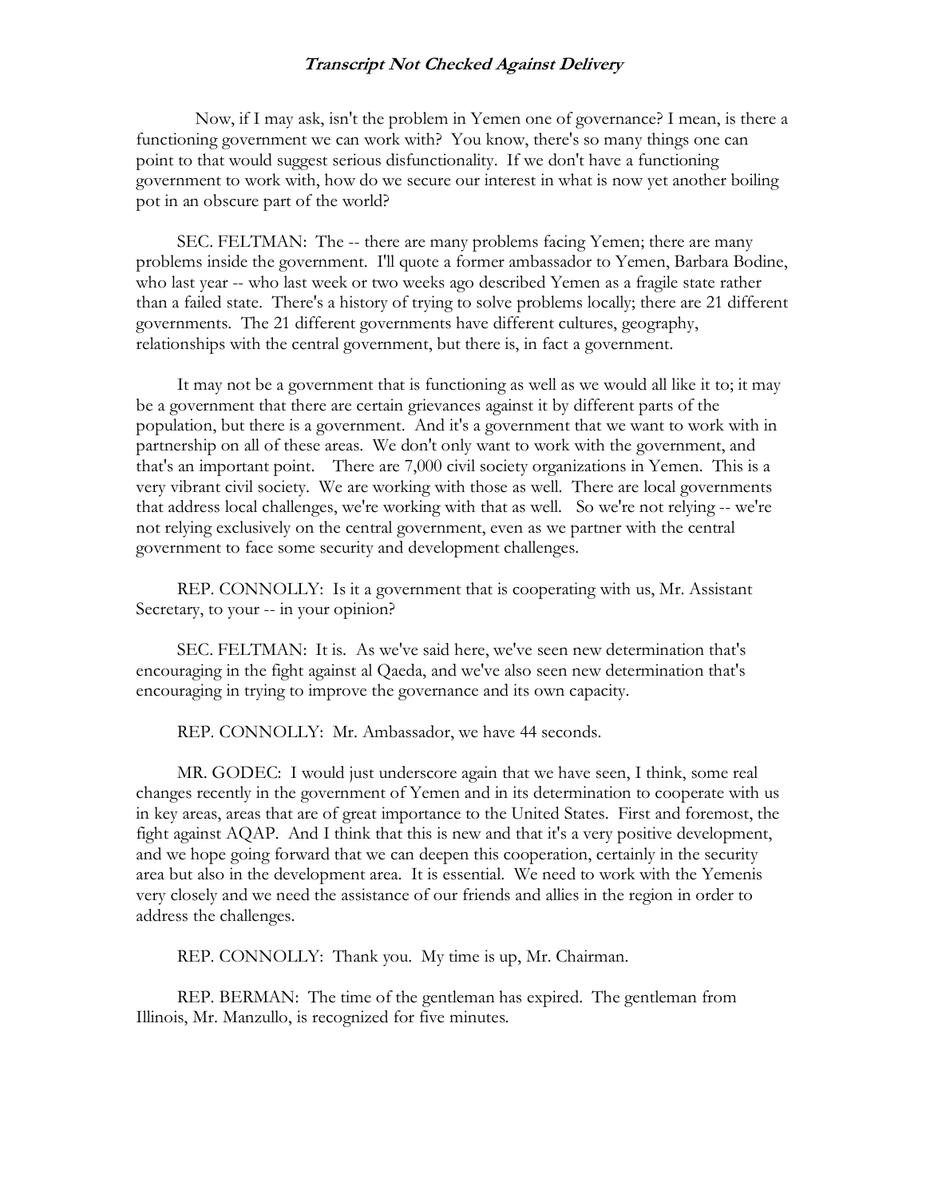Now, if I may ask, isn't the problem in Yemen one of governance? I mean, is there a functioning government we can work with? You know, there's so many things one can point to that would suggest serious disfunctionality. If we don't have a functioning government to work with, how do we secure our interest in what is now yet another boiling pot in an obscure part of the world?

SEC. FELTMAN: The -- there are many problems facing Yemen; there are many problems inside the government. I'll quote a former ambassador to Yemen, Barbara Bodine, who last year -- who last week or two weeks ago described Yemen as a fragile state rather than a failed state. There's a history of trying to solve problems locally; there are 21 different governments. The 21 different governments have different cultures, geography, relationships with the central government, but there is, in fact a government.

It may not be a government that is functioning as well as we would all like it to; it may be a government that there are certain grievances against it by different parts of the population, but there is a government. And it's a government that we want to work with in partnership on all of these areas. We don't only want to work with the government, and that's an important point. There are 7,000 civil society organizations in Yemen. This is a very vibrant civil society. We are working with those as well. There are local governments that address local challenges, we're working with that as well. So we're not relying -- we're not relying exclusively on the central government, even as we partner with the central government to face some security and development challenges.

REP. CONNOLLY: Is it a government that is cooperating with us, Mr. Assistant Secretary, to your -- in your opinion?

SEC. FELTMAN: It is. As we've said here, we've seen new determination that's encouraging in the fight against al Qaeda, and we've also seen new determination that's encouraging in trying to improve the governance and its own capacity.

REP. CONNOLLY: Mr. Ambassador, we have 44 seconds.

MR. GODEC: I would just underscore again that we have seen, I think, some real changes recently in the government of Yemen and in its determination to cooperate with us in key areas, areas that are of great importance to the United States. First and foremost, the fight against AQAP. And I think that this is new and that it's a very positive development, and we hope going forward that we can deepen this cooperation, certainly in the security area but also in the development area. It is essential. We need to work with the Yemenis very closely and we need the assistance of our friends and allies in the region in order to address the challenges.

REP. CONNOLLY: Thank you. My time is up, Mr. Chairman.

REP. BERMAN: The time of the gentleman has expired. The gentleman from Illinois, Mr. Manzullo, is recognized for five minutes.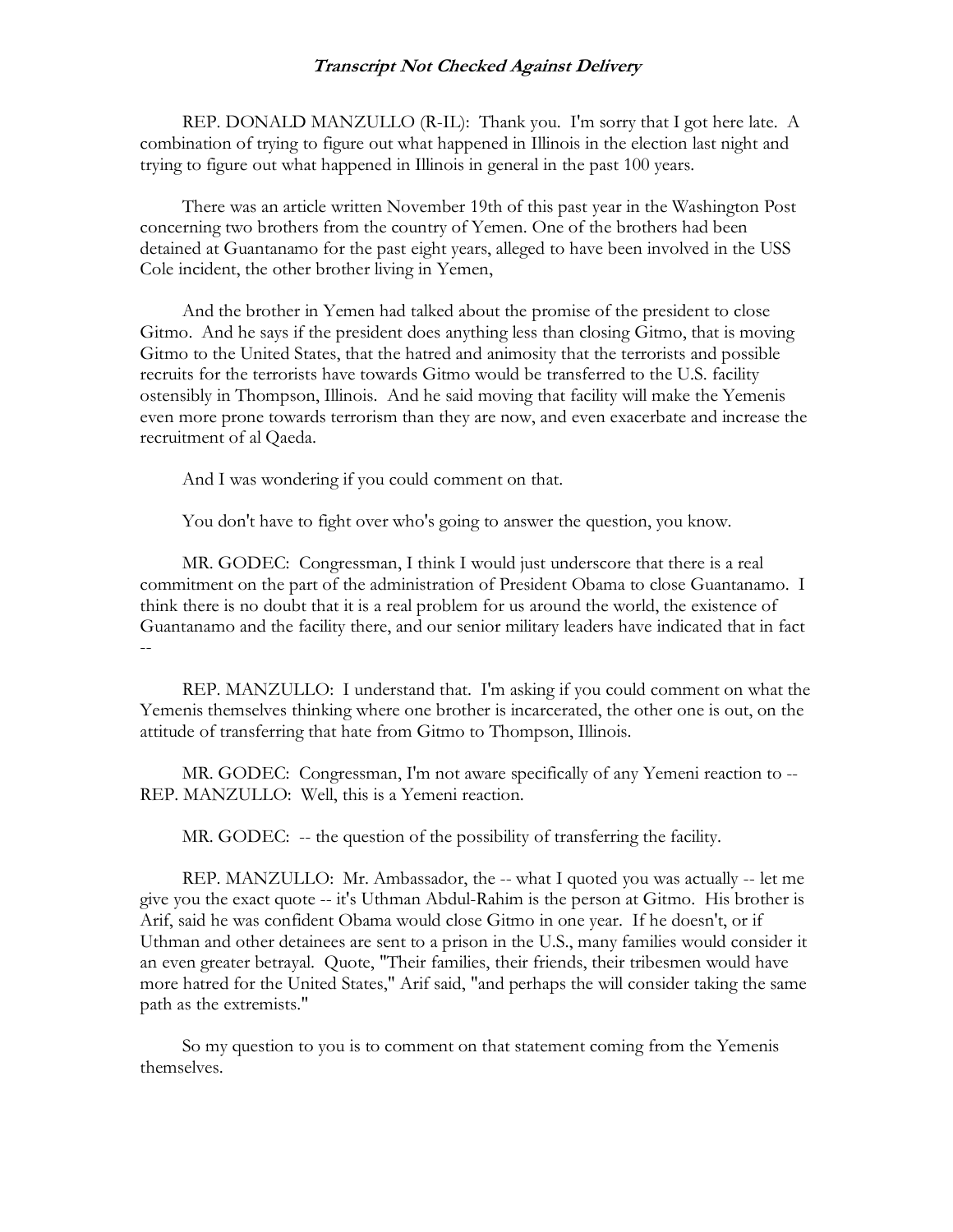REP. DONALD MANZULLO (R-IL): Thank you. I'm sorry that I got here late. A combination of trying to figure out what happened in Illinois in the election last night and trying to figure out what happened in Illinois in general in the past 100 years.

There was an article written November 19th of this past year in the Washington Post concerning two brothers from the country of Yemen. One of the brothers had been detained at Guantanamo for the past eight years, alleged to have been involved in the USS Cole incident, the other brother living in Yemen,

And the brother in Yemen had talked about the promise of the president to close Gitmo. And he says if the president does anything less than closing Gitmo, that is moving Gitmo to the United States, that the hatred and animosity that the terrorists and possible recruits for the terrorists have towards Gitmo would be transferred to the U.S. facility ostensibly in Thompson, Illinois. And he said moving that facility will make the Yemenis even more prone towards terrorism than they are now, and even exacerbate and increase the recruitment of al Qaeda.

And I was wondering if you could comment on that.

You don't have to fight over who's going to answer the question, you know.

MR. GODEC: Congressman, I think I would just underscore that there is a real commitment on the part of the administration of President Obama to close Guantanamo. I think there is no doubt that it is a real problem for us around the world, the existence of Guantanamo and the facility there, and our senior military leaders have indicated that in fact --

REP. MANZULLO: I understand that. I'm asking if you could comment on what the Yemenis themselves thinking where one brother is incarcerated, the other one is out, on the attitude of transferring that hate from Gitmo to Thompson, Illinois.

MR. GODEC: Congressman, I'm not aware specifically of any Yemeni reaction to --
REP. MANZULLO: Well, this is a Yemeni reaction.

MR. GODEC: -- the question of the possibility of transferring the facility.

REP. MANZULLO: Mr. Ambassador, the -- what I quoted you was actually -- let me give you the exact quote -- it's Uthman Abdul-Rahim is the person at Gitmo. His brother is Arif, said he was confident Obama would close Gitmo in one year. If he doesn't, or if Uthman and other detainees are sent to a prison in the U.S., many families would consider it an even greater betrayal. Quote, "Their families, their friends, their tribesmen would have more hatred for the United States," Arif said, "and perhaps the will consider taking the same path as the extremists."

So my question to you is to comment on that statement coming from the Yemenis themselves.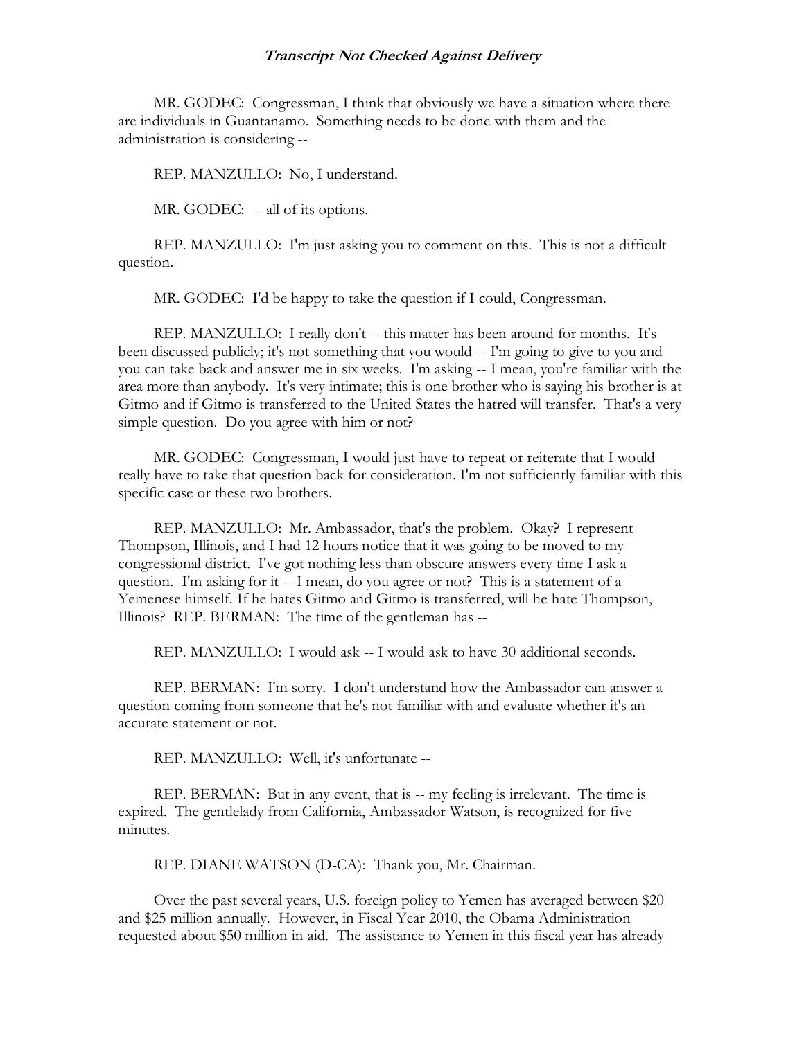MR. GODEC: Congressman, I think that obviously we have a situation where there are individuals in Guantanamo. Something needs to be done with them and the administration is considering --

REP. MANZULLO: No, I understand.

MR. GODEC: -- all of its options.

REP. MANZULLO: I'm just asking you to comment on this. This is not a difficult question.

MR. GODEC: I'd be happy to take the question if I could, Congressman.

REP. MANZULLO: I really don't -- this matter has been around for months. It's been discussed publicly; it's not something that you would -- I'm going to give to you and you can take back and answer me in six weeks. I'm asking -- I mean, you're familiar with the area more than anybody. It's very intimate; this is one brother who is saying his brother is at Gitmo and if Gitmo is transferred to the United States the hatred will transfer. That's a very simple question. Do you agree with him or not?

MR. GODEC: Congressman, I would just have to repeat or reiterate that I would really have to take that question back for consideration. I'm not sufficiently familiar with this specific case or these two brothers.

REP. MANZULLO: Mr. Ambassador, that's the problem. Okay? I represent Thompson, Illinois, and I had 12 hours notice that it was going to be moved to my congressional district. I've got nothing less than obscure answers every time I ask a question. I'm asking for it -- I mean, do you agree or not? This is a statement of a Yemenese himself. If he hates Gitmo and Gitmo is transferred, will he hate Thompson, Illinois? REP. BERMAN: The time of the gentleman has --

REP. MANZULLO: I would ask -- I would ask to have 30 additional seconds.

REP. BERMAN: I'm sorry. I don't understand how the Ambassador can answer a question coming from someone that he's not familiar with and evaluate whether it's an accurate statement or not.

REP. MANZULLO: Well, it's unfortunate --

REP. BERMAN: But in any event, that is -- my feeling is irrelevant. The time is expired. The gentlelady from California, Ambassador Watson, is recognized for five minutes.

REP. DIANE WATSON (D-CA): Thank you, Mr. Chairman.

Over the past several years, U.S. foreign policy to Yemen has averaged between $20 and $25 million annually. However, in Fiscal Year 2010, the Obama Administration requested about $50 million in aid. The assistance to Yemen in this fiscal year has already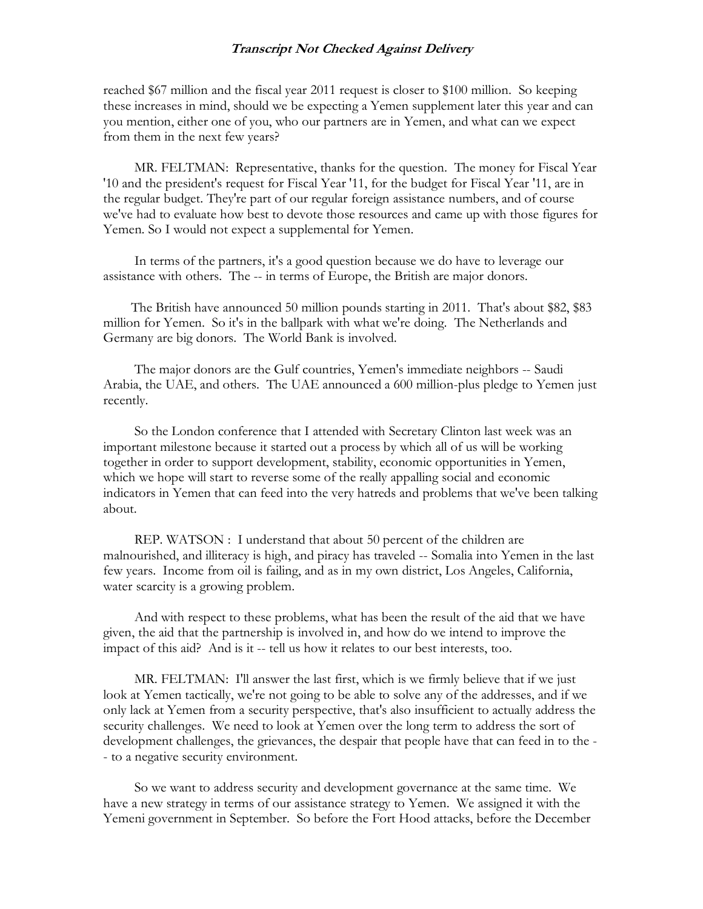reached $67 million and the fiscal year 2011 request is closer to $100 million. So keeping these increases in mind, should we be expecting a Yemen supplement later this year and can you mention, either one of you, who our partners are in Yemen, and what can we expect from them in the next few years?

MR. FELTMAN: Representative, thanks for the question. The money for Fiscal Year '10 and the president's request for Fiscal Year '11, for the budget for Fiscal Year '11, are in the regular budget. They're part of our regular foreign assistance numbers, and of course we've had to evaluate how best to devote those resources and came up with those figures for Yemen. So I would not expect a supplemental for Yemen.

In terms of the partners, it's a good question because we do have to leverage our assistance with others. The -- in terms of Europe, the British are major donors.

The British have announced 50 million pounds starting in 2011. That's about $82, $83 million for Yemen. So it's in the ballpark with what we're doing. The Netherlands and Germany are big donors. The World Bank is involved.

The major donors are the Gulf countries, Yemen's immediate neighbors -- Saudi Arabia, the UAE, and others. The UAE announced a 600 million-plus pledge to Yemen just recently.

So the London conference that I attended with Secretary Clinton last week was an important milestone because it started out a process by which all of us will be working together in order to support development, stability, economic opportunities in Yemen, which we hope will start to reverse some of the really appalling social and economic indicators in Yemen that can feed into the very hatreds and problems that we've been talking about.

REP. WATSON : I understand that about 50 percent of the children are malnourished, and illiteracy is high, and piracy has traveled -- Somalia into Yemen in the last few years. Income from oil is failing, and as in my own district, Los Angeles, California, water scarcity is a growing problem.

And with respect to these problems, what has been the result of the aid that we have given, the aid that the partnership is involved in, and how do we intend to improve the impact of this aid? And is it -- tell us how it relates to our best interests, too.

MR. FELTMAN: I'll answer the last first, which is we firmly believe that if we just look at Yemen tactically, we're not going to be able to solve any of the addresses, and if we only lack at Yemen from a security perspective, that's also insufficient to actually address the security challenges. We need to look at Yemen over the long term to address the sort of development challenges, the grievances, the despair that people have that can feed in to the -- to a negative security environment.

So we want to address security and development governance at the same time. We have a new strategy in terms of our assistance strategy to Yemen. We assigned it with the Yemeni government in September. So before the Fort Hood attacks, before the December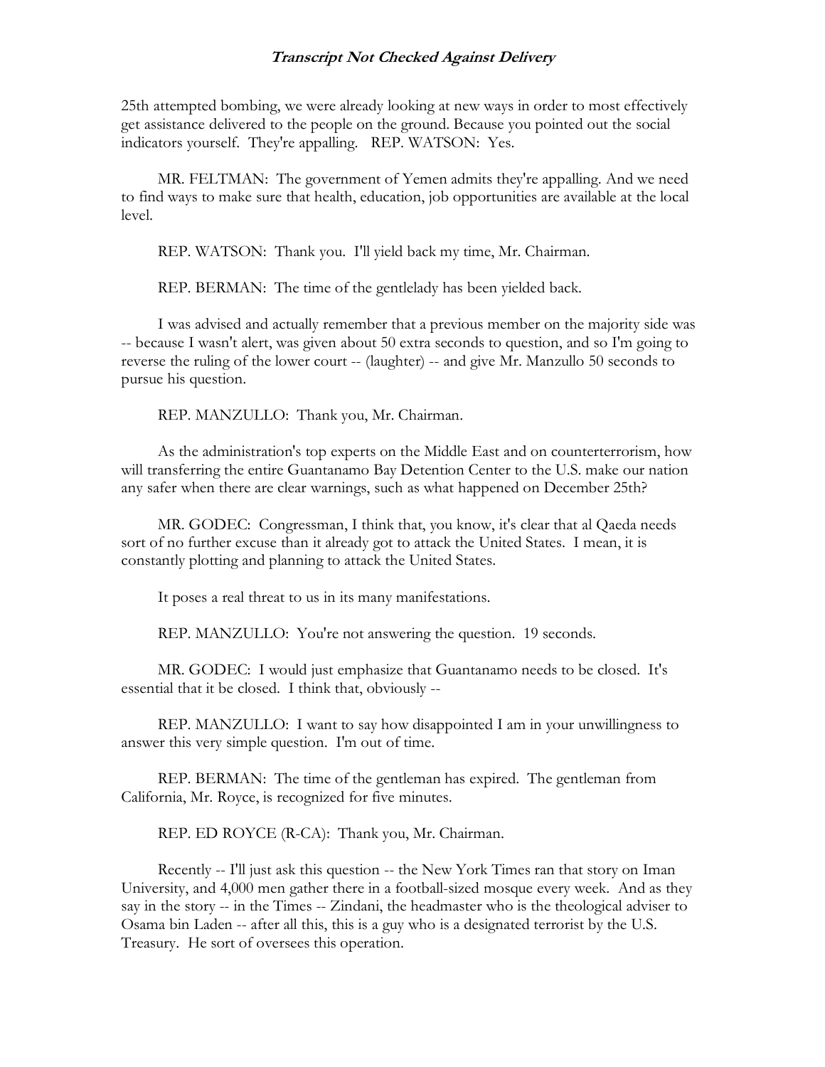25th attempted bombing, we were already looking at new ways in order to most effectively get assistance delivered to the people on the ground. Because you pointed out the social indicators yourself. They're appalling. REP. WATSON: Yes.

MR. FELTMAN: The government of Yemen admits they're appalling. And we need to find ways to make sure that health, education, job opportunities are available at the local level.

REP. WATSON: Thank you. I'll yield back my time, Mr. Chairman.

REP. BERMAN: The time of the gentlelady has been yielded back.

I was advised and actually remember that a previous member on the majority side was -- because I wasn't alert, was given about 50 extra seconds to question, and so I'm going to reverse the ruling of the lower court -- (laughter) -- and give Mr. Manzullo 50 seconds to pursue his question.

REP. MANZULLO: Thank you, Mr. Chairman.

As the administration's top experts on the Middle East and on counterterrorism, how will transferring the entire Guantanamo Bay Detention Center to the U.S. make our nation any safer when there are clear warnings, such as what happened on December 25th?

MR. GODEC: Congressman, I think that, you know, it's clear that al Qaeda needs sort of no further excuse than it already got to attack the United States. I mean, it is constantly plotting and planning to attack the United States.

It poses a real threat to us in its many manifestations.

REP. MANZULLO: You're not answering the question. 19 seconds.

MR. GODEC: I would just emphasize that Guantanamo needs to be closed. It's essential that it be closed. I think that, obviously --

REP. MANZULLO: I want to say how disappointed I am in your unwillingness to answer this very simple question. I'm out of time.

REP. BERMAN: The time of the gentleman has expired. The gentleman from California, Mr. Royce, is recognized for five minutes.

REP. ED ROYCE (R-CA): Thank you, Mr. Chairman.

Recently -- I'll just ask this question -- the New York Times ran that story on Iman University, and 4,000 men gather there in a football-sized mosque every week. And as they say in the story -- in the Times -- Zindani, the headmaster who is the theological adviser to Osama bin Laden -- after all this, this is a guy who is a designated terrorist by the U.S. Treasury. He sort of oversees this operation.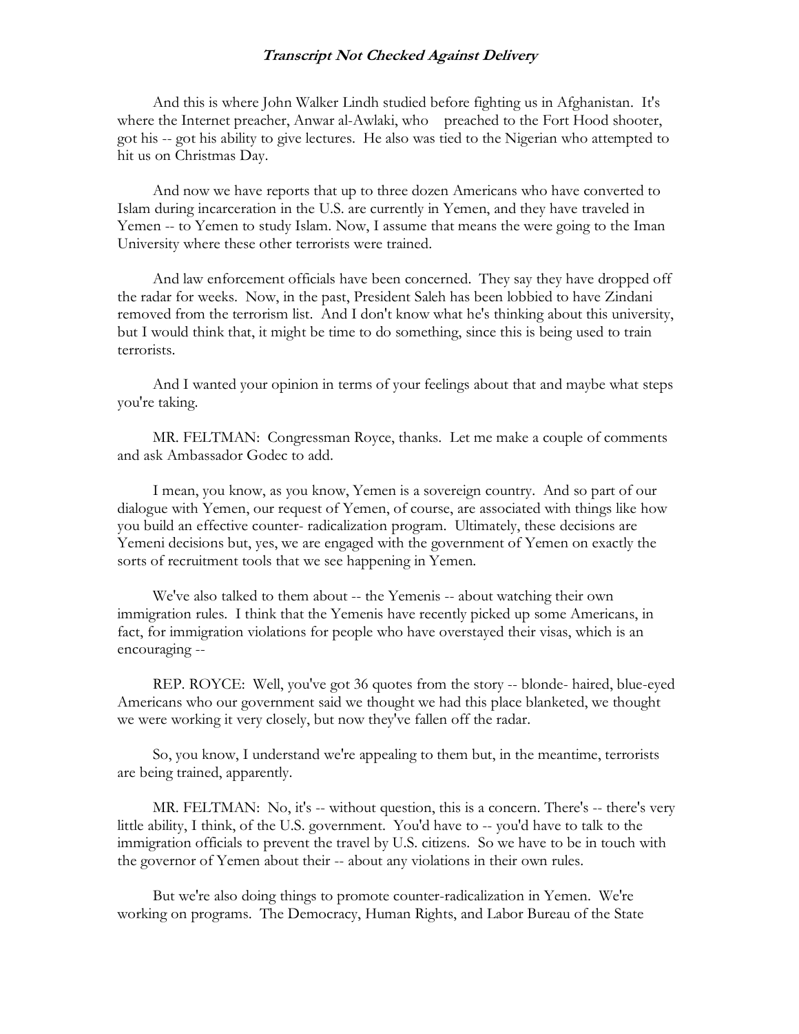And this is where John Walker Lindh studied before fighting us in Afghanistan. It's where the Internet preacher, Anwar al-Awlaki, who preached to the Fort Hood shooter, got his -- got his ability to give lectures. He also was tied to the Nigerian who attempted to hit us on Christmas Day.

And now we have reports that up to three dozen Americans who have converted to Islam during incarceration in the U.S. are currently in Yemen, and they have traveled in Yemen -- to Yemen to study Islam. Now, I assume that means the were going to the Iman University where these other terrorists were trained.

And law enforcement officials have been concerned. They say they have dropped off the radar for weeks. Now, in the past, President Saleh has been lobbied to have Zindani removed from the terrorism list. And I don't know what he's thinking about this university, but I would think that, it might be time to do something, since this is being used to train terrorists.

And I wanted your opinion in terms of your feelings about that and maybe what steps you're taking.

MR. FELTMAN: Congressman Royce, thanks. Let me make a couple of comments and ask Ambassador Godec to add.

I mean, you know, as you know, Yemen is a sovereign country. And so part of our dialogue with Yemen, our request of Yemen, of course, are associated with things like how you build an effective counter- radicalization program. Ultimately, these decisions are Yemeni decisions but, yes, we are engaged with the government of Yemen on exactly the sorts of recruitment tools that we see happening in Yemen.

We've also talked to them about -- the Yemenis -- about watching their own immigration rules. I think that the Yemenis have recently picked up some Americans, in fact, for immigration violations for people who have overstayed their visas, which is an encouraging --

REP. ROYCE: Well, you've got 36 quotes from the story -- blonde- haired, blue-eyed Americans who our government said we thought we had this place blanketed, we thought we were working it very closely, but now they've fallen off the radar.

So, you know, I understand we're appealing to them but, in the meantime, terrorists are being trained, apparently.

MR. FELTMAN: No, it's -- without question, this is a concern. There's -- there's very little ability, I think, of the U.S. government. You'd have to -- you'd have to talk to the immigration officials to prevent the travel by U.S. citizens. So we have to be in touch with the governor of Yemen about their -- about any violations in their own rules.

But we're also doing things to promote counter-radicalization in Yemen. We're working on programs. The Democracy, Human Rights, and Labor Bureau of the State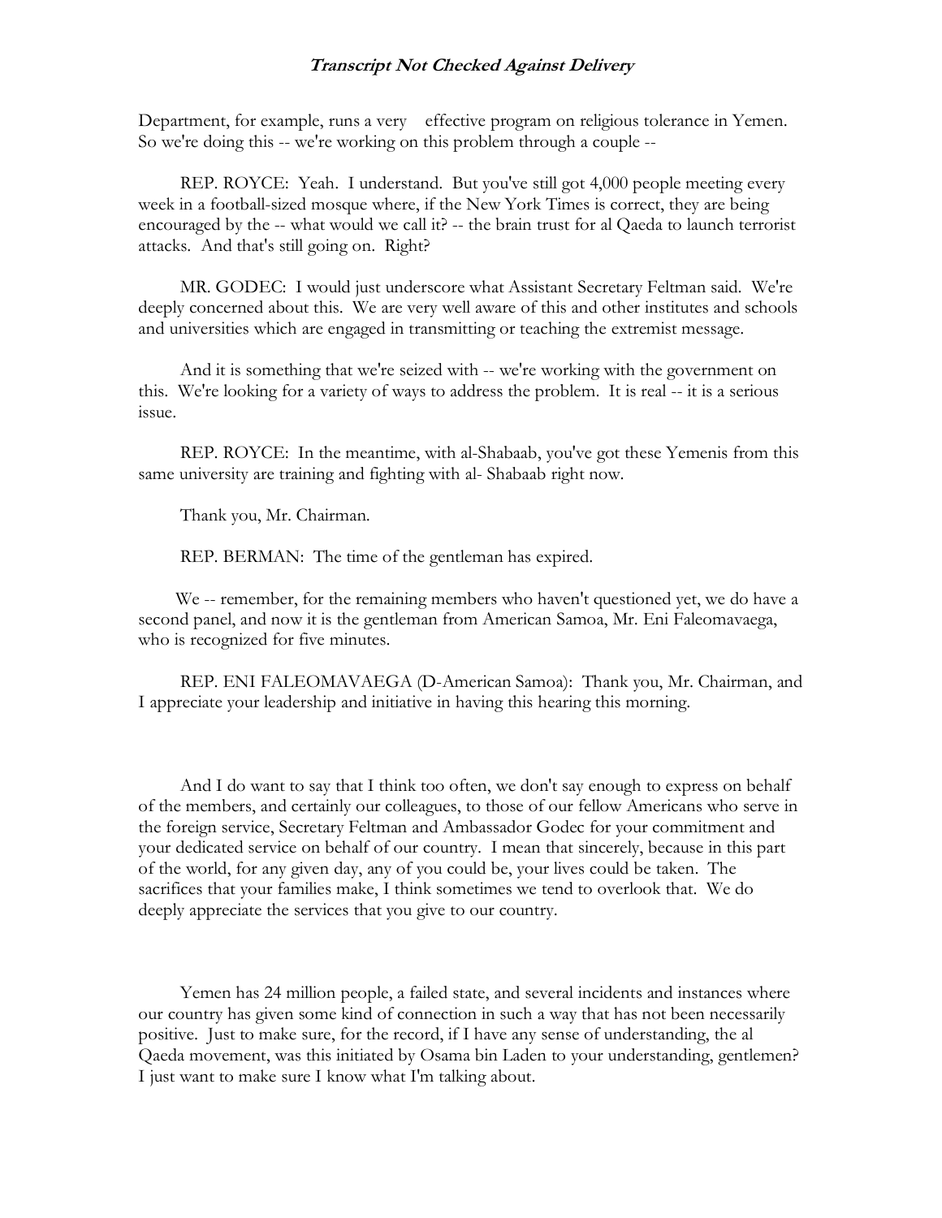Department, for example, runs a very effective program on religious tolerance in Yemen. So we're doing this -- we're working on this problem through a couple --

REP. ROYCE: Yeah. I understand. But you've still got 4,000 people meeting every week in a football-sized mosque where, if the New York Times is correct, they are being encouraged by the -- what would we call it? -- the brain trust for al Qaeda to launch terrorist attacks. And that's still going on. Right?

MR. GODEC: I would just underscore what Assistant Secretary Feltman said. We're deeply concerned about this. We are very well aware of this and other institutes and schools and universities which are engaged in transmitting or teaching the extremist message.

And it is something that we're seized with -- we're working with the government on this. We're looking for a variety of ways to address the problem. It is real -- it is a serious issue.

REP. ROYCE: In the meantime, with al-Shabaab, you've got these Yemenis from this same university are training and fighting with al- Shabaab right now.

Thank you, Mr. Chairman.

REP. BERMAN: The time of the gentleman has expired.

We -- remember, for the remaining members who haven't questioned yet, we do have a second panel, and now it is the gentleman from American Samoa, Mr. Eni Faleomavaega, who is recognized for five minutes.

REP. ENI FALEOMAVAEGA (D-American Samoa): Thank you, Mr. Chairman, and I appreciate your leadership and initiative in having this hearing this morning.

And I do want to say that I think too often, we don't say enough to express on behalf of the members, and certainly our colleagues, to those of our fellow Americans who serve in the foreign service, Secretary Feltman and Ambassador Godec for your commitment and your dedicated service on behalf of our country. I mean that sincerely, because in this part of the world, for any given day, any of you could be, your lives could be taken. The sacrifices that your families make, I think sometimes we tend to overlook that. We do deeply appreciate the services that you give to our country.

Yemen has 24 million people, a failed state, and several incidents and instances where our country has given some kind of connection in such a way that has not been necessarily positive. Just to make sure, for the record, if I have any sense of understanding, the al Qaeda movement, was this initiated by Osama bin Laden to your understanding, gentlemen? I just want to make sure I know what I'm talking about.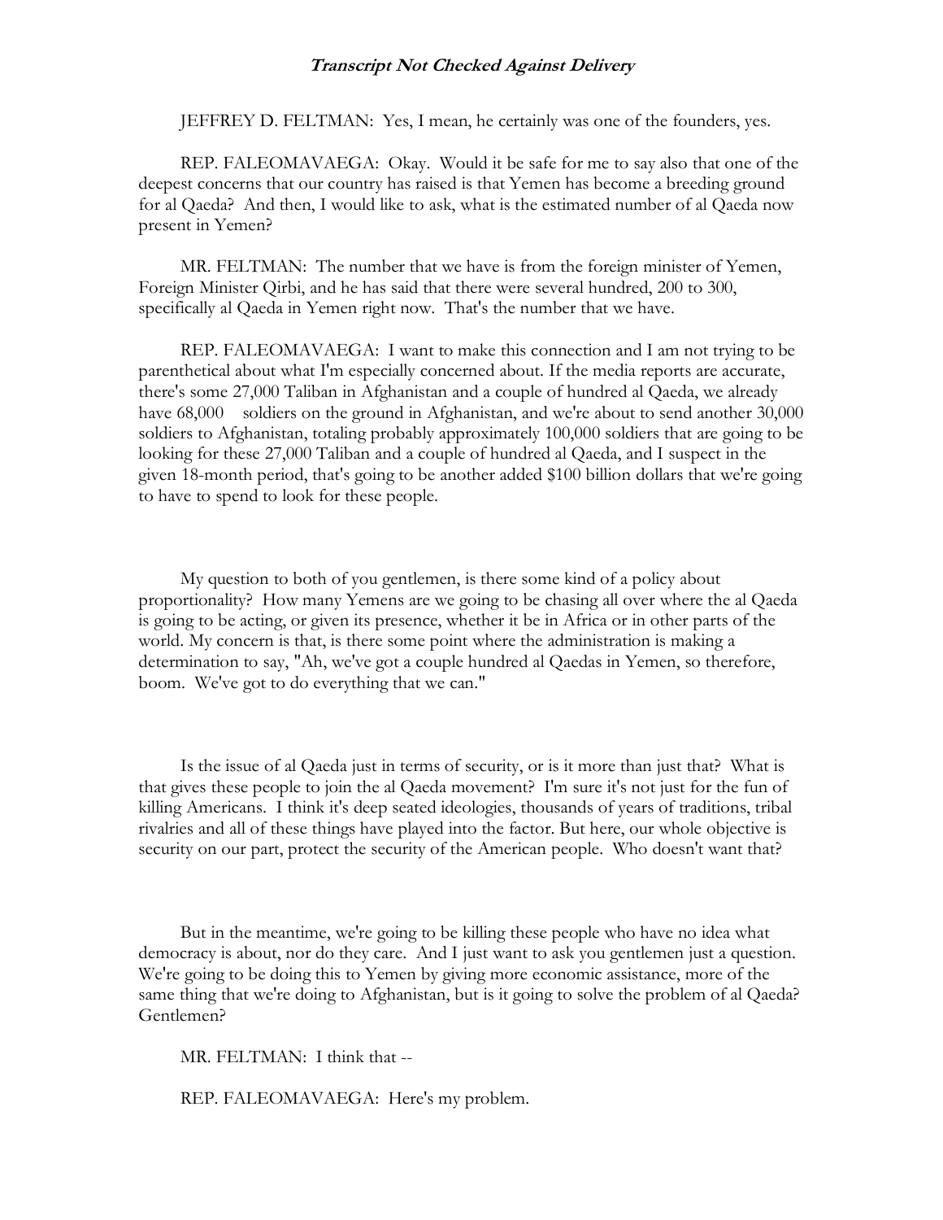JEFFREY D. FELTMAN: Yes, I mean, he certainly was one of the founders, yes.

REP. FALEOMAVAEGA: Okay. Would it be safe for me to say also that one of the deepest concerns that our country has raised is that Yemen has become a breeding ground for al Qaeda? And then, I would like to ask, what is the estimated number of al Qaeda now present in Yemen?

MR. FELTMAN: The number that we have is from the foreign minister of Yemen, Foreign Minister Qirbi, and he has said that there were several hundred, 200 to 300, specifically al Qaeda in Yemen right now. That's the number that we have.

REP. FALEOMAVAEGA: I want to make this connection and I am not trying to be parenthetical about what I'm especially concerned about. If the media reports are accurate, there's some 27,000 Taliban in Afghanistan and a couple of hundred al Qaeda, we already have 68,000 soldiers on the ground in Afghanistan, and we're about to send another 30,000 soldiers to Afghanistan, totaling probably approximately 100,000 soldiers that are going to be looking for these 27,000 Taliban and a couple of hundred al Qaeda, and I suspect in the given 18-month period, that's going to be another added $100 billion dollars that we're going to have to spend to look for these people.

My question to both of you gentlemen, is there some kind of a policy about proportionality? How many Yemens are we going to be chasing all over where the al Qaeda is going to be acting, or given its presence, whether it be in Africa or in other parts of the world. My concern is that, is there some point where the administration is making a determination to say, "Ah, we've got a couple hundred al Qaedas in Yemen, so therefore, boom. We've got to do everything that we can."

Is the issue of al Qaeda just in terms of security, or is it more than just that? What is that gives these people to join the al Qaeda movement? I'm sure it's not just for the fun of killing Americans. I think it's deep seated ideologies, thousands of years of traditions, tribal rivalries and all of these things have played into the factor. But here, our whole objective is security on our part, protect the security of the American people. Who doesn't want that?

But in the meantime, we're going to be killing these people who have no idea what democracy is about, nor do they care. And I just want to ask you gentlemen just a question. We're going to be doing this to Yemen by giving more economic assistance, more of the same thing that we're doing to Afghanistan, but is it going to solve the problem of al Qaeda? Gentlemen?

MR. FELTMAN: I think that --

REP. FALEOMAVAEGA: Here's my problem.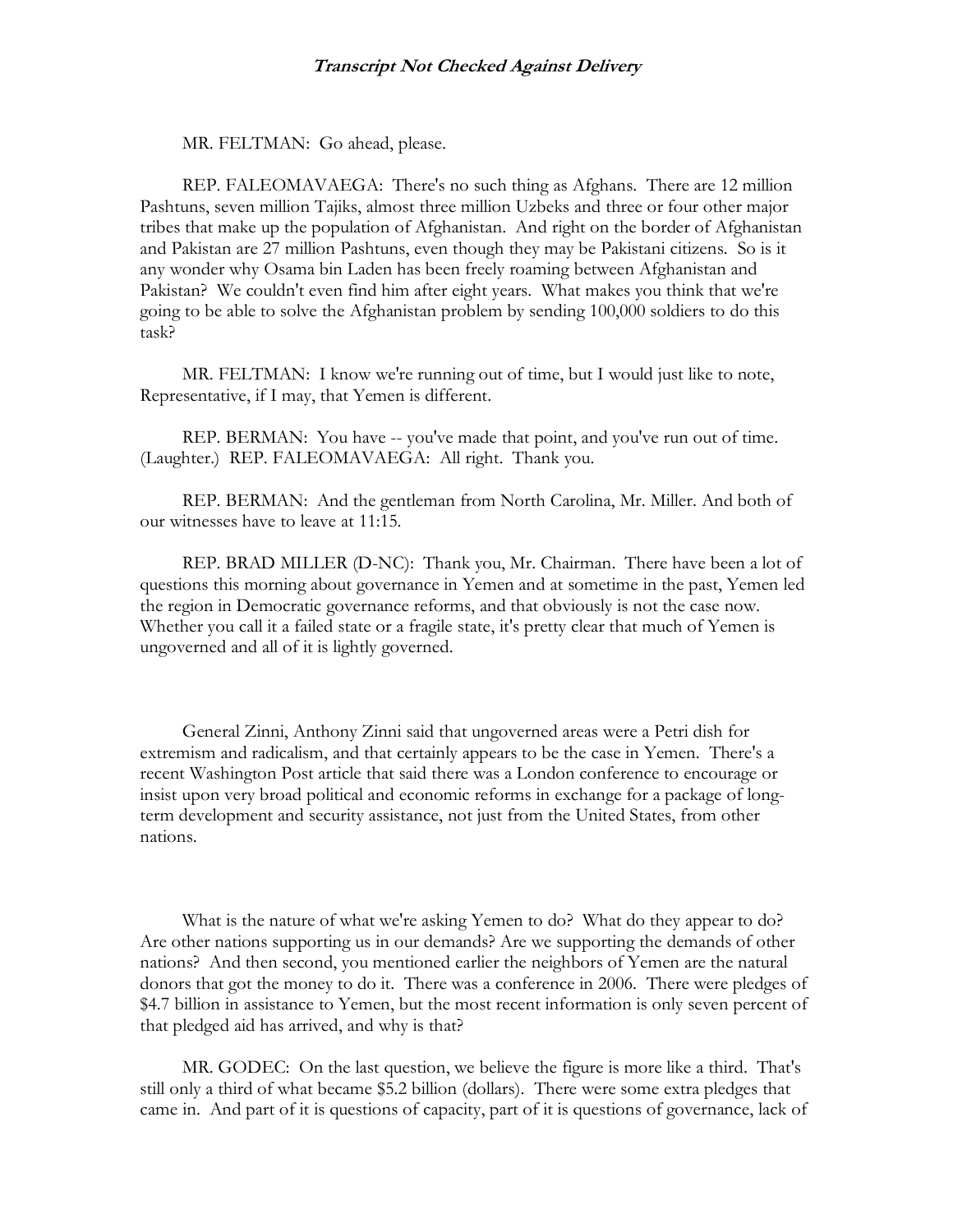MR. FELTMAN: Go ahead, please.

REP. FALEOMAVAEGA: There's no such thing as Afghans. There are 12 million Pashtuns, seven million Tajiks, almost three million Uzbeks and three or four other major tribes that make up the population of Afghanistan. And right on the border of Afghanistan and Pakistan are 27 million Pashtuns, even though they may be Pakistani citizens. So is it any wonder why Osama bin Laden has been freely roaming between Afghanistan and Pakistan? We couldn't even find him after eight years. What makes you think that we're going to be able to solve the Afghanistan problem by sending 100,000 soldiers to do this task?

MR. FELTMAN: I know we're running out of time, but I would just like to note, Representative, if I may, that Yemen is different.

REP. BERMAN: You have -- you've made that point, and you've run out of time. (Laughter.) REP. FALEOMAVAEGA: All right. Thank you.

REP. BERMAN: And the gentleman from North Carolina, Mr. Miller. And both of our witnesses have to leave at 11:15.

REP. BRAD MILLER (D-NC): Thank you, Mr. Chairman. There have been a lot of questions this morning about governance in Yemen and at sometime in the past, Yemen led the region in Democratic governance reforms, and that obviously is not the case now. Whether you call it a failed state or a fragile state, it's pretty clear that much of Yemen is ungoverned and all of it is lightly governed.

General Zinni, Anthony Zinni said that ungoverned areas were a Petri dish for extremism and radicalism, and that certainly appears to be the case in Yemen. There's a recent Washington Post article that said there was a London conference to encourage or insist upon very broad political and economic reforms in exchange for a package of long-term development and security assistance, not just from the United States, from other nations.

What is the nature of what we're asking Yemen to do? What do they appear to do? Are other nations supporting us in our demands? Are we supporting the demands of other nations? And then second, you mentioned earlier the neighbors of Yemen are the natural donors that got the money to do it. There was a conference in 2006. There were pledges of $4.7 billion in assistance to Yemen, but the most recent information is only seven percent of that pledged aid has arrived, and why is that?

MR. GODEC: On the last question, we believe the figure is more like a third. That's still only a third of what became $5.2 billion (dollars). There were some extra pledges that came in. And part of it is questions of capacity, part of it is questions of governance, lack of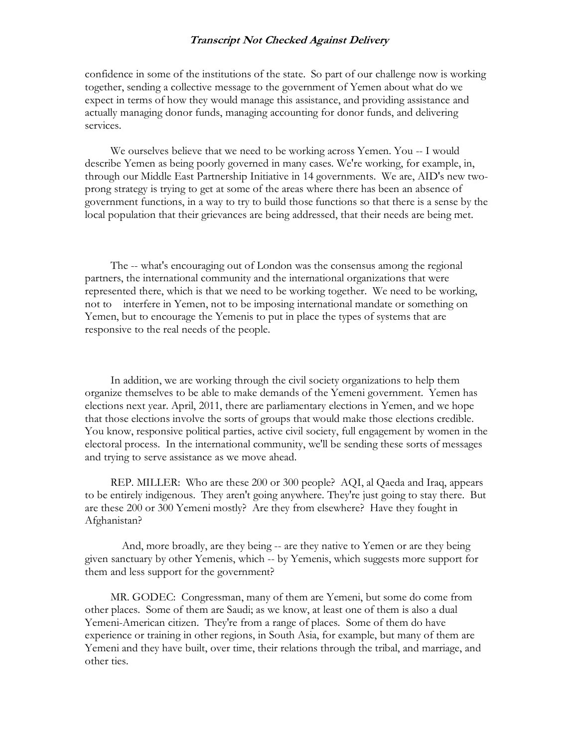confidence in some of the institutions of the state. So part of our challenge now is working together, sending a collective message to the government of Yemen about what do we expect in terms of how they would manage this assistance, and providing assistance and actually managing donor funds, managing accounting for donor funds, and delivering services.

We ourselves believe that we need to be working across Yemen. You -- I would describe Yemen as being poorly governed in many cases. We're working, for example, in, through our Middle East Partnership Initiative in 14 governments. We are, AID's new two-prong strategy is trying to get at some of the areas where there has been an absence of government functions, in a way to try to build those functions so that there is a sense by the local population that their grievances are being addressed, that their needs are being met.

The -- what's encouraging out of London was the consensus among the regional partners, the international community and the international organizations that were represented there, which is that we need to be working together. We need to be working, not to interfere in Yemen, not to be imposing international mandate or something on Yemen, but to encourage the Yemenis to put in place the types of systems that are responsive to the real needs of the people.

In addition, we are working through the civil society organizations to help them organize themselves to be able to make demands of the Yemeni government. Yemen has elections next year. April, 2011, there are parliamentary elections in Yemen, and we hope that those elections involve the sorts of groups that would make those elections credible. You know, responsive political parties, active civil society, full engagement by women in the electoral process. In the international community, we'll be sending these sorts of messages and trying to serve assistance as we move ahead.

REP. MILLER: Who are these 200 or 300 people? AQI, al Qaeda and Iraq, appears to be entirely indigenous. They aren't going anywhere. They're just going to stay there. But are these 200 or 300 Yemeni mostly? Are they from elsewhere? Have they fought in Afghanistan?

And, more broadly, are they being -- are they native to Yemen or are they being given sanctuary by other Yemenis, which -- by Yemenis, which suggests more support for them and less support for the government?

MR. GODEC: Congressman, many of them are Yemeni, but some do come from other places. Some of them are Saudi; as we know, at least one of them is also a dual Yemeni-American citizen. They're from a range of places. Some of them do have experience or training in other regions, in South Asia, for example, but many of them are Yemeni and they have built, over time, their relations through the tribal, and marriage, and other ties.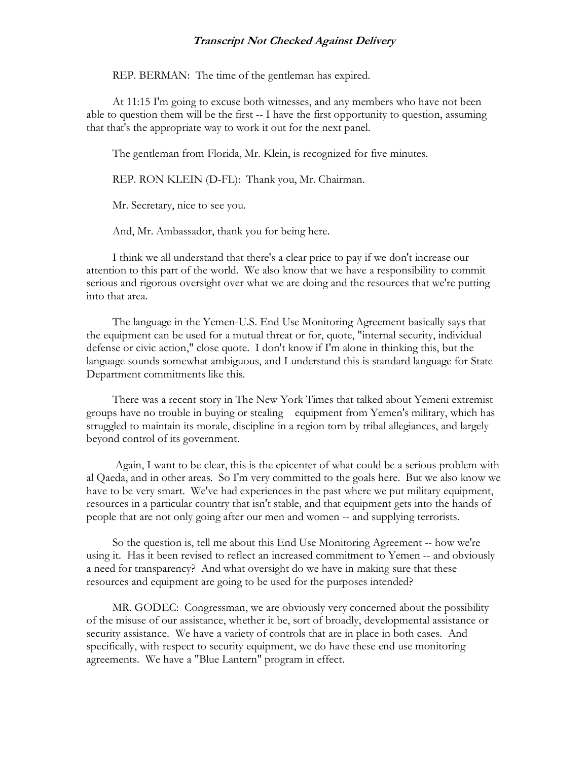REP. BERMAN: The time of the gentleman has expired.

At 11:15 I'm going to excuse both witnesses, and any members who have not been able to question them will be the first -- I have the first opportunity to question, assuming that that's the appropriate way to work it out for the next panel.

The gentleman from Florida, Mr. Klein, is recognized for five minutes.

REP. RON KLEIN (D-FL): Thank you, Mr. Chairman.

Mr. Secretary, nice to see you.

And, Mr. Ambassador, thank you for being here.

I think we all understand that there's a clear price to pay if we don't increase our attention to this part of the world. We also know that we have a responsibility to commit serious and rigorous oversight over what we are doing and the resources that we're putting into that area.

The language in the Yemen-U.S. End Use Monitoring Agreement basically says that the equipment can be used for a mutual threat or for, quote, "internal security, individual defense or civic action," close quote. I don't know if I'm alone in thinking this, but the language sounds somewhat ambiguous, and I understand this is standard language for State Department commitments like this.

There was a recent story in The New York Times that talked about Yemeni extremist groups have no trouble in buying or stealing equipment from Yemen's military, which has struggled to maintain its morale, discipline in a region torn by tribal allegiances, and largely beyond control of its government.

Again, I want to be clear, this is the epicenter of what could be a serious problem with al Qaeda, and in other areas. So I'm very committed to the goals here. But we also know we have to be very smart. We've had experiences in the past where we put military equipment, resources in a particular country that isn't stable, and that equipment gets into the hands of people that are not only going after our men and women -- and supplying terrorists.

So the question is, tell me about this End Use Monitoring Agreement -- how we're using it. Has it been revised to reflect an increased commitment to Yemen -- and obviously a need for transparency? And what oversight do we have in making sure that these resources and equipment are going to be used for the purposes intended?

MR. GODEC: Congressman, we are obviously very concerned about the possibility of the misuse of our assistance, whether it be, sort of broadly, developmental assistance or security assistance. We have a variety of controls that are in place in both cases. And specifically, with respect to security equipment, we do have these end use monitoring agreements. We have a "Blue Lantern" program in effect.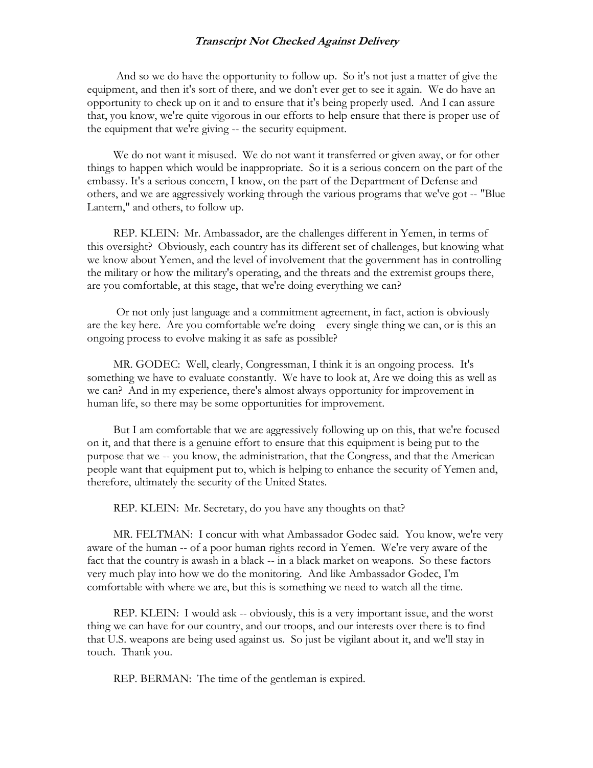And so we do have the opportunity to follow up. So it's not just a matter of give the equipment, and then it's sort of there, and we don't ever get to see it again. We do have an opportunity to check up on it and to ensure that it's being properly used. And I can assure that, you know, we're quite vigorous in our efforts to help ensure that there is proper use of the equipment that we're giving -- the security equipment.

We do not want it misused. We do not want it transferred or given away, or for other things to happen which would be inappropriate. So it is a serious concern on the part of the embassy. It's a serious concern, I know, on the part of the Department of Defense and others, and we are aggressively working through the various programs that we've got -- "Blue Lantern," and others, to follow up.

REP. KLEIN: Mr. Ambassador, are the challenges different in Yemen, in terms of this oversight? Obviously, each country has its different set of challenges, but knowing what we know about Yemen, and the level of involvement that the government has in controlling the military or how the military's operating, and the threats and the extremist groups there, are you comfortable, at this stage, that we're doing everything we can?

Or not only just language and a commitment agreement, in fact, action is obviously are the key here. Are you comfortable we're doing every single thing we can, or is this an ongoing process to evolve making it as safe as possible?

MR. GODEC: Well, clearly, Congressman, I think it is an ongoing process. It's something we have to evaluate constantly. We have to look at, Are we doing this as well as we can? And in my experience, there's almost always opportunity for improvement in human life, so there may be some opportunities for improvement.

But I am comfortable that we are aggressively following up on this, that we're focused on it, and that there is a genuine effort to ensure that this equipment is being put to the purpose that we -- you know, the administration, that the Congress, and that the American people want that equipment put to, which is helping to enhance the security of Yemen and, therefore, ultimately the security of the United States.

REP. KLEIN: Mr. Secretary, do you have any thoughts on that?

MR. FELTMAN: I concur with what Ambassador Godec said. You know, we're very aware of the human -- of a poor human rights record in Yemen. We're very aware of the fact that the country is awash in a black -- in a black market on weapons. So these factors very much play into how we do the monitoring. And like Ambassador Godec, I'm comfortable with where we are, but this is something we need to watch all the time.

REP. KLEIN: I would ask -- obviously, this is a very important issue, and the worst thing we can have for our country, and our troops, and our interests over there is to find that U.S. weapons are being used against us. So just be vigilant about it, and we'll stay in touch. Thank you.

REP. BERMAN: The time of the gentleman is expired.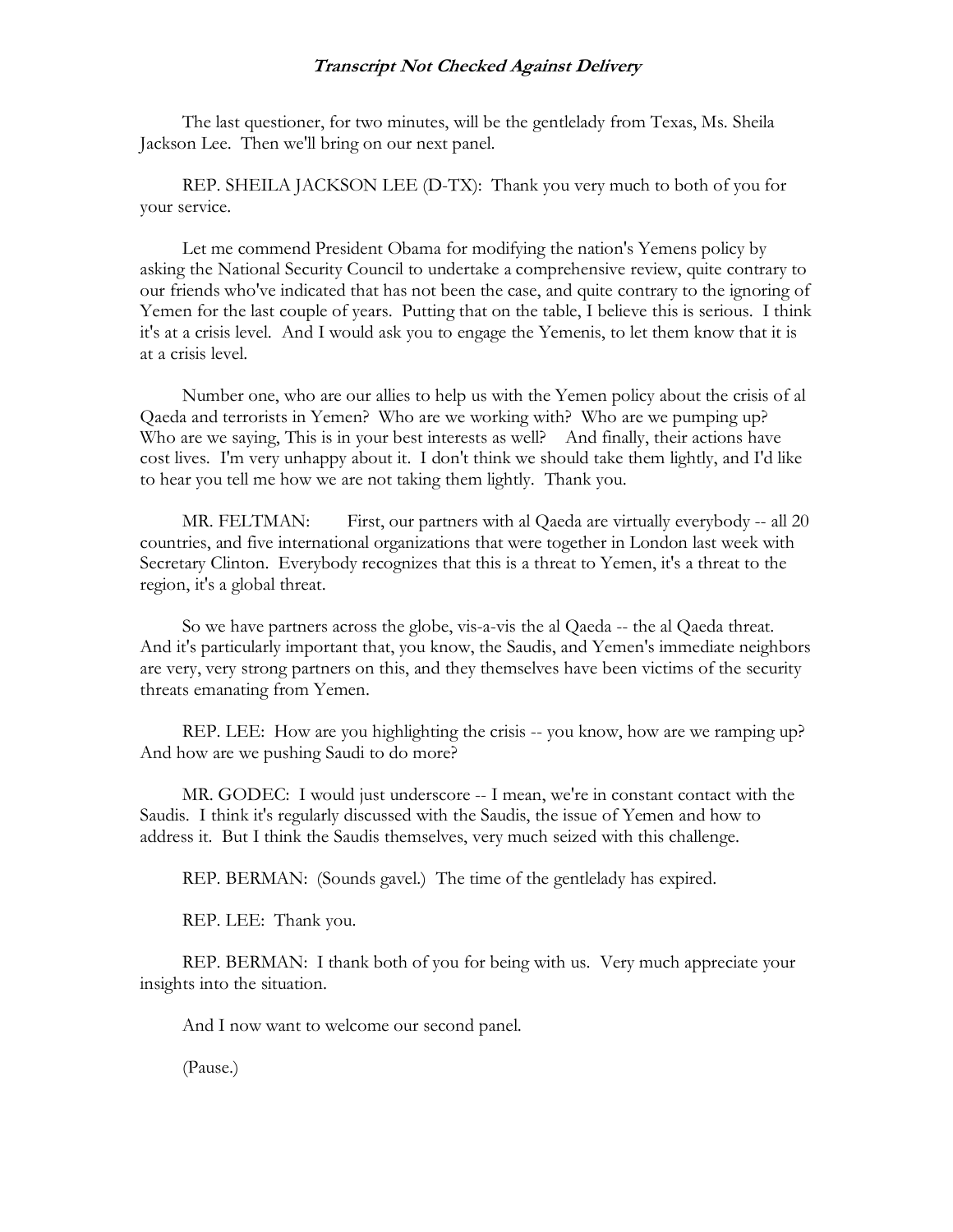The last questioner, for two minutes, will be the gentlelady from Texas, Ms. Sheila Jackson Lee. Then we'll bring on our next panel.

REP. SHEILA JACKSON LEE (D-TX): Thank you very much to both of you for your service.

Let me commend President Obama for modifying the nation's Yemens policy by asking the National Security Council to undertake a comprehensive review, quite contrary to our friends who've indicated that has not been the case, and quite contrary to the ignoring of Yemen for the last couple of years. Putting that on the table, I believe this is serious. I think it's at a crisis level. And I would ask you to engage the Yemenis, to let them know that it is at a crisis level.

Number one, who are our allies to help us with the Yemen policy about the crisis of al Qaeda and terrorists in Yemen? Who are we working with? Who are we pumping up? Who are we saying, This is in your best interests as well? And finally, their actions have cost lives. I'm very unhappy about it. I don't think we should take them lightly, and I'd like to hear you tell me how we are not taking them lightly. Thank you.

MR. FELTMAN: First, our partners with al Qaeda are virtually everybody -- all 20 countries, and five international organizations that were together in London last week with Secretary Clinton. Everybody recognizes that this is a threat to Yemen, it's a threat to the region, it's a global threat.

So we have partners across the globe, vis-a-vis the al Qaeda -- the al Qaeda threat. And it's particularly important that, you know, the Saudis, and Yemen's immediate neighbors are very, very strong partners on this, and they themselves have been victims of the security threats emanating from Yemen.

REP. LEE: How are you highlighting the crisis -- you know, how are we ramping up? And how are we pushing Saudi to do more?

MR. GODEC: I would just underscore -- I mean, we're in constant contact with the Saudis. I think it's regularly discussed with the Saudis, the issue of Yemen and how to address it. But I think the Saudis themselves, very much seized with this challenge.

REP. BERMAN: (Sounds gavel.) The time of the gentlelady has expired.

REP. LEE: Thank you.

REP. BERMAN: I thank both of you for being with us. Very much appreciate your insights into the situation.

And I now want to welcome our second panel.

(Pause.)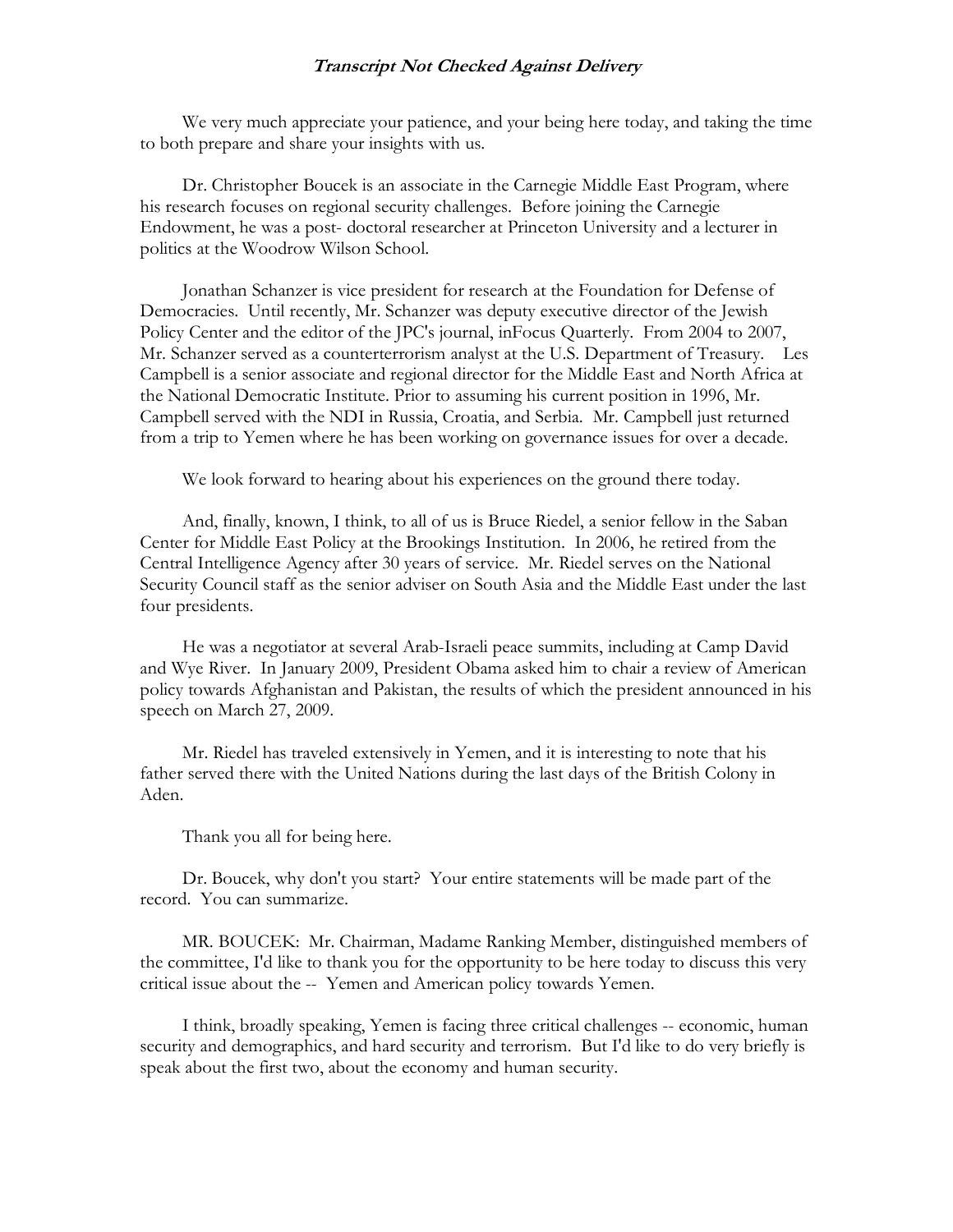We very much appreciate your patience, and your being here today, and taking the time to both prepare and share your insights with us.

Dr. Christopher Boucek is an associate in the Carnegie Middle East Program, where his research focuses on regional security challenges. Before joining the Carnegie Endowment, he was a post- doctoral researcher at Princeton University and a lecturer in politics at the Woodrow Wilson School.

Jonathan Schanzer is vice president for research at the Foundation for Defense of Democracies. Until recently, Mr. Schanzer was deputy executive director of the Jewish Policy Center and the editor of the JPC's journal, inFocus Quarterly. From 2004 to 2007, Mr. Schanzer served as a counterterrorism analyst at the U.S. Department of Treasury. Les Campbell is a senior associate and regional director for the Middle East and North Africa at the National Democratic Institute. Prior to assuming his current position in 1996, Mr. Campbell served with the NDI in Russia, Croatia, and Serbia. Mr. Campbell just returned from a trip to Yemen where he has been working on governance issues for over a decade.

We look forward to hearing about his experiences on the ground there today.

And, finally, known, I think, to all of us is Bruce Riedel, a senior fellow in the Saban Center for Middle East Policy at the Brookings Institution. In 2006, he retired from the Central Intelligence Agency after 30 years of service. Mr. Riedel serves on the National Security Council staff as the senior adviser on South Asia and the Middle East under the last four presidents.

He was a negotiator at several Arab-Israeli peace summits, including at Camp David and Wye River. In January 2009, President Obama asked him to chair a review of American policy towards Afghanistan and Pakistan, the results of which the president announced in his speech on March 27, 2009.

Mr. Riedel has traveled extensively in Yemen, and it is interesting to note that his father served there with the United Nations during the last days of the British Colony in Aden.

Thank you all for being here.

Dr. Boucek, why don't you start? Your entire statements will be made part of the record. You can summarize.

MR. BOUCEK: Mr. Chairman, Madame Ranking Member, distinguished members of the committee, I'd like to thank you for the opportunity to be here today to discuss this very critical issue about the -- Yemen and American policy towards Yemen.

I think, broadly speaking, Yemen is facing three critical challenges -- economic, human security and demographics, and hard security and terrorism. But I'd like to do very briefly is speak about the first two, about the economy and human security.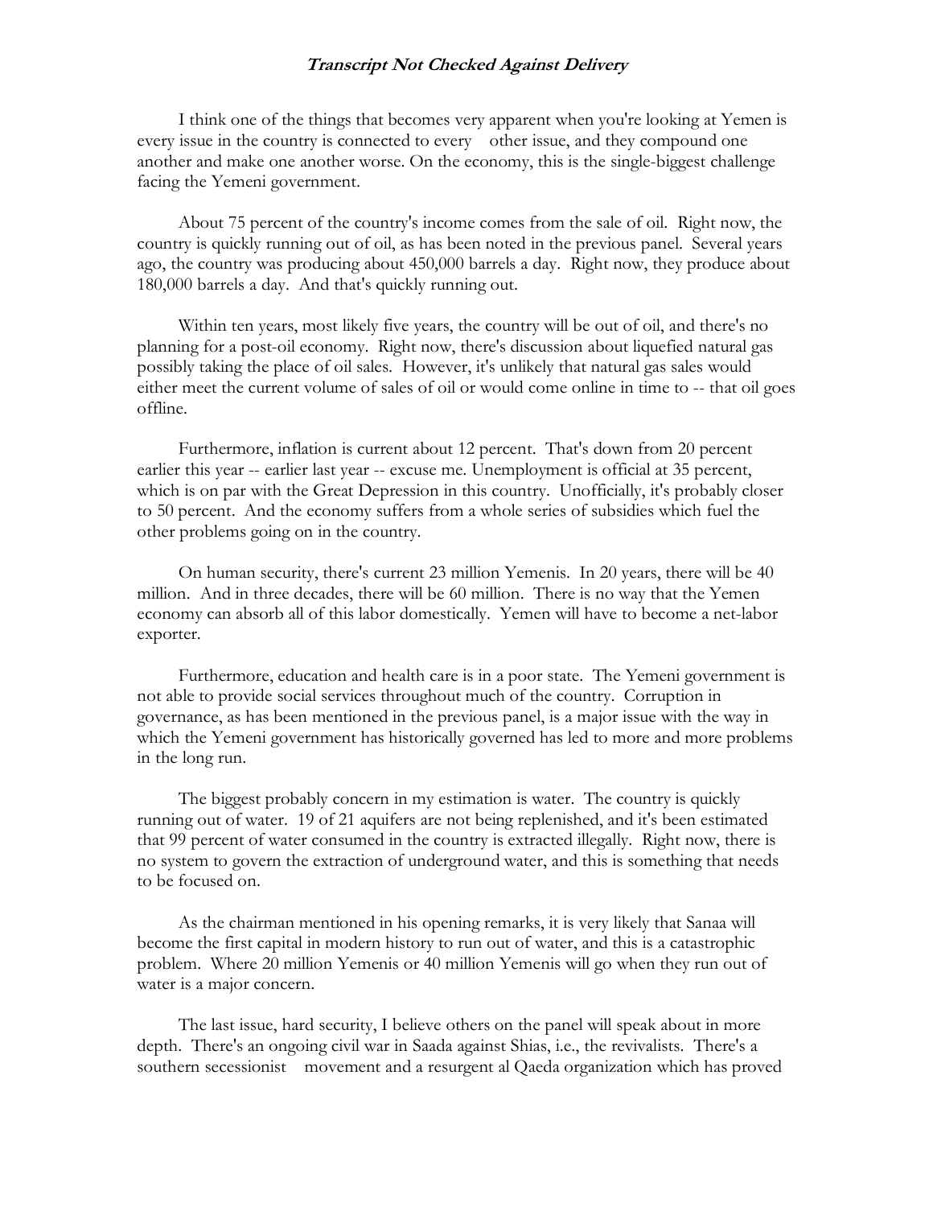I think one of the things that becomes very apparent when you're looking at Yemen is every issue in the country is connected to every other issue, and they compound one another and make one another worse. On the economy, this is the single-biggest challenge facing the Yemeni government.

About 75 percent of the country's income comes from the sale of oil. Right now, the country is quickly running out of oil, as has been noted in the previous panel. Several years ago, the country was producing about 450,000 barrels a day. Right now, they produce about 180,000 barrels a day. And that's quickly running out.

Within ten years, most likely five years, the country will be out of oil, and there's no planning for a post-oil economy. Right now, there's discussion about liquefied natural gas possibly taking the place of oil sales. However, it's unlikely that natural gas sales would either meet the current volume of sales of oil or would come online in time to -- that oil goes offline.

Furthermore, inflation is current about 12 percent. That's down from 20 percent earlier this year -- earlier last year -- excuse me. Unemployment is official at 35 percent, which is on par with the Great Depression in this country. Unofficially, it's probably closer to 50 percent. And the economy suffers from a whole series of subsidies which fuel the other problems going on in the country.

On human security, there's current 23 million Yemenis. In 20 years, there will be 40 million. And in three decades, there will be 60 million. There is no way that the Yemen economy can absorb all of this labor domestically. Yemen will have to become a net-labor exporter.

Furthermore, education and health care is in a poor state. The Yemeni government is not able to provide social services throughout much of the country. Corruption in governance, as has been mentioned in the previous panel, is a major issue with the way in which the Yemeni government has historically governed has led to more and more problems in the long run.

The biggest probably concern in my estimation is water. The country is quickly running out of water. 19 of 21 aquifers are not being replenished, and it's been estimated that 99 percent of water consumed in the country is extracted illegally. Right now, there is no system to govern the extraction of underground water, and this is something that needs to be focused on.

As the chairman mentioned in his opening remarks, it is very likely that Sanaa will become the first capital in modern history to run out of water, and this is a catastrophic problem. Where 20 million Yemenis or 40 million Yemenis will go when they run out of water is a major concern.

The last issue, hard security, I believe others on the panel will speak about in more depth. There's an ongoing civil war in Saada against Shias, i.e., the revivalists. There's a southern secessionist movement and a resurgent al Qaeda organization which has proved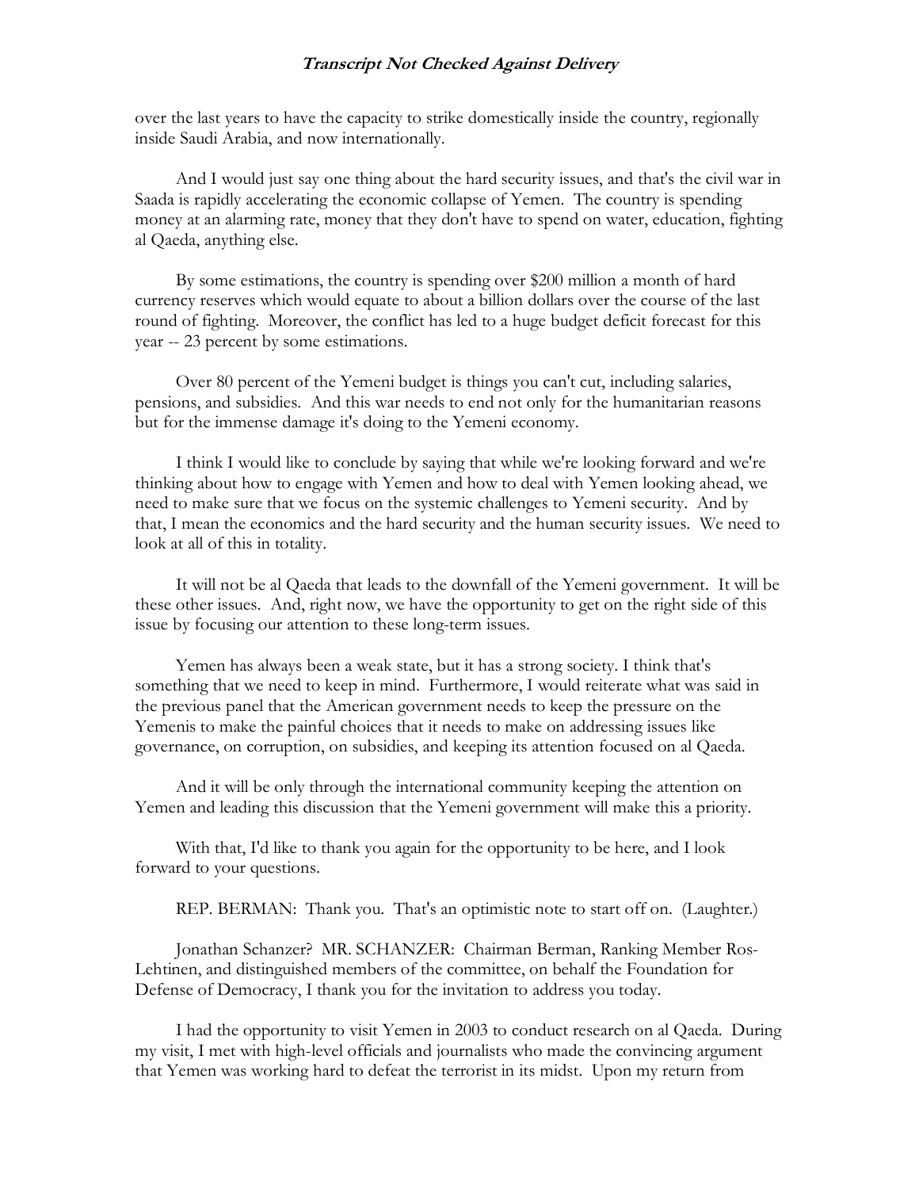over the last years to have the capacity to strike domestically inside the country, regionally inside Saudi Arabia, and now internationally.

And I would just say one thing about the hard security issues, and that's the civil war in Saada is rapidly accelerating the economic collapse of Yemen. The country is spending money at an alarming rate, money that they don't have to spend on water, education, fighting al Qaeda, anything else.

By some estimations, the country is spending over $200 million a month of hard currency reserves which would equate to about a billion dollars over the course of the last round of fighting. Moreover, the conflict has led to a huge budget deficit forecast for this year -- 23 percent by some estimations.

Over 80 percent of the Yemeni budget is things you can't cut, including salaries, pensions, and subsidies. And this war needs to end not only for the humanitarian reasons but for the immense damage it's doing to the Yemeni economy.

I think I would like to conclude by saying that while we're looking forward and we're thinking about how to engage with Yemen and how to deal with Yemen looking ahead, we need to make sure that we focus on the systemic challenges to Yemeni security. And by that, I mean the economics and the hard security and the human security issues. We need to look at all of this in totality.

It will not be al Qaeda that leads to the downfall of the Yemeni government. It will be these other issues. And, right now, we have the opportunity to get on the right side of this issue by focusing our attention to these long-term issues.

Yemen has always been a weak state, but it has a strong society. I think that's something that we need to keep in mind. Furthermore, I would reiterate what was said in the previous panel that the American government needs to keep the pressure on the Yemenis to make the painful choices that it needs to make on addressing issues like governance, on corruption, on subsidies, and keeping its attention focused on al Qaeda.

And it will be only through the international community keeping the attention on Yemen and leading this discussion that the Yemeni government will make this a priority.

With that, I'd like to thank you again for the opportunity to be here, and I look forward to your questions.

REP. BERMAN: Thank you. That's an optimistic note to start off on. (Laughter.)

Jonathan Schanzer? MR. SCHANZER: Chairman Berman, Ranking Member Ros-Lehtinen, and distinguished members of the committee, on behalf the Foundation for Defense of Democracy, I thank you for the invitation to address you today.

I had the opportunity to visit Yemen in 2003 to conduct research on al Qaeda. During my visit, I met with high-level officials and journalists who made the convincing argument that Yemen was working hard to defeat the terrorist in its midst. Upon my return from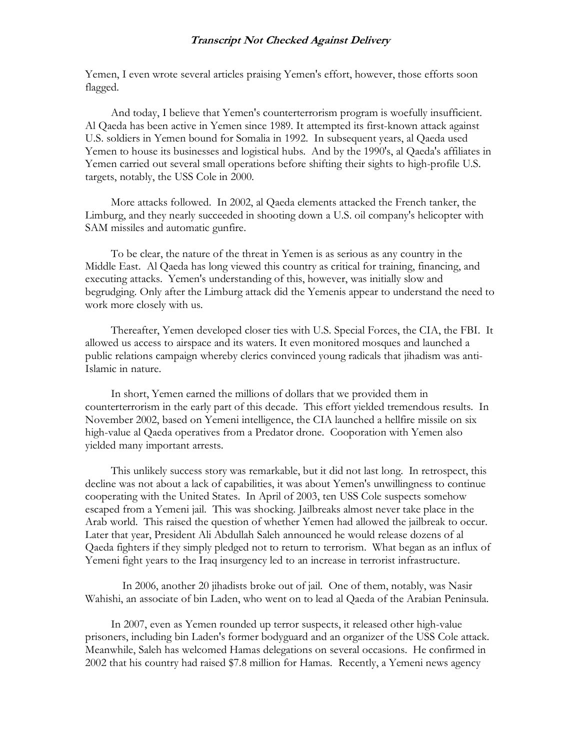Yemen, I even wrote several articles praising Yemen's effort, however, those efforts soon flagged.

And today, I believe that Yemen's counterterrorism program is woefully insufficient. Al Qaeda has been active in Yemen since 1989. It attempted its first-known attack against U.S. soldiers in Yemen bound for Somalia in 1992. In subsequent years, al Qaeda used Yemen to house its businesses and logistical hubs. And by the 1990's, al Qaeda's affiliates in Yemen carried out several small operations before shifting their sights to high-profile U.S. targets, notably, the USS Cole in 2000.

More attacks followed. In 2002, al Qaeda elements attacked the French tanker, the Limburg, and they nearly succeeded in shooting down a U.S. oil company's helicopter with SAM missiles and automatic gunfire.

To be clear, the nature of the threat in Yemen is as serious as any country in the Middle East. Al Qaeda has long viewed this country as critical for training, financing, and executing attacks. Yemen's understanding of this, however, was initially slow and begrudging. Only after the Limburg attack did the Yemenis appear to understand the need to work more closely with us.

Thereafter, Yemen developed closer ties with U.S. Special Forces, the CIA, the FBI. It allowed us access to airspace and its waters. It even monitored mosques and launched a public relations campaign whereby clerics convinced young radicals that jihadism was anti-Islamic in nature.

In short, Yemen earned the millions of dollars that we provided them in counterterrorism in the early part of this decade. This effort yielded tremendous results. In November 2002, based on Yemeni intelligence, the CIA launched a hellfire missile on six high-value al Qaeda operatives from a Predator drone. Cooporation with Yemen also yielded many important arrests.

This unlikely success story was remarkable, but it did not last long. In retrospect, this decline was not about a lack of capabilities, it was about Yemen's unwillingness to continue cooperating with the United States. In April of 2003, ten USS Cole suspects somehow escaped from a Yemeni jail. This was shocking. Jailbreaks almost never take place in the Arab world. This raised the question of whether Yemen had allowed the jailbreak to occur. Later that year, President Ali Abdullah Saleh announced he would release dozens of al Qaeda fighters if they simply pledged not to return to terrorism. What began as an influx of Yemeni fight years to the Iraq insurgency led to an increase in terrorist infrastructure.

In 2006, another 20 jihadists broke out of jail. One of them, notably, was Nasir Wahishi, an associate of bin Laden, who went on to lead al Qaeda of the Arabian Peninsula.

In 2007, even as Yemen rounded up terror suspects, it released other high-value prisoners, including bin Laden's former bodyguard and an organizer of the USS Cole attack. Meanwhile, Saleh has welcomed Hamas delegations on several occasions. He confirmed in 2002 that his country had raised $7.8 million for Hamas. Recently, a Yemeni news agency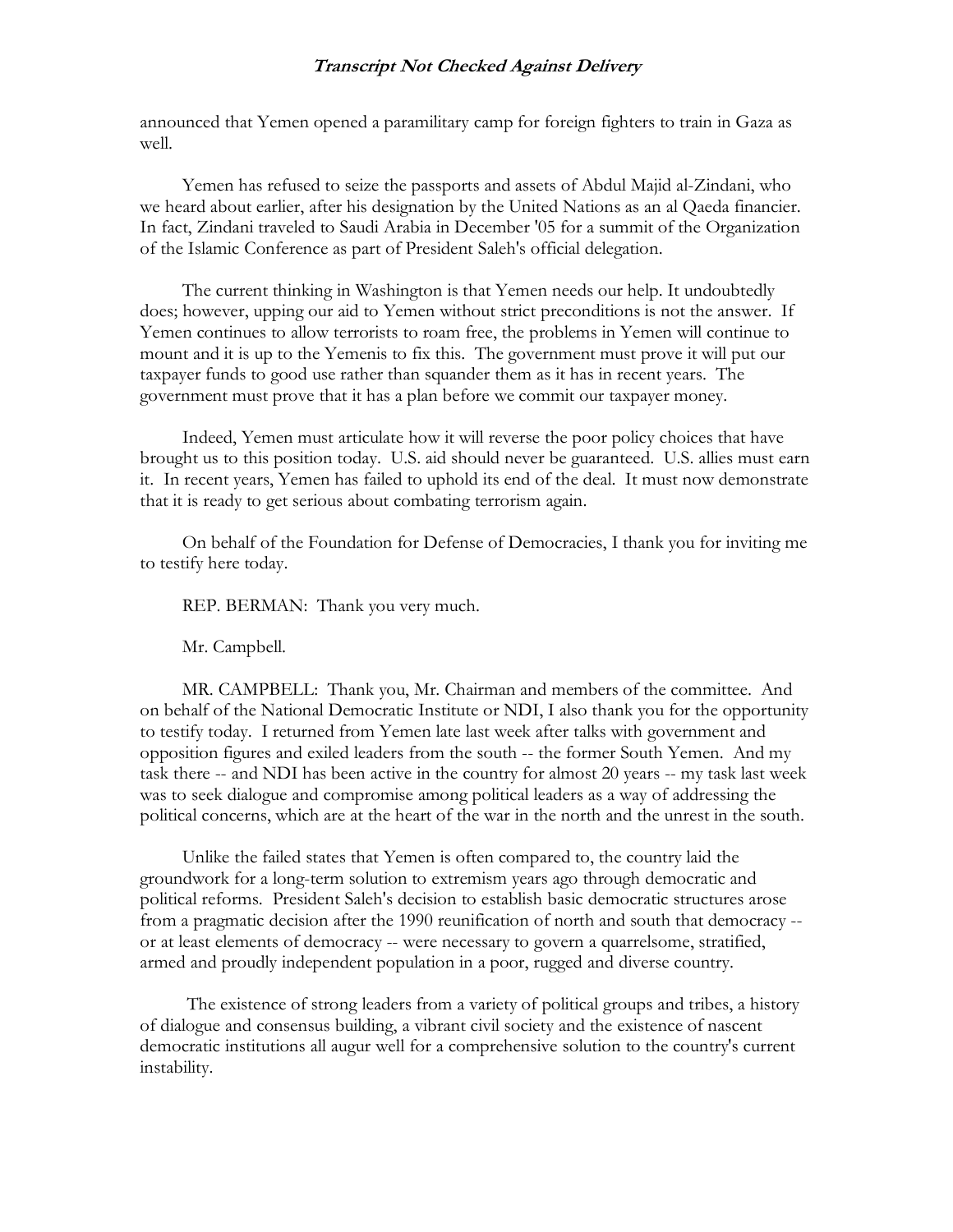announced that Yemen opened a paramilitary camp for foreign fighters to train in Gaza as well.

Yemen has refused to seize the passports and assets of Abdul Majid al-Zindani, who we heard about earlier, after his designation by the United Nations as an al Qaeda financier. In fact, Zindani traveled to Saudi Arabia in December '05 for a summit of the Organization of the Islamic Conference as part of President Saleh's official delegation.

The current thinking in Washington is that Yemen needs our help. It undoubtedly does; however, upping our aid to Yemen without strict preconditions is not the answer. If Yemen continues to allow terrorists to roam free, the problems in Yemen will continue to mount and it is up to the Yemenis to fix this. The government must prove it will put our taxpayer funds to good use rather than squander them as it has in recent years. The government must prove that it has a plan before we commit our taxpayer money.

Indeed, Yemen must articulate how it will reverse the poor policy choices that have brought us to this position today. U.S. aid should never be guaranteed. U.S. allies must earn it. In recent years, Yemen has failed to uphold its end of the deal. It must now demonstrate that it is ready to get serious about combating terrorism again.

On behalf of the Foundation for Defense of Democracies, I thank you for inviting me to testify here today.

REP. BERMAN: Thank you very much.

Mr. Campbell.

MR. CAMPBELL: Thank you, Mr. Chairman and members of the committee. And on behalf of the National Democratic Institute or NDI, I also thank you for the opportunity to testify today. I returned from Yemen late last week after talks with government and opposition figures and exiled leaders from the south -- the former South Yemen. And my task there -- and NDI has been active in the country for almost 20 years -- my task last week was to seek dialogue and compromise among political leaders as a way of addressing the political concerns, which are at the heart of the war in the north and the unrest in the south.

Unlike the failed states that Yemen is often compared to, the country laid the groundwork for a long-term solution to extremism years ago through democratic and political reforms. President Saleh's decision to establish basic democratic structures arose from a pragmatic decision after the 1990 reunification of north and south that democracy -- or at least elements of democracy -- were necessary to govern a quarrelsome, stratified, armed and proudly independent population in a poor, rugged and diverse country.

The existence of strong leaders from a variety of political groups and tribes, a history of dialogue and consensus building, a vibrant civil society and the existence of nascent democratic institutions all augur well for a comprehensive solution to the country's current instability.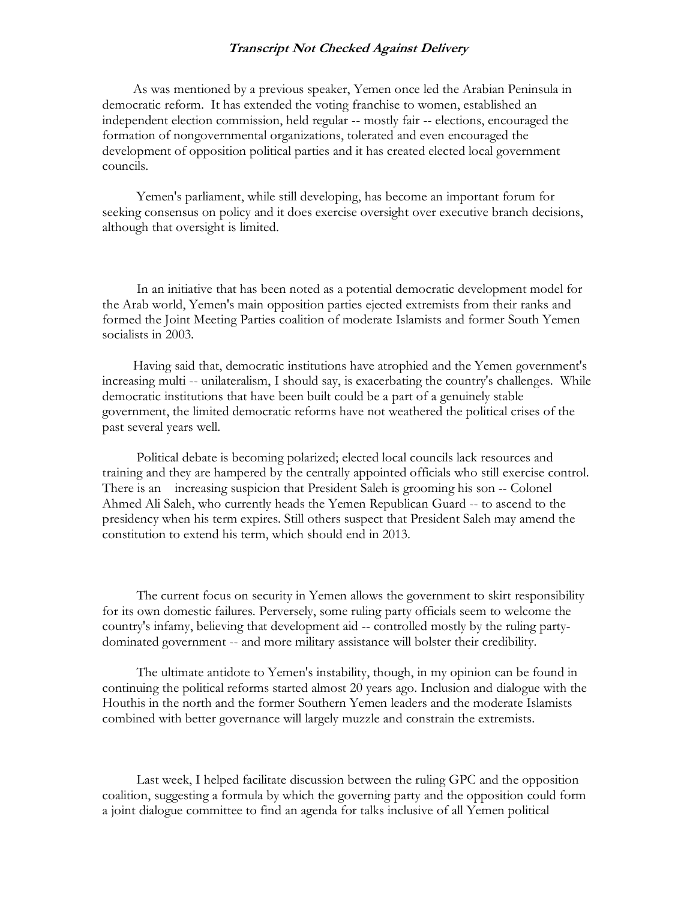*Transcript Not Checked Against Delivery*

As was mentioned by a previous speaker, Yemen once led the Arabian Peninsula in democratic reform. It has extended the voting franchise to women, established an independent election commission, held regular -- mostly fair -- elections, encouraged the formation of nongovernmental organizations, tolerated and even encouraged the development of opposition political parties and it has created elected local government councils.

Yemen's parliament, while still developing, has become an important forum for seeking consensus on policy and it does exercise oversight over executive branch decisions, although that oversight is limited.

In an initiative that has been noted as a potential democratic development model for the Arab world, Yemen's main opposition parties ejected extremists from their ranks and formed the Joint Meeting Parties coalition of moderate Islamists and former South Yemen socialists in 2003.

Having said that, democratic institutions have atrophied and the Yemen government's increasing multi -- unilateralism, I should say, is exacerbating the country's challenges. While democratic institutions that have been built could be a part of a genuinely stable government, the limited democratic reforms have not weathered the political crises of the past several years well.

Political debate is becoming polarized; elected local councils lack resources and training and they are hampered by the centrally appointed officials who still exercise control. There is an increasing suspicion that President Saleh is grooming his son -- Colonel Ahmed Ali Saleh, who currently heads the Yemen Republican Guard -- to ascend to the presidency when his term expires. Still others suspect that President Saleh may amend the constitution to extend his term, which should end in 2013.

The current focus on security in Yemen allows the government to skirt responsibility for its own domestic failures. Perversely, some ruling party officials seem to welcome the country's infamy, believing that development aid -- controlled mostly by the ruling party-dominated government -- and more military assistance will bolster their credibility.

The ultimate antidote to Yemen's instability, though, in my opinion can be found in continuing the political reforms started almost 20 years ago. Inclusion and dialogue with the Houthis in the north and the former Southern Yemen leaders and the moderate Islamists combined with better governance will largely muzzle and constrain the extremists.

Last week, I helped facilitate discussion between the ruling GPC and the opposition coalition, suggesting a formula by which the governing party and the opposition could form a joint dialogue committee to find an agenda for talks inclusive of all Yemen political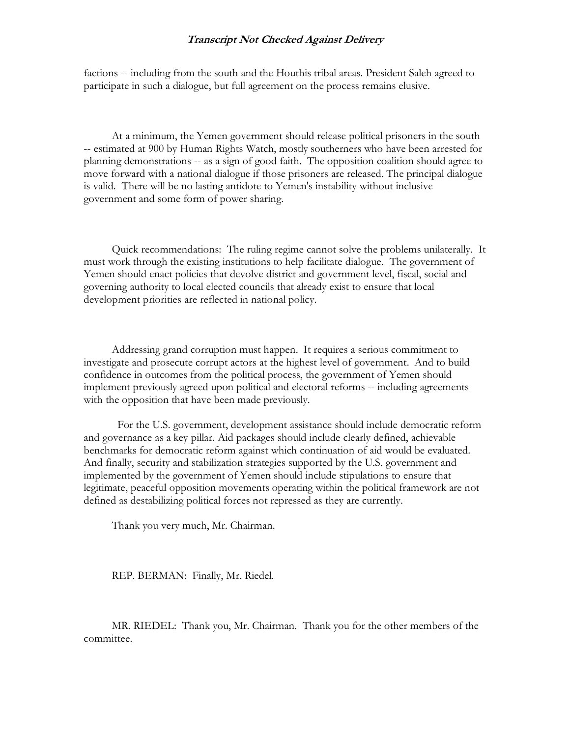factions -- including from the south and the Houthis tribal areas. President Saleh agreed to participate in such a dialogue, but full agreement on the process remains elusive.

At a minimum, the Yemen government should release political prisoners in the south -- estimated at 900 by Human Rights Watch, mostly southerners who have been arrested for planning demonstrations -- as a sign of good faith. The opposition coalition should agree to move forward with a national dialogue if those prisoners are released. The principal dialogue is valid. There will be no lasting antidote to Yemen's instability without inclusive government and some form of power sharing.

Quick recommendations: The ruling regime cannot solve the problems unilaterally. It must work through the existing institutions to help facilitate dialogue. The government of Yemen should enact policies that devolve district and government level, fiscal, social and governing authority to local elected councils that already exist to ensure that local development priorities are reflected in national policy.

Addressing grand corruption must happen. It requires a serious commitment to investigate and prosecute corrupt actors at the highest level of government. And to build confidence in outcomes from the political process, the government of Yemen should implement previously agreed upon political and electoral reforms -- including agreements with the opposition that have been made previously.

For the U.S. government, development assistance should include democratic reform and governance as a key pillar. Aid packages should include clearly defined, achievable benchmarks for democratic reform against which continuation of aid would be evaluated. And finally, security and stabilization strategies supported by the U.S. government and implemented by the government of Yemen should include stipulations to ensure that legitimate, peaceful opposition movements operating within the political framework are not defined as destabilizing political forces not repressed as they are currently.

Thank you very much, Mr. Chairman.

REP. BERMAN: Finally, Mr. Riedel.

MR. RIEDEL: Thank you, Mr. Chairman. Thank you for the other members of the committee.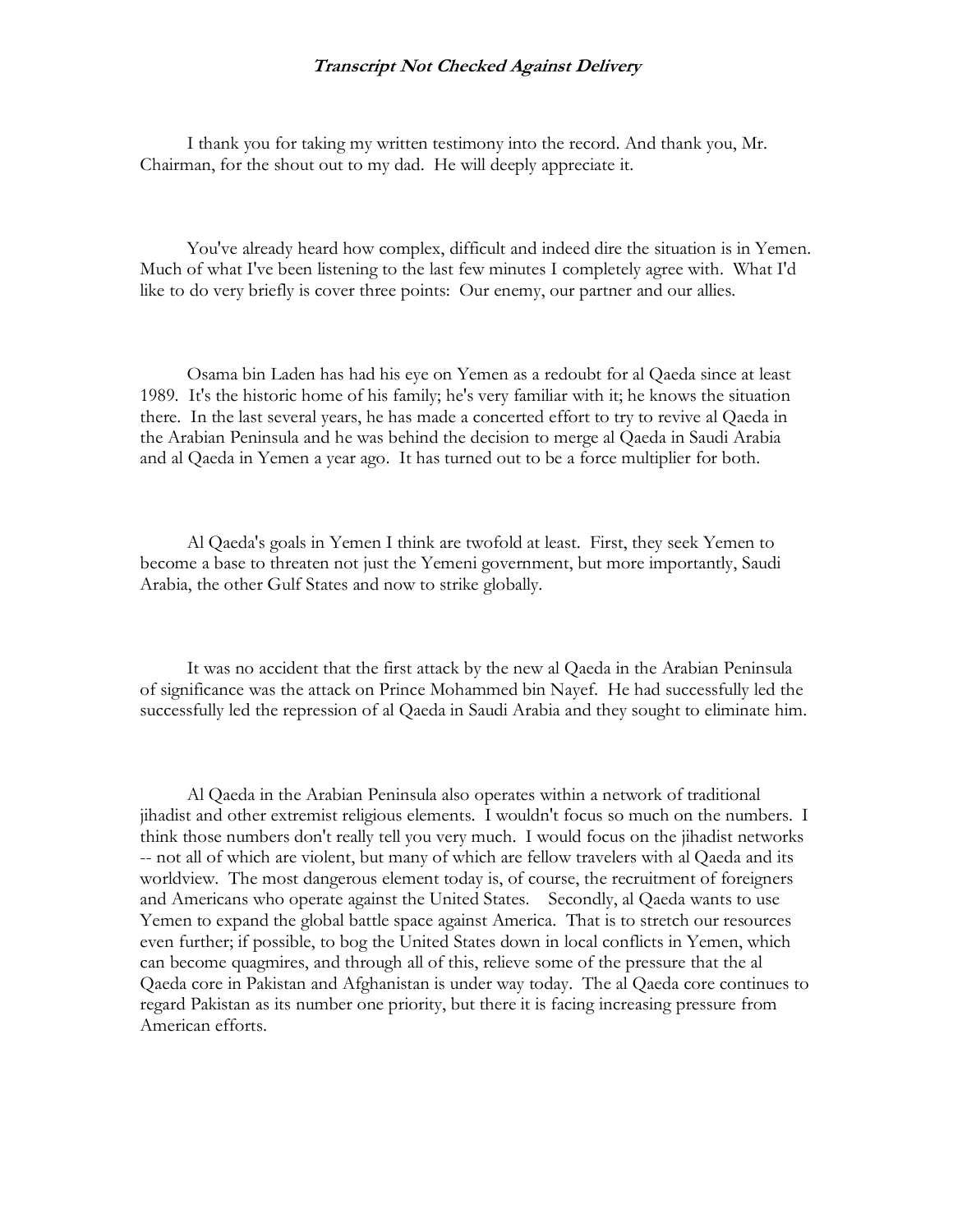***Transcript Not Checked Against Delivery***

I thank you for taking my written testimony into the record. And thank you, Mr. Chairman, for the shout out to my dad. He will deeply appreciate it.

You've already heard how complex, difficult and indeed dire the situation is in Yemen. Much of what I've been listening to the last few minutes I completely agree with. What I'd like to do very briefly is cover three points: Our enemy, our partner and our allies.

Osama bin Laden has had his eye on Yemen as a redoubt for al Qaeda since at least 1989. It's the historic home of his family; he's very familiar with it; he knows the situation there. In the last several years, he has made a concerted effort to try to revive al Qaeda in the Arabian Peninsula and he was behind the decision to merge al Qaeda in Saudi Arabia and al Qaeda in Yemen a year ago. It has turned out to be a force multiplier for both.

Al Qaeda's goals in Yemen I think are twofold at least. First, they seek Yemen to become a base to threaten not just the Yemeni government, but more importantly, Saudi Arabia, the other Gulf States and now to strike globally.

It was no accident that the first attack by the new al Qaeda in the Arabian Peninsula of significance was the attack on Prince Mohammed bin Nayef. He had successfully led the successfully led the repression of al Qaeda in Saudi Arabia and they sought to eliminate him.

Al Qaeda in the Arabian Peninsula also operates within a network of traditional jihadist and other extremist religious elements. I wouldn't focus so much on the numbers. I think those numbers don't really tell you very much. I would focus on the jihadist networks -- not all of which are violent, but many of which are fellow travelers with al Qaeda and its worldview. The most dangerous element today is, of course, the recruitment of foreigners and Americans who operate against the United States. Secondly, al Qaeda wants to use Yemen to expand the global battle space against America. That is to stretch our resources even further; if possible, to bog the United States down in local conflicts in Yemen, which can become quagmires, and through all of this, relieve some of the pressure that the al Qaeda core in Pakistan and Afghanistan is under way today. The al Qaeda core continues to regard Pakistan as its number one priority, but there it is facing increasing pressure from American efforts.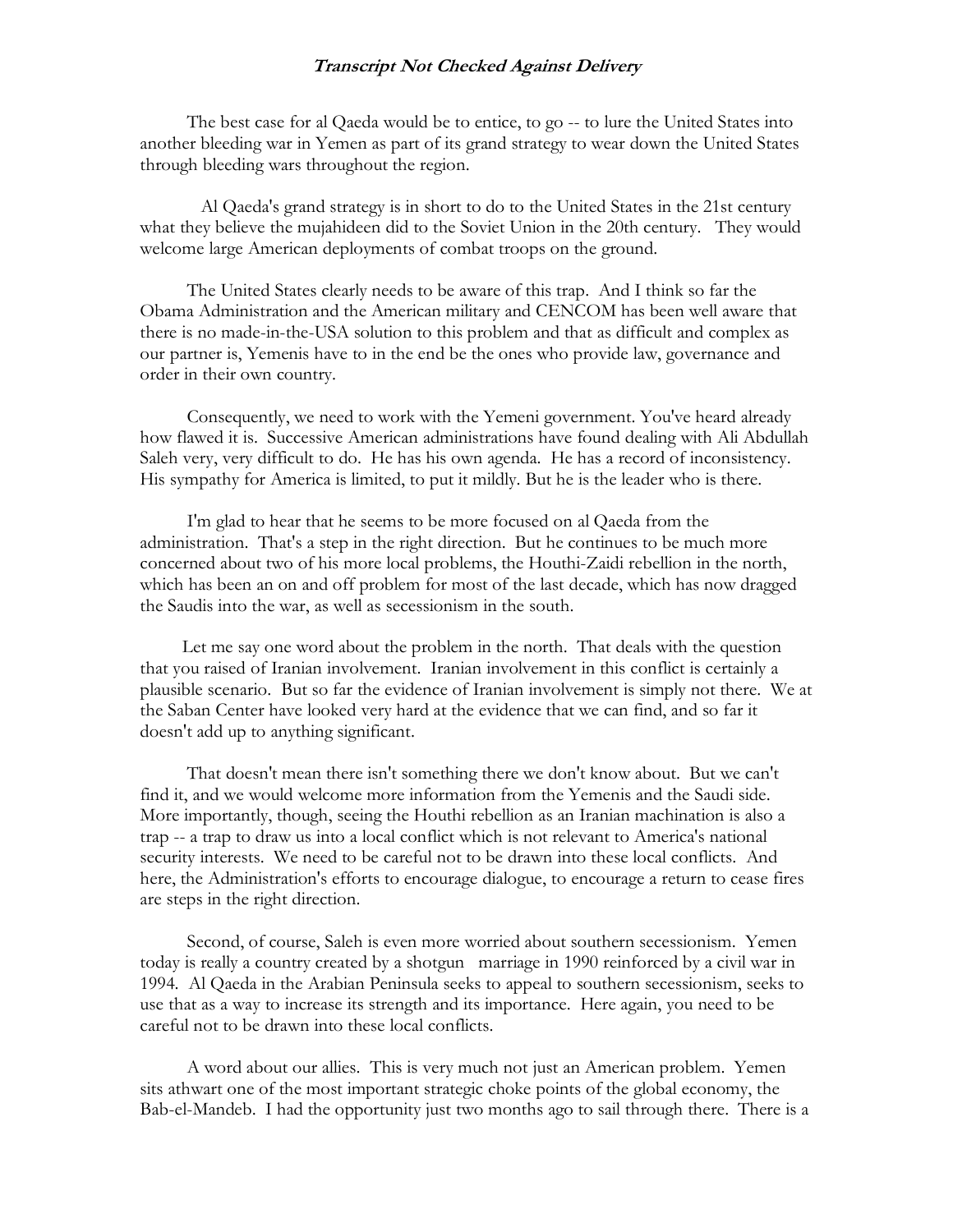***Transcript Not Checked Against Delivery***

The best case for al Qaeda would be to entice, to go -- to lure the United States into another bleeding war in Yemen as part of its grand strategy to wear down the United States through bleeding wars throughout the region.

Al Qaeda's grand strategy is in short to do to the United States in the 21st century what they believe the mujahideen did to the Soviet Union in the 20th century. They would welcome large American deployments of combat troops on the ground.

The United States clearly needs to be aware of this trap. And I think so far the Obama Administration and the American military and CENCOM has been well aware that there is no made-in-the-USA solution to this problem and that as difficult and complex as our partner is, Yemenis have to in the end be the ones who provide law, governance and order in their own country.

Consequently, we need to work with the Yemeni government. You've heard already how flawed it is. Successive American administrations have found dealing with Ali Abdullah Saleh very, very difficult to do. He has his own agenda. He has a record of inconsistency. His sympathy for America is limited, to put it mildly. But he is the leader who is there.

I'm glad to hear that he seems to be more focused on al Qaeda from the administration. That's a step in the right direction. But he continues to be much more concerned about two of his more local problems, the Houthi-Zaidi rebellion in the north, which has been an on and off problem for most of the last decade, which has now dragged the Saudis into the war, as well as secessionism in the south.

Let me say one word about the problem in the north. That deals with the question that you raised of Iranian involvement. Iranian involvement in this conflict is certainly a plausible scenario. But so far the evidence of Iranian involvement is simply not there. We at the Saban Center have looked very hard at the evidence that we can find, and so far it doesn't add up to anything significant.

That doesn't mean there isn't something there we don't know about. But we can't find it, and we would welcome more information from the Yemenis and the Saudi side. More importantly, though, seeing the Houthi rebellion as an Iranian machination is also a trap -- a trap to draw us into a local conflict which is not relevant to America's national security interests. We need to be careful not to be drawn into these local conflicts. And here, the Administration's efforts to encourage dialogue, to encourage a return to cease fires are steps in the right direction.

Second, of course, Saleh is even more worried about southern secessionism. Yemen today is really a country created by a shotgun marriage in 1990 reinforced by a civil war in 1994. Al Qaeda in the Arabian Peninsula seeks to appeal to southern secessionism, seeks to use that as a way to increase its strength and its importance. Here again, you need to be careful not to be drawn into these local conflicts.

A word about our allies. This is very much not just an American problem. Yemen sits athwart one of the most important strategic choke points of the global economy, the Bab-el-Mandeb. I had the opportunity just two months ago to sail through there. There is a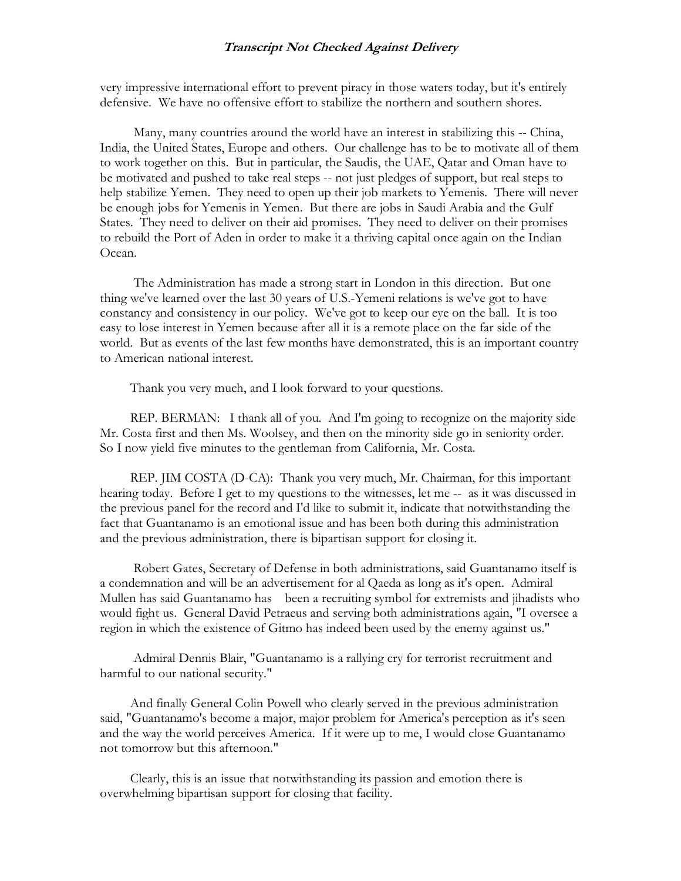very impressive international effort to prevent piracy in those waters today, but it's entirely defensive. We have no offensive effort to stabilize the northern and southern shores.

Many, many countries around the world have an interest in stabilizing this -- China, India, the United States, Europe and others. Our challenge has to be to motivate all of them to work together on this. But in particular, the Saudis, the UAE, Qatar and Oman have to be motivated and pushed to take real steps -- not just pledges of support, but real steps to help stabilize Yemen. They need to open up their job markets to Yemenis. There will never be enough jobs for Yemenis in Yemen. But there are jobs in Saudi Arabia and the Gulf States. They need to deliver on their aid promises. They need to deliver on their promises to rebuild the Port of Aden in order to make it a thriving capital once again on the Indian Ocean.

The Administration has made a strong start in London in this direction. But one thing we've learned over the last 30 years of U.S.-Yemeni relations is we've got to have constancy and consistency in our policy. We've got to keep our eye on the ball. It is too easy to lose interest in Yemen because after all it is a remote place on the far side of the world. But as events of the last few months have demonstrated, this is an important country to American national interest.

Thank you very much, and I look forward to your questions.

REP. BERMAN: I thank all of you. And I'm going to recognize on the majority side Mr. Costa first and then Ms. Woolsey, and then on the minority side go in seniority order. So I now yield five minutes to the gentleman from California, Mr. Costa.

REP. JIM COSTA (D-CA): Thank you very much, Mr. Chairman, for this important hearing today. Before I get to my questions to the witnesses, let me -- as it was discussed in the previous panel for the record and I'd like to submit it, indicate that notwithstanding the fact that Guantanamo is an emotional issue and has been both during this administration and the previous administration, there is bipartisan support for closing it.

Robert Gates, Secretary of Defense in both administrations, said Guantanamo itself is a condemnation and will be an advertisement for al Qaeda as long as it's open. Admiral Mullen has said Guantanamo has been a recruiting symbol for extremists and jihadists who would fight us. General David Petraeus and serving both administrations again, "I oversee a region in which the existence of Gitmo has indeed been used by the enemy against us."

Admiral Dennis Blair, "Guantanamo is a rallying cry for terrorist recruitment and harmful to our national security."

And finally General Colin Powell who clearly served in the previous administration said, "Guantanamo's become a major, major problem for America's perception as it's seen and the way the world perceives America. If it were up to me, I would close Guantanamo not tomorrow but this afternoon."

Clearly, this is an issue that notwithstanding its passion and emotion there is overwhelming bipartisan support for closing that facility.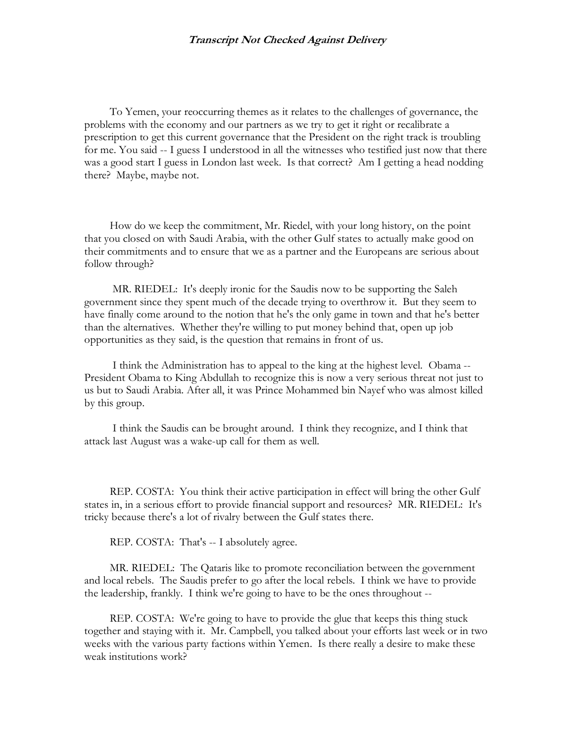To Yemen, your reoccurring themes as it relates to the challenges of governance, the problems with the economy and our partners as we try to get it right or recalibrate a prescription to get this current governance that the President on the right track is troubling for me. You said -- I guess I understood in all the witnesses who testified just now that there was a good start I guess in London last week. Is that correct? Am I getting a head nodding there? Maybe, maybe not.

How do we keep the commitment, Mr. Riedel, with your long history, on the point that you closed on with Saudi Arabia, with the other Gulf states to actually make good on their commitments and to ensure that we as a partner and the Europeans are serious about follow through?

MR. RIEDEL: It's deeply ironic for the Saudis now to be supporting the Saleh government since they spent much of the decade trying to overthrow it. But they seem to have finally come around to the notion that he's the only game in town and that he's better than the alternatives. Whether they're willing to put money behind that, open up job opportunities as they said, is the question that remains in front of us.

I think the Administration has to appeal to the king at the highest level. Obama -- President Obama to King Abdullah to recognize this is now a very serious threat not just to us but to Saudi Arabia. After all, it was Prince Mohammed bin Nayef who was almost killed by this group.

I think the Saudis can be brought around. I think they recognize, and I think that attack last August was a wake-up call for them as well.

REP. COSTA: You think their active participation in effect will bring the other Gulf states in, in a serious effort to provide financial support and resources? MR. RIEDEL: It's tricky because there's a lot of rivalry between the Gulf states there.

REP. COSTA: That's -- I absolutely agree.

MR. RIEDEL: The Qataris like to promote reconciliation between the government and local rebels. The Saudis prefer to go after the local rebels. I think we have to provide the leadership, frankly. I think we're going to have to be the ones throughout --

REP. COSTA: We're going to have to provide the glue that keeps this thing stuck together and staying with it. Mr. Campbell, you talked about your efforts last week or in two weeks with the various party factions within Yemen. Is there really a desire to make these weak institutions work?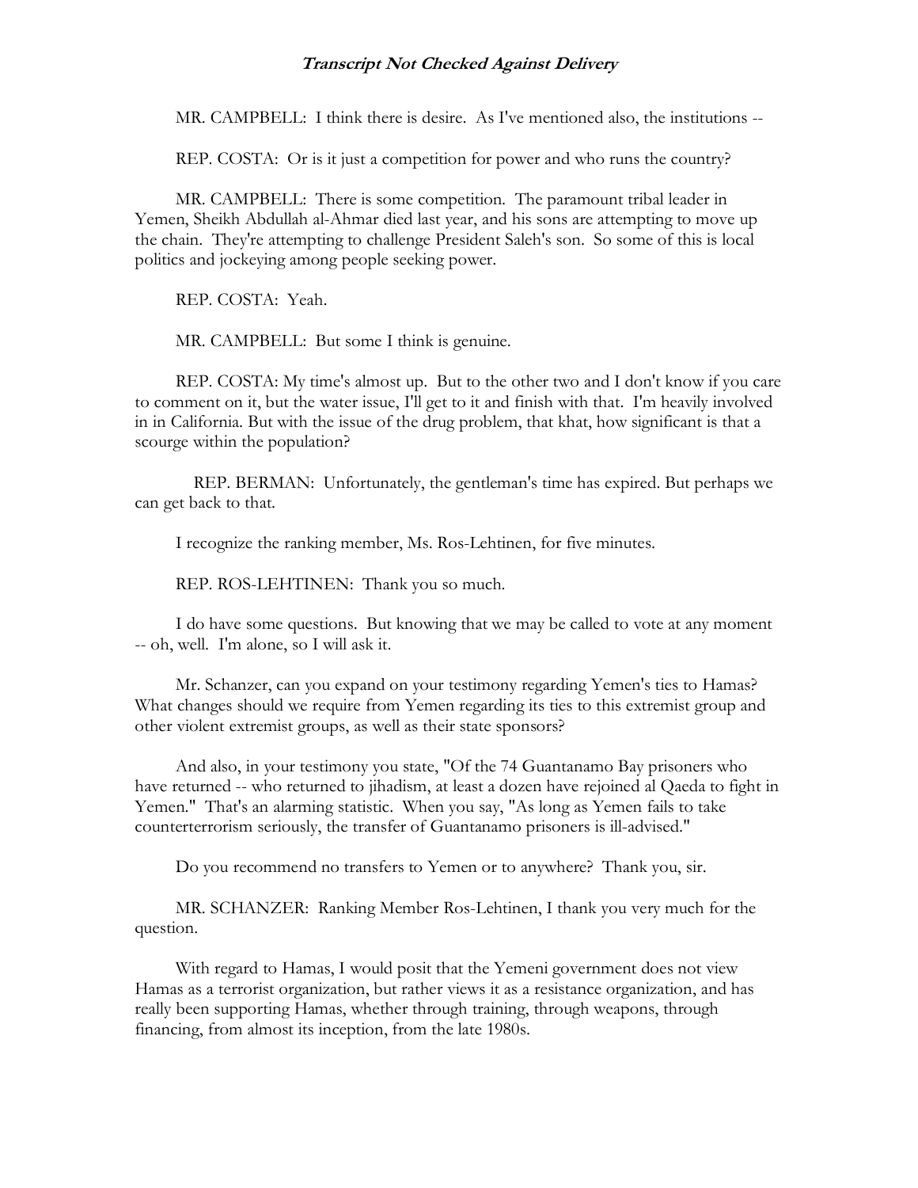MR. CAMPBELL: I think there is desire. As I've mentioned also, the institutions --

REP. COSTA: Or is it just a competition for power and who runs the country?

MR. CAMPBELL: There is some competition. The paramount tribal leader in Yemen, Sheikh Abdullah al-Ahmar died last year, and his sons are attempting to move up the chain. They're attempting to challenge President Saleh's son. So some of this is local politics and jockeying among people seeking power.

REP. COSTA: Yeah.

MR. CAMPBELL: But some I think is genuine.

REP. COSTA: My time's almost up. But to the other two and I don't know if you care to comment on it, but the water issue, I'll get to it and finish with that. I'm heavily involved in in California. But with the issue of the drug problem, that khat, how significant is that a scourge within the population?

REP. BERMAN: Unfortunately, the gentleman's time has expired. But perhaps we can get back to that.

I recognize the ranking member, Ms. Ros-Lehtinen, for five minutes.

REP. ROS-LEHTINEN: Thank you so much.

I do have some questions. But knowing that we may be called to vote at any moment -- oh, well. I'm alone, so I will ask it.

Mr. Schanzer, can you expand on your testimony regarding Yemen's ties to Hamas? What changes should we require from Yemen regarding its ties to this extremist group and other violent extremist groups, as well as their state sponsors?

And also, in your testimony you state, "Of the 74 Guantanamo Bay prisoners who have returned -- who returned to jihadism, at least a dozen have rejoined al Qaeda to fight in Yemen." That's an alarming statistic. When you say, "As long as Yemen fails to take counterterrorism seriously, the transfer of Guantanamo prisoners is ill-advised."

Do you recommend no transfers to Yemen or to anywhere? Thank you, sir.

MR. SCHANZER: Ranking Member Ros-Lehtinen, I thank you very much for the question.

With regard to Hamas, I would posit that the Yemeni government does not view Hamas as a terrorist organization, but rather views it as a resistance organization, and has really been supporting Hamas, whether through training, through weapons, through financing, from almost its inception, from the late 1980s.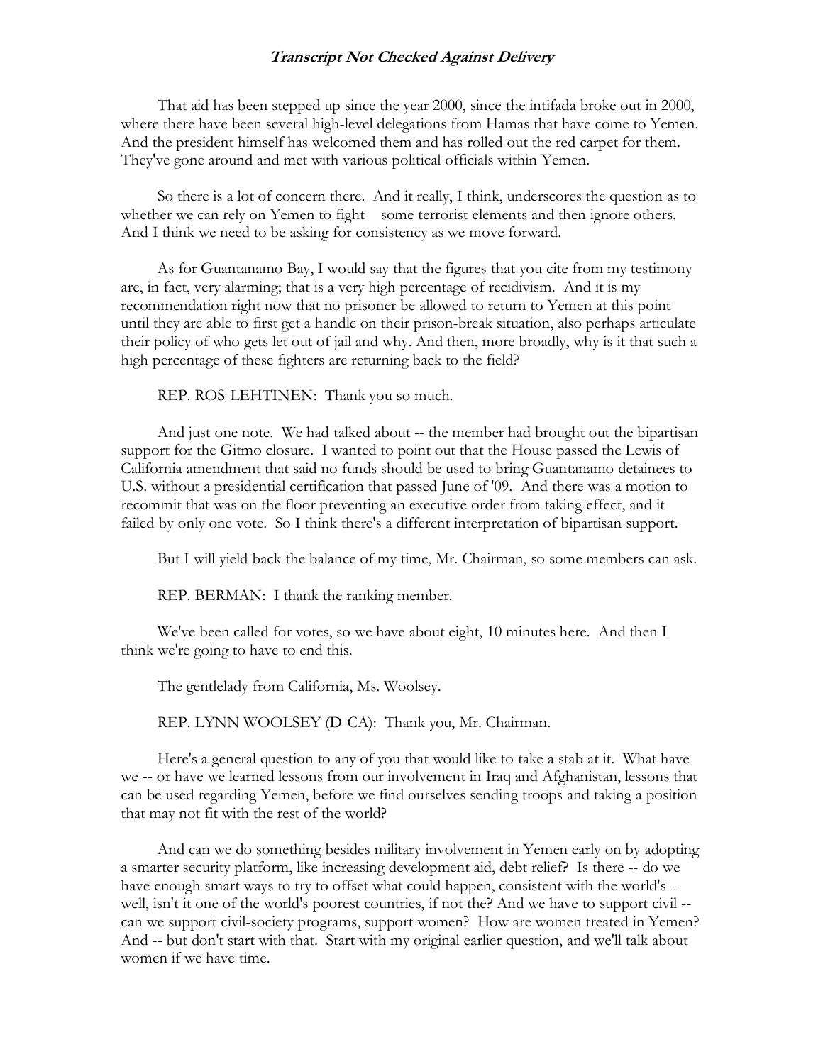That aid has been stepped up since the year 2000, since the intifada broke out in 2000, where there have been several high-level delegations from Hamas that have come to Yemen. And the president himself has welcomed them and has rolled out the red carpet for them. They've gone around and met with various political officials within Yemen.

So there is a lot of concern there. And it really, I think, underscores the question as to whether we can rely on Yemen to fight some terrorist elements and then ignore others. And I think we need to be asking for consistency as we move forward.

As for Guantanamo Bay, I would say that the figures that you cite from my testimony are, in fact, very alarming; that is a very high percentage of recidivism. And it is my recommendation right now that no prisoner be allowed to return to Yemen at this point until they are able to first get a handle on their prison-break situation, also perhaps articulate their policy of who gets let out of jail and why. And then, more broadly, why is it that such a high percentage of these fighters are returning back to the field?

REP. ROS-LEHTINEN: Thank you so much.

And just one note. We had talked about -- the member had brought out the bipartisan support for the Gitmo closure. I wanted to point out that the House passed the Lewis of California amendment that said no funds should be used to bring Guantanamo detainees to U.S. without a presidential certification that passed June of '09. And there was a motion to recommit that was on the floor preventing an executive order from taking effect, and it failed by only one vote. So I think there's a different interpretation of bipartisan support.

But I will yield back the balance of my time, Mr. Chairman, so some members can ask.

REP. BERMAN: I thank the ranking member.

We've been called for votes, so we have about eight, 10 minutes here. And then I think we're going to have to end this.

The gentlelady from California, Ms. Woolsey.

REP. LYNN WOOLSEY (D-CA): Thank you, Mr. Chairman.

Here's a general question to any of you that would like to take a stab at it. What have we -- or have we learned lessons from our involvement in Iraq and Afghanistan, lessons that can be used regarding Yemen, before we find ourselves sending troops and taking a position that may not fit with the rest of the world?

And can we do something besides military involvement in Yemen early on by adopting a smarter security platform, like increasing development aid, debt relief? Is there -- do we have enough smart ways to try to offset what could happen, consistent with the world's -- well, isn't it one of the world's poorest countries, if not the? And we have to support civil -- can we support civil-society programs, support women? How are women treated in Yemen? And -- but don't start with that. Start with my original earlier question, and we'll talk about women if we have time.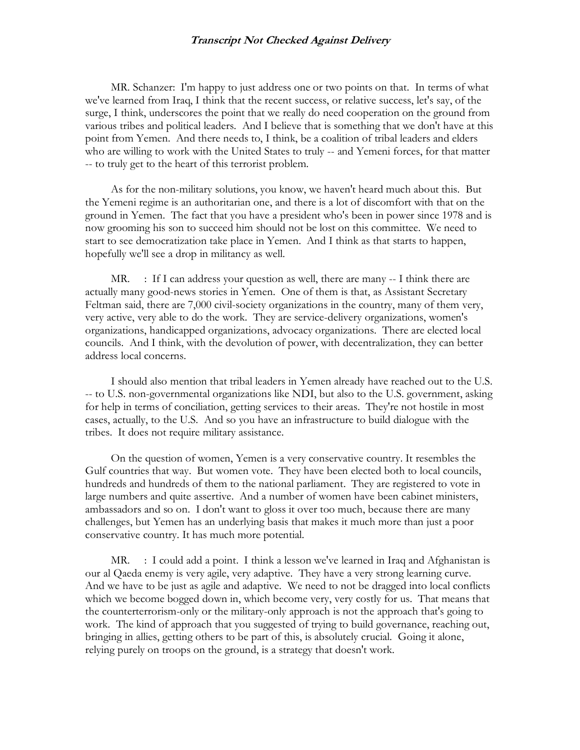MR. Schanzer: I'm happy to just address one or two points on that. In terms of what we've learned from Iraq, I think that the recent success, or relative success, let's say, of the surge, I think, underscores the point that we really do need cooperation on the ground from various tribes and political leaders. And I believe that is something that we don't have at this point from Yemen. And there needs to, I think, be a coalition of tribal leaders and elders who are willing to work with the United States to truly -- and Yemeni forces, for that matter -- to truly get to the heart of this terrorist problem.

As for the non-military solutions, you know, we haven't heard much about this. But the Yemeni regime is an authoritarian one, and there is a lot of discomfort with that on the ground in Yemen. The fact that you have a president who's been in power since 1978 and is now grooming his son to succeed him should not be lost on this committee. We need to start to see democratization take place in Yemen. And I think as that starts to happen, hopefully we'll see a drop in militancy as well.

MR. : If I can address your question as well, there are many -- I think there are actually many good-news stories in Yemen. One of them is that, as Assistant Secretary Feltman said, there are 7,000 civil-society organizations in the country, many of them very, very active, very able to do the work. They are service-delivery organizations, women's organizations, handicapped organizations, advocacy organizations. There are elected local councils. And I think, with the devolution of power, with decentralization, they can better address local concerns.

I should also mention that tribal leaders in Yemen already have reached out to the U.S. -- to U.S. non-governmental organizations like NDI, but also to the U.S. government, asking for help in terms of conciliation, getting services to their areas. They're not hostile in most cases, actually, to the U.S. And so you have an infrastructure to build dialogue with the tribes. It does not require military assistance.

On the question of women, Yemen is a very conservative country. It resembles the Gulf countries that way. But women vote. They have been elected both to local councils, hundreds and hundreds of them to the national parliament. They are registered to vote in large numbers and quite assertive. And a number of women have been cabinet ministers, ambassadors and so on. I don't want to gloss it over too much, because there are many challenges, but Yemen has an underlying basis that makes it much more than just a poor conservative country. It has much more potential.

MR. : I could add a point. I think a lesson we've learned in Iraq and Afghanistan is our al Qaeda enemy is very agile, very adaptive. They have a very strong learning curve. And we have to be just as agile and adaptive. We need to not be dragged into local conflicts which we become bogged down in, which become very, very costly for us. That means that the counterterrorism-only or the military-only approach is not the approach that's going to work. The kind of approach that you suggested of trying to build governance, reaching out, bringing in allies, getting others to be part of this, is absolutely crucial. Going it alone, relying purely on troops on the ground, is a strategy that doesn't work.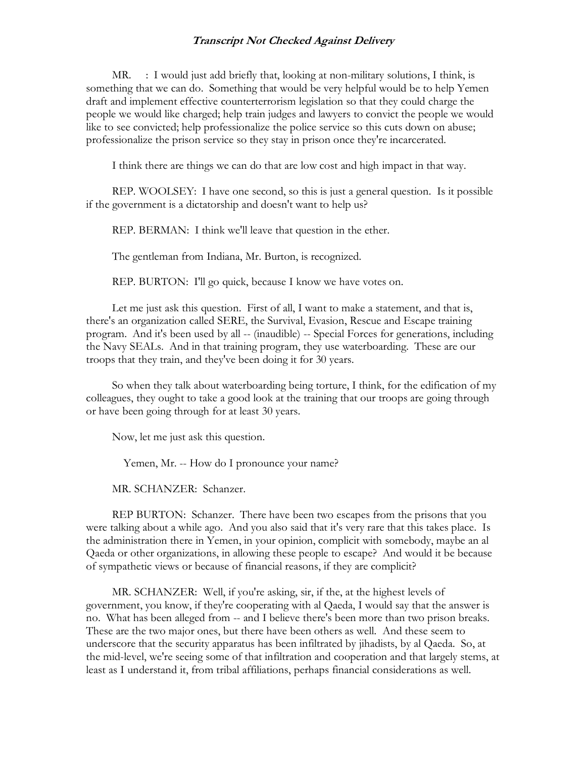MR.    : I would just add briefly that, looking at non-military solutions, I think, is something that we can do. Something that would be very helpful would be to help Yemen draft and implement effective counterterrorism legislation so that they could charge the people we would like charged; help train judges and lawyers to convict the people we would like to see convicted; help professionalize the police service so this cuts down on abuse; professionalize the prison service so they stay in prison once they're incarcerated.

I think there are things we can do that are low cost and high impact in that way.

REP. WOOLSEY: I have one second, so this is just a general question. Is it possible if the government is a dictatorship and doesn't want to help us?

REP. BERMAN: I think we'll leave that question in the ether.

The gentleman from Indiana, Mr. Burton, is recognized.

REP. BURTON: I'll go quick, because I know we have votes on.

Let me just ask this question. First of all, I want to make a statement, and that is, there's an organization called SERE, the Survival, Evasion, Rescue and Escape training program. And it's been used by all -- (inaudible) -- Special Forces for generations, including the Navy SEALs. And in that training program, they use waterboarding. These are our troops that they train, and they've been doing it for 30 years.

So when they talk about waterboarding being torture, I think, for the edification of my colleagues, they ought to take a good look at the training that our troops are going through or have been going through for at least 30 years.

Now, let me just ask this question.

Yemen, Mr. -- How do I pronounce your name?

MR. SCHANZER: Schanzer.

REP BURTON: Schanzer. There have been two escapes from the prisons that you were talking about a while ago. And you also said that it's very rare that this takes place. Is the administration there in Yemen, in your opinion, complicit with somebody, maybe an al Qaeda or other organizations, in allowing these people to escape? And would it be because of sympathetic views or because of financial reasons, if they are complicit?

MR. SCHANZER: Well, if you're asking, sir, if the, at the highest levels of government, you know, if they're cooperating with al Qaeda, I would say that the answer is no. What has been alleged from -- and I believe there's been more than two prison breaks. These are the two major ones, but there have been others as well. And these seem to underscore that the security apparatus has been infiltrated by jihadists, by al Qaeda. So, at the mid-level, we're seeing some of that infiltration and cooperation and that largely stems, at least as I understand it, from tribal affiliations, perhaps financial considerations as well.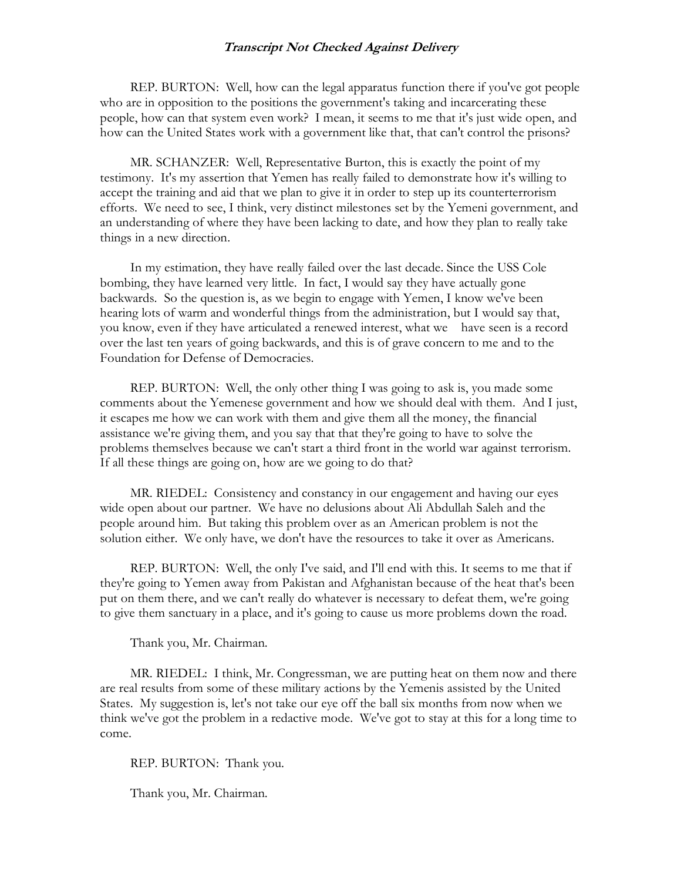REP. BURTON: Well, how can the legal apparatus function there if you've got people who are in opposition to the positions the government's taking and incarcerating these people, how can that system even work? I mean, it seems to me that it's just wide open, and how can the United States work with a government like that, that can't control the prisons?

MR. SCHANZER: Well, Representative Burton, this is exactly the point of my testimony. It's my assertion that Yemen has really failed to demonstrate how it's willing to accept the training and aid that we plan to give it in order to step up its counterterrorism efforts. We need to see, I think, very distinct milestones set by the Yemeni government, and an understanding of where they have been lacking to date, and how they plan to really take things in a new direction.

In my estimation, they have really failed over the last decade. Since the USS Cole bombing, they have learned very little. In fact, I would say they have actually gone backwards. So the question is, as we begin to engage with Yemen, I know we've been hearing lots of warm and wonderful things from the administration, but I would say that, you know, even if they have articulated a renewed interest, what we have seen is a record over the last ten years of going backwards, and this is of grave concern to me and to the Foundation for Defense of Democracies.

REP. BURTON: Well, the only other thing I was going to ask is, you made some comments about the Yemenese government and how we should deal with them. And I just, it escapes me how we can work with them and give them all the money, the financial assistance we're giving them, and you say that that they're going to have to solve the problems themselves because we can't start a third front in the world war against terrorism. If all these things are going on, how are we going to do that?

MR. RIEDEL: Consistency and constancy in our engagement and having our eyes wide open about our partner. We have no delusions about Ali Abdullah Saleh and the people around him. But taking this problem over as an American problem is not the solution either. We only have, we don't have the resources to take it over as Americans.

REP. BURTON: Well, the only I've said, and I'll end with this. It seems to me that if they're going to Yemen away from Pakistan and Afghanistan because of the heat that's been put on them there, and we can't really do whatever is necessary to defeat them, we're going to give them sanctuary in a place, and it's going to cause us more problems down the road.

Thank you, Mr. Chairman.

MR. RIEDEL: I think, Mr. Congressman, we are putting heat on them now and there are real results from some of these military actions by the Yemenis assisted by the United States. My suggestion is, let's not take our eye off the ball six months from now when we think we've got the problem in a redactive mode. We've got to stay at this for a long time to come.

REP. BURTON: Thank you.

Thank you, Mr. Chairman.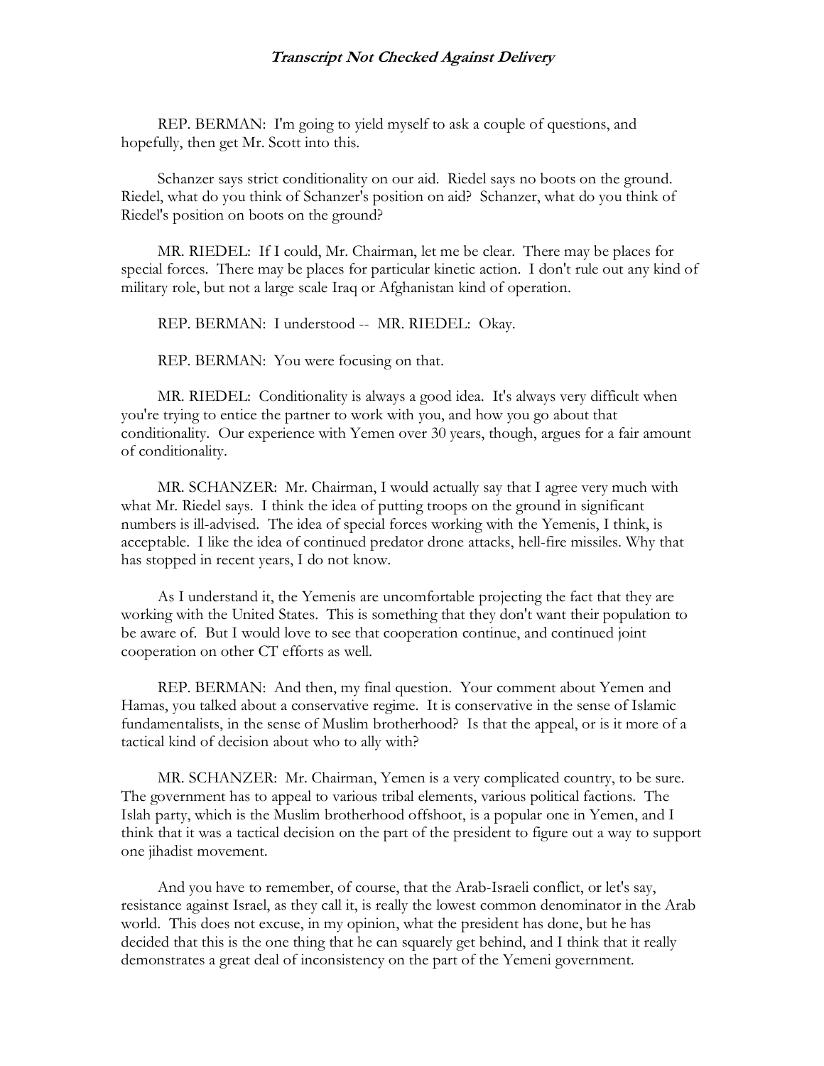REP. BERMAN: I'm going to yield myself to ask a couple of questions, and hopefully, then get Mr. Scott into this.

Schanzer says strict conditionality on our aid. Riedel says no boots on the ground. Riedel, what do you think of Schanzer's position on aid? Schanzer, what do you think of Riedel's position on boots on the ground?

MR. RIEDEL: If I could, Mr. Chairman, let me be clear. There may be places for special forces. There may be places for particular kinetic action. I don't rule out any kind of military role, but not a large scale Iraq or Afghanistan kind of operation.

REP. BERMAN: I understood -- MR. RIEDEL: Okay.

REP. BERMAN: You were focusing on that.

MR. RIEDEL: Conditionality is always a good idea. It's always very difficult when you're trying to entice the partner to work with you, and how you go about that conditionality. Our experience with Yemen over 30 years, though, argues for a fair amount of conditionality.

MR. SCHANZER: Mr. Chairman, I would actually say that I agree very much with what Mr. Riedel says. I think the idea of putting troops on the ground in significant numbers is ill-advised. The idea of special forces working with the Yemenis, I think, is acceptable. I like the idea of continued predator drone attacks, hell-fire missiles. Why that has stopped in recent years, I do not know.

As I understand it, the Yemenis are uncomfortable projecting the fact that they are working with the United States. This is something that they don't want their population to be aware of. But I would love to see that cooperation continue, and continued joint cooperation on other CT efforts as well.

REP. BERMAN: And then, my final question. Your comment about Yemen and Hamas, you talked about a conservative regime. It is conservative in the sense of Islamic fundamentalists, in the sense of Muslim brotherhood? Is that the appeal, or is it more of a tactical kind of decision about who to ally with?

MR. SCHANZER: Mr. Chairman, Yemen is a very complicated country, to be sure. The government has to appeal to various tribal elements, various political factions. The Islah party, which is the Muslim brotherhood offshoot, is a popular one in Yemen, and I think that it was a tactical decision on the part of the president to figure out a way to support one jihadist movement.

And you have to remember, of course, that the Arab-Israeli conflict, or let's say, resistance against Israel, as they call it, is really the lowest common denominator in the Arab world. This does not excuse, in my opinion, what the president has done, but he has decided that this is the one thing that he can squarely get behind, and I think that it really demonstrates a great deal of inconsistency on the part of the Yemeni government.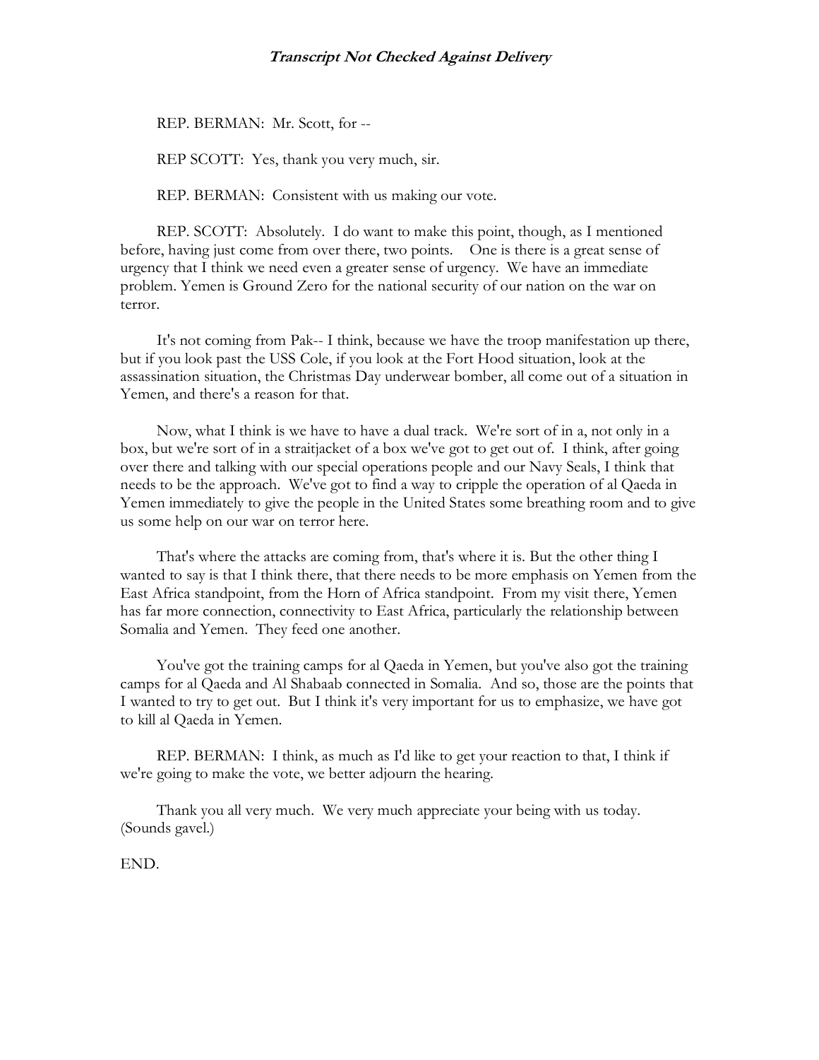REP. BERMAN: Mr. Scott, for --

REP SCOTT: Yes, thank you very much, sir.

REP. BERMAN: Consistent with us making our vote.

REP. SCOTT: Absolutely. I do want to make this point, though, as I mentioned before, having just come from over there, two points. One is there is a great sense of urgency that I think we need even a greater sense of urgency. We have an immediate problem. Yemen is Ground Zero for the national security of our nation on the war on terror.

It's not coming from Pak-- I think, because we have the troop manifestation up there, but if you look past the USS Cole, if you look at the Fort Hood situation, look at the assassination situation, the Christmas Day underwear bomber, all come out of a situation in Yemen, and there's a reason for that.

Now, what I think is we have to have a dual track. We're sort of in a, not only in a box, but we're sort of in a straitjacket of a box we've got to get out of. I think, after going over there and talking with our special operations people and our Navy Seals, I think that needs to be the approach. We've got to find a way to cripple the operation of al Qaeda in Yemen immediately to give the people in the United States some breathing room and to give us some help on our war on terror here.

That's where the attacks are coming from, that's where it is. But the other thing I wanted to say is that I think there, that there needs to be more emphasis on Yemen from the East Africa standpoint, from the Horn of Africa standpoint. From my visit there, Yemen has far more connection, connectivity to East Africa, particularly the relationship between Somalia and Yemen. They feed one another.

You've got the training camps for al Qaeda in Yemen, but you've also got the training camps for al Qaeda and Al Shabaab connected in Somalia. And so, those are the points that I wanted to try to get out. But I think it's very important for us to emphasize, we have got to kill al Qaeda in Yemen.

REP. BERMAN: I think, as much as I'd like to get your reaction to that, I think if we're going to make the vote, we better adjourn the hearing.

Thank you all very much. We very much appreciate your being with us today. (Sounds gavel.)

END.